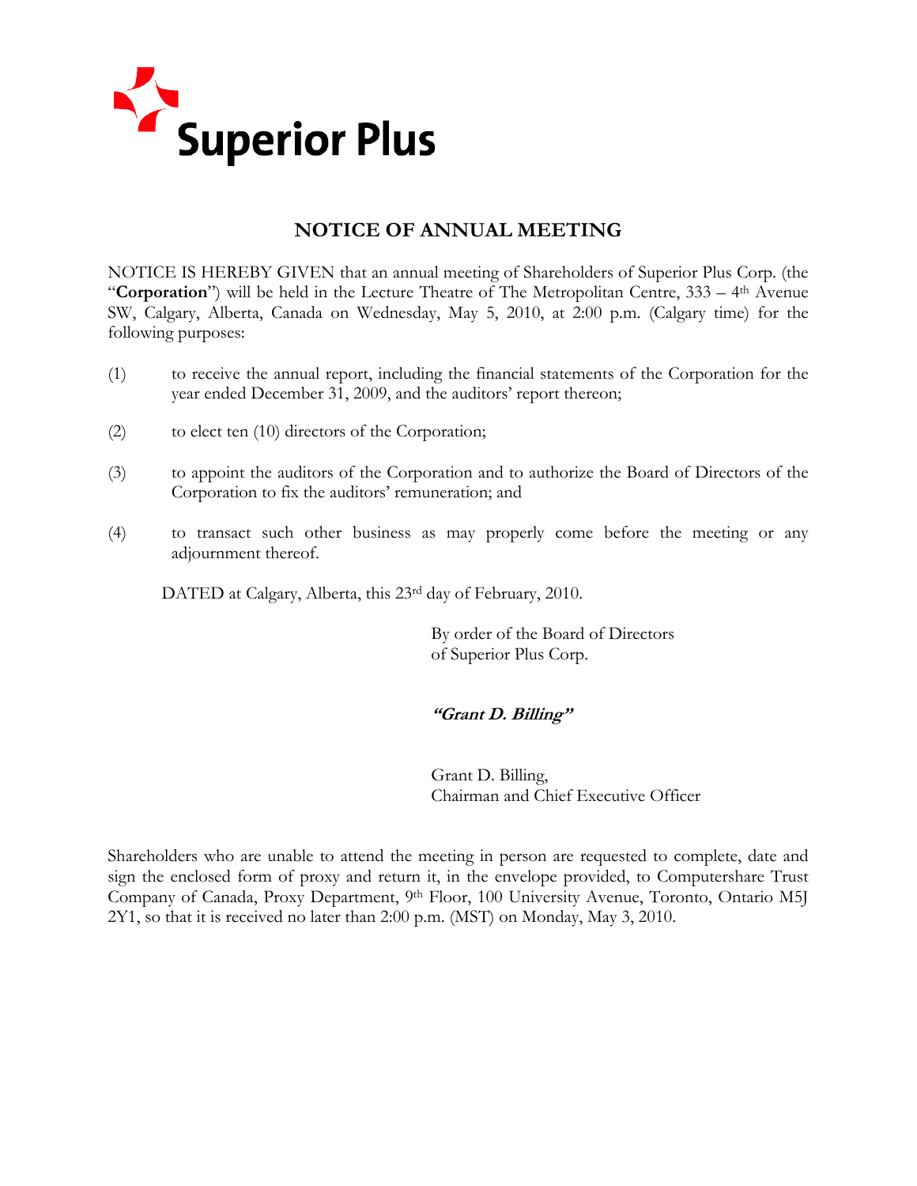Superior Plus

# NOTICE OF ANNUAL MEETING

NOTICE IS HEREBY GIVEN that an annual meeting of Shareholders of Superior Plus Corp. (the "**Corporation**") will be held in the Lecture Theatre of The Metropolitan Centre, 333 – 4th Avenue SW, Calgary, Alberta, Canada on Wednesday, May 5, 2010, at 2:00 p.m. (Calgary time) for the following purposes:

(1) to receive the annual report, including the financial statements of the Corporation for the year ended December 31, 2009, and the auditors' report thereon;

(2) to elect ten (10) directors of the Corporation;

(3) to appoint the auditors of the Corporation and to authorize the Board of Directors of the Corporation to fix the auditors' remuneration; and

(4) to transact such other business as may properly come before the meeting or any adjournment thereof.

DATED at Calgary, Alberta, this 23rd day of February, 2010.

By order of the Board of Directors
of Superior Plus Corp.

***"Grant D. Billing"***

Grant D. Billing,
Chairman and Chief Executive Officer

Shareholders who are unable to attend the meeting in person are requested to complete, date and sign the enclosed form of proxy and return it, in the envelope provided, to Computershare Trust Company of Canada, Proxy Department, 9th Floor, 100 University Avenue, Toronto, Ontario M5J 2Y1, so that it is received no later than 2:00 p.m. (MST) on Monday, May 3, 2010.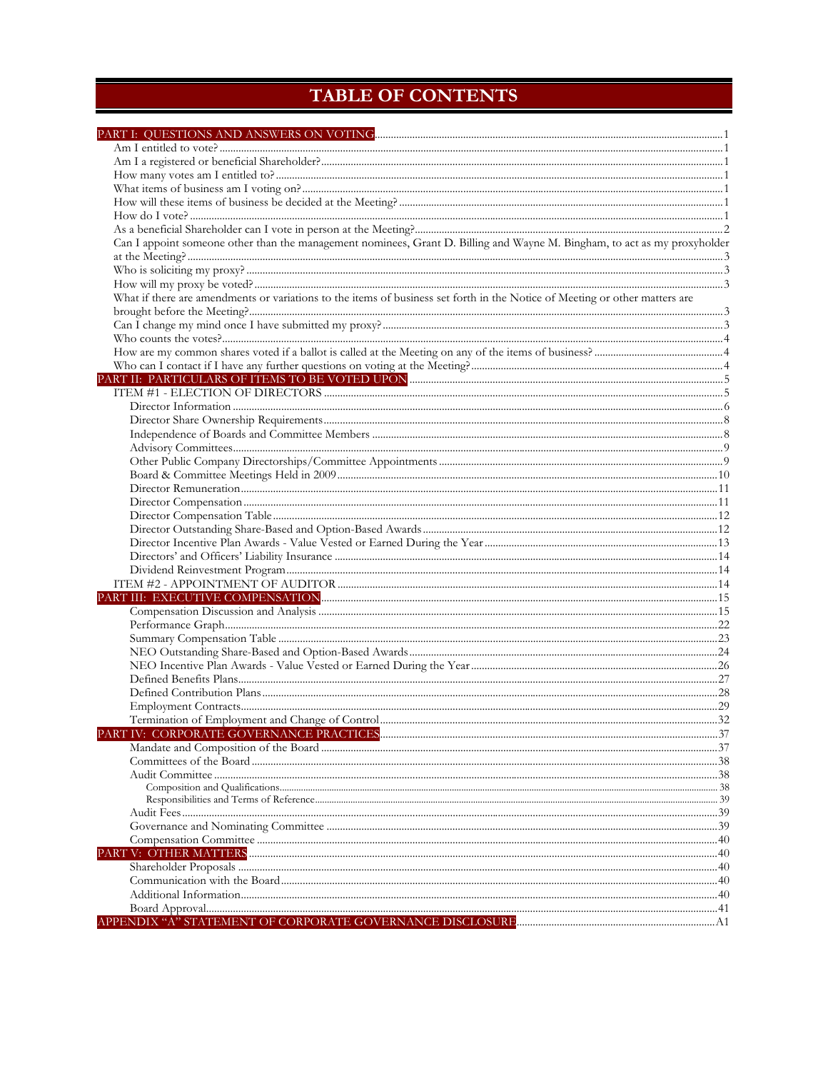# TABLE OF CONTENTS

PART I: QUESTIONS AND ANSWERS ON VOTING ..... 1
- Am I entitled to vote? ..... 1
- Am I a registered or beneficial Shareholder? ..... 1
- How many votes am I entitled to? ..... 1
- What items of business am I voting on? ..... 1
- How will these items of business be decided at the Meeting? ..... 1
- How do I vote? ..... 1
- As a beneficial Shareholder can I vote in person at the Meeting? ..... 2
- Can I appoint someone other than the management nominees, Grant D. Billing and Wayne M. Bingham, to act as my proxyholder at the Meeting? ..... 3
- Who is soliciting my proxy? ..... 3
- How will my proxy be voted? ..... 3
- What if there are amendments or variations to the items of business set forth in the Notice of Meeting or other matters are brought before the Meeting? ..... 3
- Can I change my mind once I have submitted my proxy? ..... 3
- Who counts the votes? ..... 4
- How are my common shares voted if a ballot is called at the Meeting on any of the items of business? ..... 4
- Who can I contact if I have any further questions on voting at the Meeting? ..... 4

PART II: PARTICULARS OF ITEMS TO BE VOTED UPON ..... 5
- ITEM #1 - ELECTION OF DIRECTORS ..... 5
  - Director Information ..... 6
  - Director Share Ownership Requirements ..... 8
  - Independence of Boards and Committee Members ..... 8
  - Advisory Committees ..... 9
  - Other Public Company Directorships/Committee Appointments ..... 9
  - Board & Committee Meetings Held in 2009 ..... 10
  - Director Remuneration ..... 11
  - Director Compensation ..... 11
  - Director Compensation Table ..... 12
  - Director Outstanding Share-Based and Option-Based Awards ..... 12
  - Director Incentive Plan Awards - Value Vested or Earned During the Year ..... 13
  - Directors' and Officers' Liability Insurance ..... 14
  - Dividend Reinvestment Program ..... 14
- ITEM #2 - APPOINTMENT OF AUDITOR ..... 14

PART III: EXECUTIVE COMPENSATION ..... 15
- Compensation Discussion and Analysis ..... 15
- Performance Graph ..... 22
- Summary Compensation Table ..... 23
- NEO Outstanding Share-Based and Option-Based Awards ..... 24
- NEO Incentive Plan Awards - Value Vested or Earned During the Year ..... 26
- Defined Benefits Plans ..... 27
- Defined Contribution Plans ..... 28
- Employment Contracts ..... 29
- Termination of Employment and Change of Control ..... 32

PART IV: CORPORATE GOVERNANCE PRACTICES ..... 37
- Mandate and Composition of the Board ..... 37
- Committees of the Board ..... 38
- Audit Committee ..... 38
  - Composition and Qualifications ..... 38
  - Responsibilities and Terms of Reference ..... 39
- Audit Fees ..... 39
- Governance and Nominating Committee ..... 39
- Compensation Committee ..... 40

PART V: OTHER MATTERS ..... 40
- Shareholder Proposals ..... 40
- Communication with the Board ..... 40
- Additional Information ..... 40
- Board Approval ..... 41

APPENDIX "A" STATEMENT OF CORPORATE GOVERNANCE DISCLOSURE ..... A1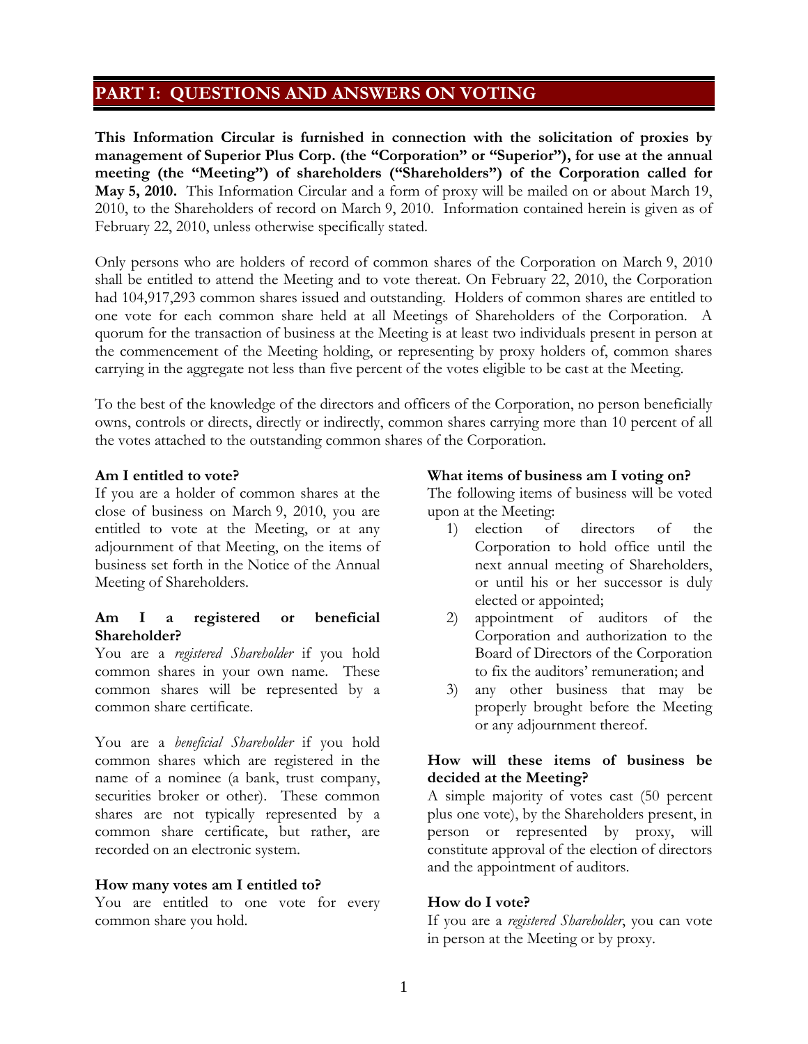# PART I: QUESTIONS AND ANSWERS ON VOTING

**This Information Circular is furnished in connection with the solicitation of proxies by management of Superior Plus Corp. (the "Corporation" or "Superior"), for use at the annual meeting (the "Meeting") of shareholders ("Shareholders") of the Corporation called for May 5, 2010.** This Information Circular and a form of proxy will be mailed on or about March 19, 2010, to the Shareholders of record on March 9, 2010. Information contained herein is given as of February 22, 2010, unless otherwise specifically stated.

Only persons who are holders of record of common shares of the Corporation on March 9, 2010 shall be entitled to attend the Meeting and to vote thereat. On February 22, 2010, the Corporation had 104,917,293 common shares issued and outstanding. Holders of common shares are entitled to one vote for each common share held at all Meetings of Shareholders of the Corporation. A quorum for the transaction of business at the Meeting is at least two individuals present in person at the commencement of the Meeting holding, or representing by proxy holders of, common shares carrying in the aggregate not less than five percent of the votes eligible to be cast at the Meeting.

To the best of the knowledge of the directors and officers of the Corporation, no person beneficially owns, controls or directs, directly or indirectly, common shares carrying more than 10 percent of all the votes attached to the outstanding common shares of the Corporation.

**Am I entitled to vote?**
If you are a holder of common shares at the close of business on March 9, 2010, you are entitled to vote at the Meeting, or at any adjournment of that Meeting, on the items of business set forth in the Notice of the Annual Meeting of Shareholders.

**Am I a registered or beneficial Shareholder?**
You are a *registered Shareholder* if you hold common shares in your own name. These common shares will be represented by a common share certificate.

You are a *beneficial Shareholder* if you hold common shares which are registered in the name of a nominee (a bank, trust company, securities broker or other). These common shares are not typically represented by a common share certificate, but rather, are recorded on an electronic system.

**How many votes am I entitled to?**
You are entitled to one vote for every common share you hold.

**What items of business am I voting on?**
The following items of business will be voted upon at the Meeting:

1) election of directors of the Corporation to hold office until the next annual meeting of Shareholders, or until his or her successor is duly elected or appointed;
2) appointment of auditors of the Corporation and authorization to the Board of Directors of the Corporation to fix the auditors' remuneration; and
3) any other business that may be properly brought before the Meeting or any adjournment thereof.

**How will these items of business be decided at the Meeting?**
A simple majority of votes cast (50 percent plus one vote), by the Shareholders present, in person or represented by proxy, will constitute approval of the election of directors and the appointment of auditors.

**How do I vote?**
If you are a *registered Shareholder*, you can vote in person at the Meeting or by proxy.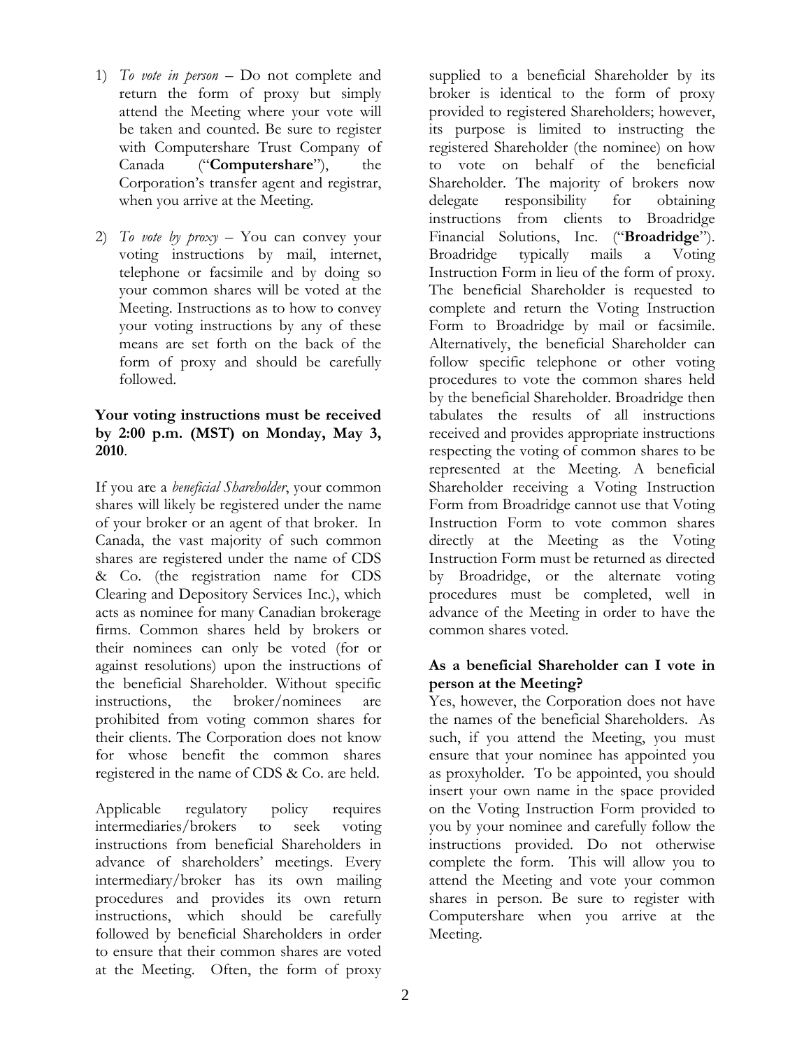1) *To vote in person* – Do not complete and return the form of proxy but simply attend the Meeting where your vote will be taken and counted. Be sure to register with Computershare Trust Company of Canada ("**Computershare**"), the Corporation's transfer agent and registrar, when you arrive at the Meeting.

2) *To vote by proxy* – You can convey your voting instructions by mail, internet, telephone or facsimile and by doing so your common shares will be voted at the Meeting. Instructions as to how to convey your voting instructions by any of these means are set forth on the back of the form of proxy and should be carefully followed.

**Your voting instructions must be received by 2:00 p.m. (MST) on Monday, May 3, 2010**.

If you are a *beneficial Shareholder*, your common shares will likely be registered under the name of your broker or an agent of that broker. In Canada, the vast majority of such common shares are registered under the name of CDS & Co. (the registration name for CDS Clearing and Depository Services Inc.), which acts as nominee for many Canadian brokerage firms. Common shares held by brokers or their nominees can only be voted (for or against resolutions) upon the instructions of the beneficial Shareholder. Without specific instructions, the broker/nominees are prohibited from voting common shares for their clients. The Corporation does not know for whose benefit the common shares registered in the name of CDS & Co. are held.

Applicable regulatory policy requires intermediaries/brokers to seek voting instructions from beneficial Shareholders in advance of shareholders' meetings. Every intermediary/broker has its own mailing procedures and provides its own return instructions, which should be carefully followed by beneficial Shareholders in order to ensure that their common shares are voted at the Meeting. Often, the form of proxy supplied to a beneficial Shareholder by its broker is identical to the form of proxy provided to registered Shareholders; however, its purpose is limited to instructing the registered Shareholder (the nominee) on how to vote on behalf of the beneficial Shareholder. The majority of brokers now delegate responsibility for obtaining instructions from clients to Broadridge Financial Solutions, Inc. ("**Broadridge**"). Broadridge typically mails a Voting Instruction Form in lieu of the form of proxy. The beneficial Shareholder is requested to complete and return the Voting Instruction Form to Broadridge by mail or facsimile. Alternatively, the beneficial Shareholder can follow specific telephone or other voting procedures to vote the common shares held by the beneficial Shareholder. Broadridge then tabulates the results of all instructions received and provides appropriate instructions respecting the voting of common shares to be represented at the Meeting. A beneficial Shareholder receiving a Voting Instruction Form from Broadridge cannot use that Voting Instruction Form to vote common shares directly at the Meeting as the Voting Instruction Form must be returned as directed by Broadridge, or the alternate voting procedures must be completed, well in advance of the Meeting in order to have the common shares voted.

**As a beneficial Shareholder can I vote in person at the Meeting?**

Yes, however, the Corporation does not have the names of the beneficial Shareholders. As such, if you attend the Meeting, you must ensure that your nominee has appointed you as proxyholder. To be appointed, you should insert your own name in the space provided on the Voting Instruction Form provided to you by your nominee and carefully follow the instructions provided. Do not otherwise complete the form. This will allow you to attend the Meeting and vote your common shares in person. Be sure to register with Computershare when you arrive at the Meeting.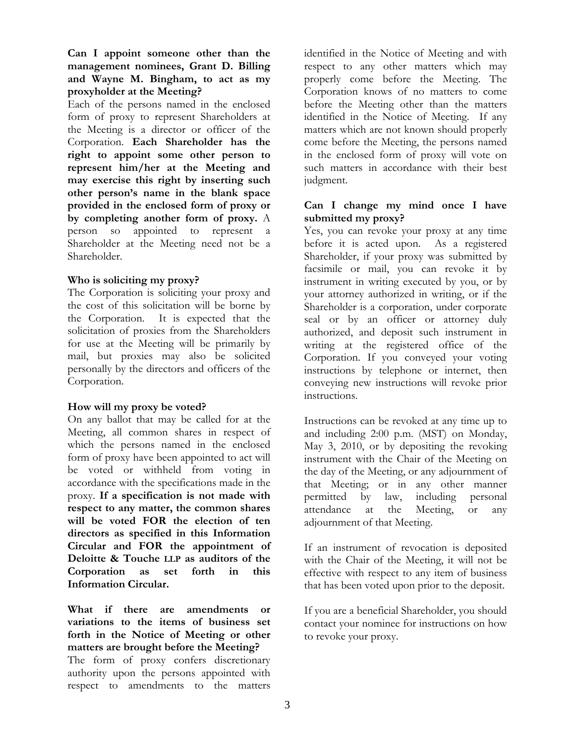**Can I appoint someone other than the management nominees, Grant D. Billing and Wayne M. Bingham, to act as my proxyholder at the Meeting?**

Each of the persons named in the enclosed form of proxy to represent Shareholders at the Meeting is a director or officer of the Corporation. **Each Shareholder has the right to appoint some other person to represent him/her at the Meeting and may exercise this right by inserting such other person's name in the blank space provided in the enclosed form of proxy or by completing another form of proxy.** A person so appointed to represent a Shareholder at the Meeting need not be a Shareholder.

**Who is soliciting my proxy?**

The Corporation is soliciting your proxy and the cost of this solicitation will be borne by the Corporation. It is expected that the solicitation of proxies from the Shareholders for use at the Meeting will be primarily by mail, but proxies may also be solicited personally by the directors and officers of the Corporation.

**How will my proxy be voted?**

On any ballot that may be called for at the Meeting, all common shares in respect of which the persons named in the enclosed form of proxy have been appointed to act will be voted or withheld from voting in accordance with the specifications made in the proxy. **If a specification is not made with respect to any matter, the common shares will be voted FOR the election of ten directors as specified in this Information Circular and FOR the appointment of Deloitte & Touche LLP as auditors of the Corporation as set forth in this Information Circular.**

**What if there are amendments or variations to the items of business set forth in the Notice of Meeting or other matters are brought before the Meeting?**

The form of proxy confers discretionary authority upon the persons appointed with respect to amendments to the matters identified in the Notice of Meeting and with respect to any other matters which may properly come before the Meeting. The Corporation knows of no matters to come before the Meeting other than the matters identified in the Notice of Meeting. If any matters which are not known should properly come before the Meeting, the persons named in the enclosed form of proxy will vote on such matters in accordance with their best judgment.

**Can I change my mind once I have submitted my proxy?**

Yes, you can revoke your proxy at any time before it is acted upon. As a registered Shareholder, if your proxy was submitted by facsimile or mail, you can revoke it by instrument in writing executed by you, or by your attorney authorized in writing, or if the Shareholder is a corporation, under corporate seal or by an officer or attorney duly authorized, and deposit such instrument in writing at the registered office of the Corporation. If you conveyed your voting instructions by telephone or internet, then conveying new instructions will revoke prior instructions.

Instructions can be revoked at any time up to and including 2:00 p.m. (MST) on Monday, May 3, 2010, or by depositing the revoking instrument with the Chair of the Meeting on the day of the Meeting, or any adjournment of that Meeting; or in any other manner permitted by law, including personal attendance at the Meeting, or any adjournment of that Meeting.

If an instrument of revocation is deposited with the Chair of the Meeting, it will not be effective with respect to any item of business that has been voted upon prior to the deposit.

If you are a beneficial Shareholder, you should contact your nominee for instructions on how to revoke your proxy.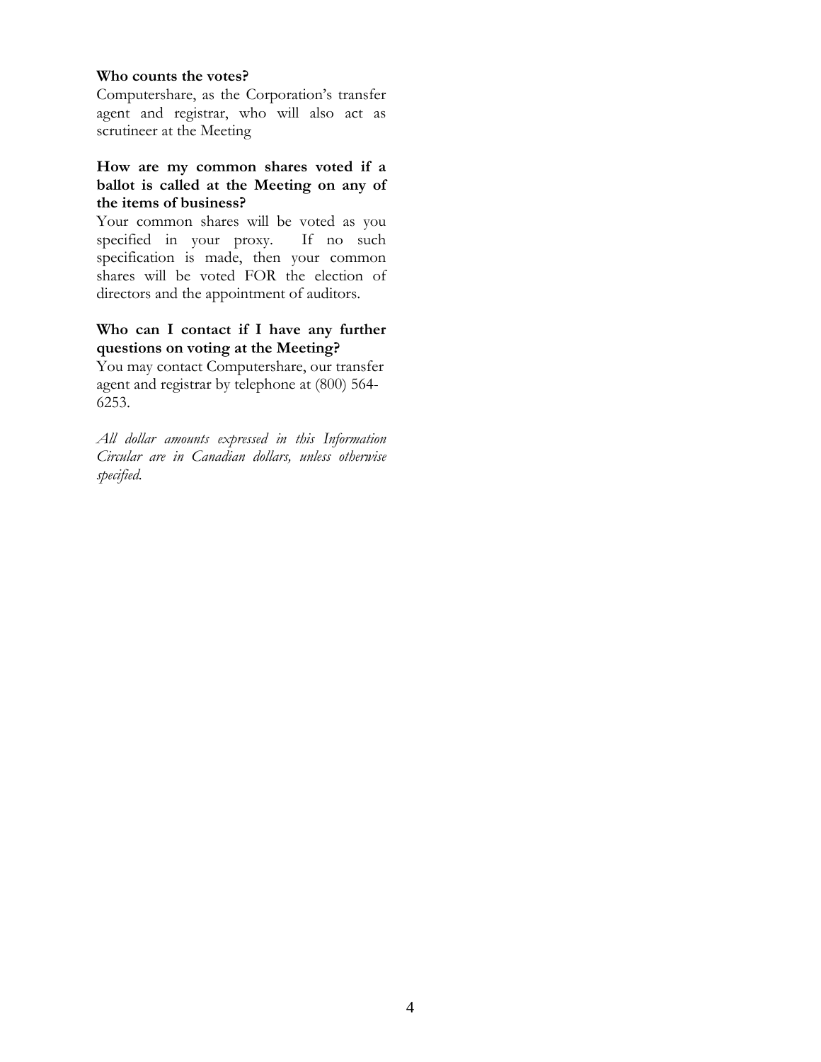**Who counts the votes?**
Computershare, as the Corporation's transfer agent and registrar, who will also act as scrutineer at the Meeting

**How are my common shares voted if a ballot is called at the Meeting on any of the items of business?**
Your common shares will be voted as you specified in your proxy. If no such specification is made, then your common shares will be voted FOR the election of directors and the appointment of auditors.

**Who can I contact if I have any further questions on voting at the Meeting?**
You may contact Computershare, our transfer agent and registrar by telephone at (800) 564-6253.

*All dollar amounts expressed in this Information Circular are in Canadian dollars, unless otherwise specified.*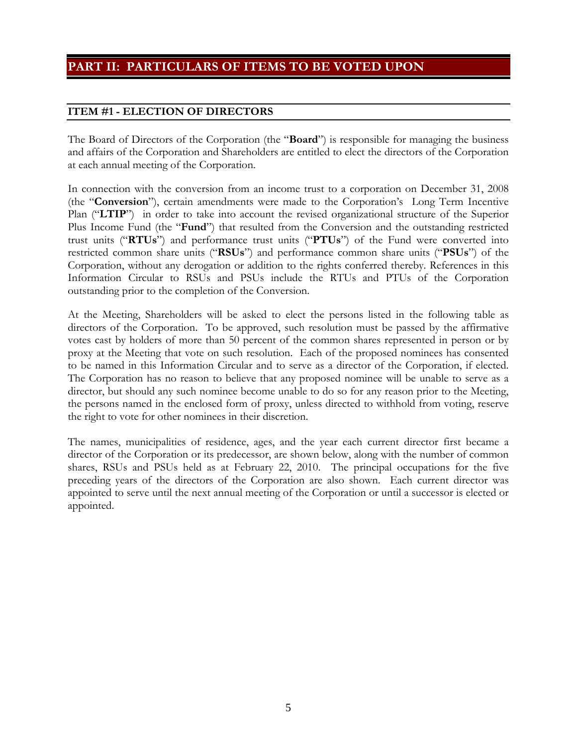# PART II: PARTICULARS OF ITEMS TO BE VOTED UPON

## ITEM #1 - ELECTION OF DIRECTORS

The Board of Directors of the Corporation (the "**Board**") is responsible for managing the business and affairs of the Corporation and Shareholders are entitled to elect the directors of the Corporation at each annual meeting of the Corporation.

In connection with the conversion from an income trust to a corporation on December 31, 2008 (the "**Conversion**"), certain amendments were made to the Corporation's Long Term Incentive Plan ("**LTIP**") in order to take into account the revised organizational structure of the Superior Plus Income Fund (the "**Fund**") that resulted from the Conversion and the outstanding restricted trust units ("**RTUs**") and performance trust units ("**PTUs**") of the Fund were converted into restricted common share units ("**RSUs**") and performance common share units ("**PSUs**") of the Corporation, without any derogation or addition to the rights conferred thereby. References in this Information Circular to RSUs and PSUs include the RTUs and PTUs of the Corporation outstanding prior to the completion of the Conversion.

At the Meeting, Shareholders will be asked to elect the persons listed in the following table as directors of the Corporation. To be approved, such resolution must be passed by the affirmative votes cast by holders of more than 50 percent of the common shares represented in person or by proxy at the Meeting that vote on such resolution. Each of the proposed nominees has consented to be named in this Information Circular and to serve as a director of the Corporation, if elected. The Corporation has no reason to believe that any proposed nominee will be unable to serve as a director, but should any such nominee become unable to do so for any reason prior to the Meeting, the persons named in the enclosed form of proxy, unless directed to withhold from voting, reserve the right to vote for other nominees in their discretion.

The names, municipalities of residence, ages, and the year each current director first became a director of the Corporation or its predecessor, are shown below, along with the number of common shares, RSUs and PSUs held as at February 22, 2010. The principal occupations for the five preceding years of the directors of the Corporation are also shown. Each current director was appointed to serve until the next annual meeting of the Corporation or until a successor is elected or appointed.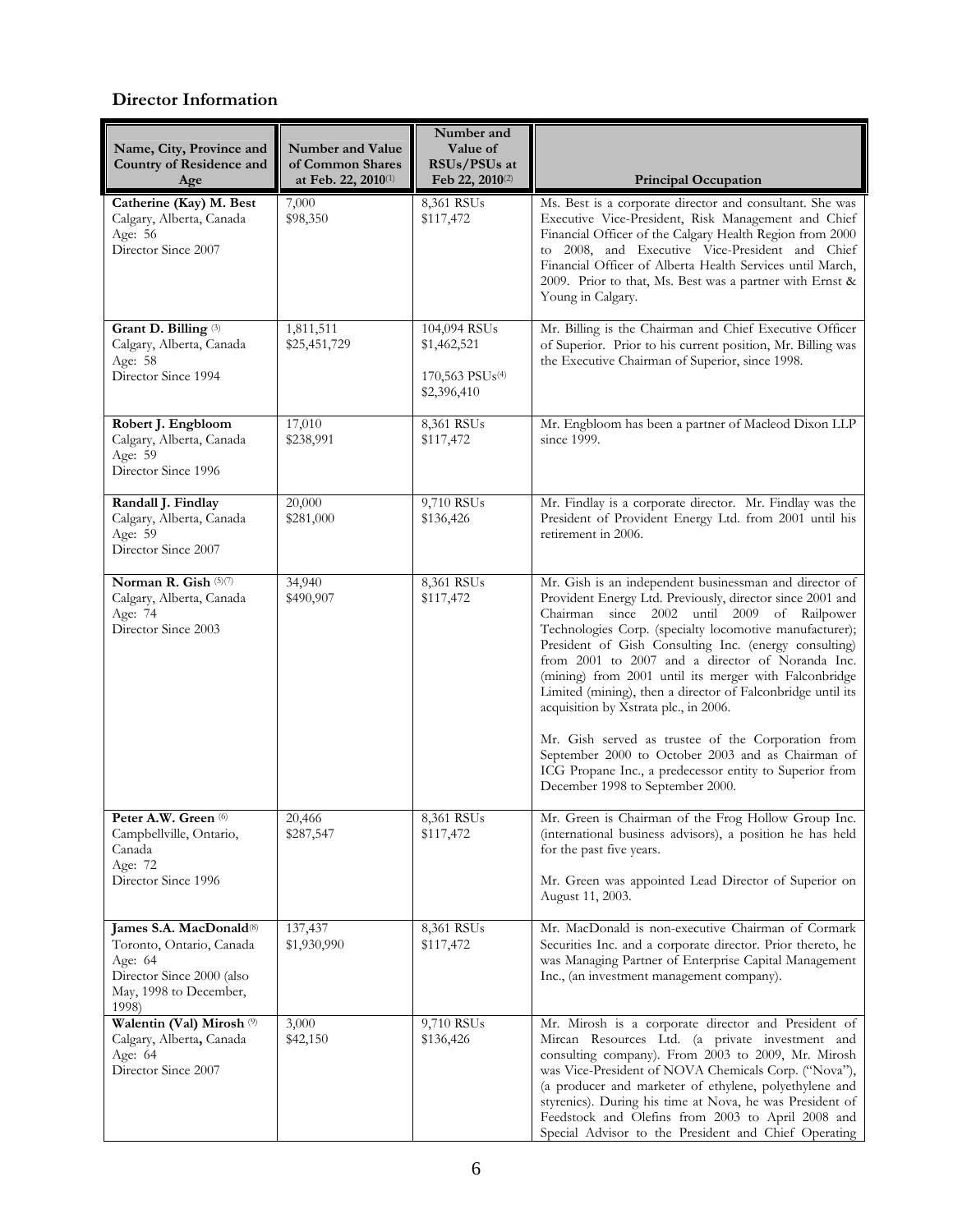## Director Information

| Name, City, Province and Country of Residence and Age | Number and Value of Common Shares at Feb. 22, 2010[(1)] | Number and Value of RSUs/PSUs at Feb 22, 2010[(2)] | Principal Occupation |
|---|---|---|---|
| **Catherine (Kay) M. Best**<br>Calgary, Alberta, Canada<br>Age: 56<br>Director Since 2007 | 7,000<br>$98,350 | 8,361 RSUs<br>$117,472 | Ms. Best is a corporate director and consultant. She was Executive Vice-President, Risk Management and Chief Financial Officer of the Calgary Health Region from 2000 to 2008, and Executive Vice-President and Chief Financial Officer of Alberta Health Services until March, 2009. Prior to that, Ms. Best was a partner with Ernst & Young in Calgary. |
| **Grant D. Billing** [(3)]<br>Calgary, Alberta, Canada<br>Age: 58<br>Director Since 1994 | 1,811,511<br>$25,451,729 | 104,094 RSUs<br>$1,462,521<br><br>170,563 PSUs[(4)]<br>$2,396,410 | Mr. Billing is the Chairman and Chief Executive Officer of Superior. Prior to his current position, Mr. Billing was the Executive Chairman of Superior, since 1998. |
| **Robert J. Engbloom**<br>Calgary, Alberta, Canada<br>Age: 59<br>Director Since 1996 | 17,010<br>$238,991 | 8,361 RSUs<br>$117,472 | Mr. Engbloom has been a partner of Macleod Dixon LLP since 1999. |
| **Randall J. Findlay**<br>Calgary, Alberta, Canada<br>Age: 59<br>Director Since 2007 | 20,000<br>$281,000 | 9,710 RSUs<br>$136,426 | Mr. Findlay is a corporate director. Mr. Findlay was the President of Provident Energy Ltd. from 2001 until his retirement in 2006. |
| **Norman R. Gish** [(5)(7)]<br>Calgary, Alberta, Canada<br>Age: 74<br>Director Since 2003 | 34,940<br>$490,907 | 8,361 RSUs<br>$117,472 | Mr. Gish is an independent businessman and director of Provident Energy Ltd. Previously, director since 2001 and Chairman since 2002 until 2009 of Railpower Technologies Corp. (specialty locomotive manufacturer); President of Gish Consulting Inc. (energy consulting) from 2001 to 2007 and a director of Noranda Inc. (mining) from 2001 until its merger with Falconbridge Limited (mining), then a director of Falconbridge until its acquisition by Xstrata plc., in 2006.<br><br>Mr. Gish served as trustee of the Corporation from September 2000 to October 2003 and as Chairman of ICG Propane Inc., a predecessor entity to Superior from December 1998 to September 2000. |
| **Peter A.W. Green** [(6)]<br>Campbellville, Ontario, Canada<br>Age: 72<br>Director Since 1996 | 20,466<br>$287,547 | 8,361 RSUs<br>$117,472 | Mr. Green is Chairman of the Frog Hollow Group Inc. (international business advisors), a position he has held for the past five years.<br><br>Mr. Green was appointed Lead Director of Superior on August 11, 2003. |
| **James S.A. MacDonald**[(8)]<br>Toronto, Ontario, Canada<br>Age: 64<br>Director Since 2000 (also May, 1998 to December, 1998) | 137,437<br>$1,930,990 | 8,361 RSUs<br>$117,472 | Mr. MacDonald is non-executive Chairman of Cormark Securities Inc. and a corporate director. Prior thereto, he was Managing Partner of Enterprise Capital Management Inc., (an investment management company). |
| **Walentin (Val) Mirosh** [(9)]<br>Calgary, Alberta, Canada<br>Age: 64<br>Director Since 2007 | 3,000<br>$42,150 | 9,710 RSUs<br>$136,426 | Mr. Mirosh is a corporate director and President of Mircan Resources Ltd. (a private investment and consulting company). From 2003 to 2009, Mr. Mirosh was Vice-President of NOVA Chemicals Corp. ("Nova"), (a producer and marketer of ethylene, polyethylene and styrenics). During his time at Nova, he was President of Feedstock and Olefins from 2003 to April 2008 and Special Advisor to the President and Chief Operating |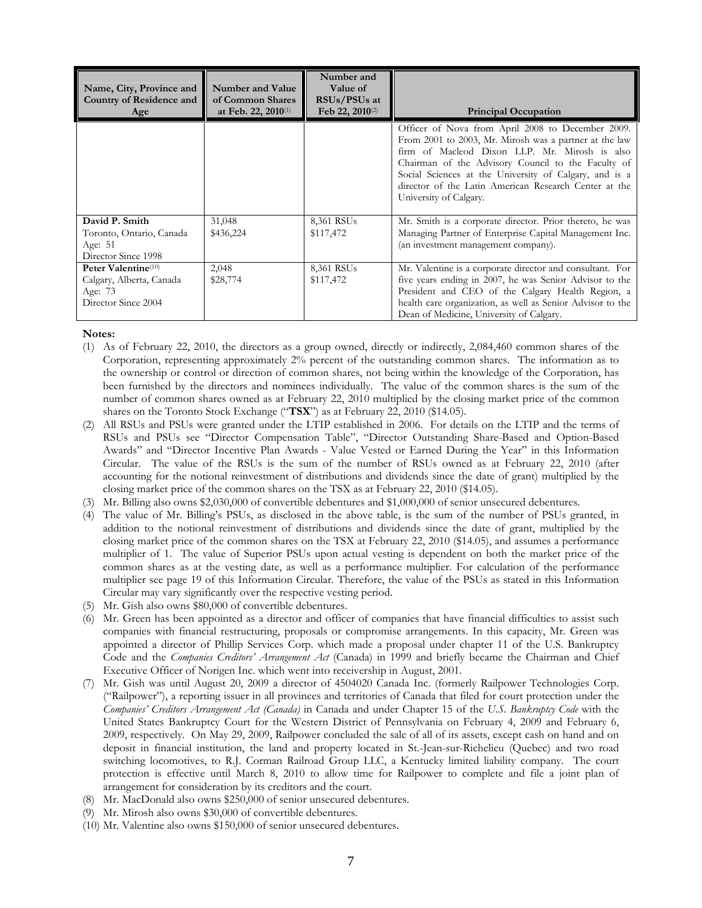| Name, City, Province and Country of Residence and Age | Number and Value of Common Shares at Feb. 22, 2010(1) | Number and Value of RSUs/PSUs at Feb 22, 2010(2) | Principal Occupation |
|---|---|---|---|
| | | | Officer of Nova from April 2008 to December 2009. From 2001 to 2003, Mr. Mirosh was a partner at the law firm of Macleod Dixon LLP. Mr. Mirosh is also Chairman of the Advisory Council to the Faculty of Social Sciences at the University of Calgary, and is a director of the Latin American Research Center at the University of Calgary. |
| **David P. Smith**<br>Toronto, Ontario, Canada<br>Age: 51<br>Director Since 1998 | 31,048<br>$436,224 | 8,361 RSUs<br>$117,472 | Mr. Smith is a corporate director. Prior thereto, he was Managing Partner of Enterprise Capital Management Inc. (an investment management company). |
| **Peter Valentine**(10)<br>Calgary, Alberta, Canada<br>Age: 73<br>Director Since 2004 | 2,048<br>$28,774 | 8,361 RSUs<br>$117,472 | Mr. Valentine is a corporate director and consultant. For five years ending in 2007, he was Senior Advisor to the President and CEO of the Calgary Health Region, a health care organization, as well as Senior Advisor to the Dean of Medicine, University of Calgary. |

**Notes:**

(1) As of February 22, 2010, the directors as a group owned, directly or indirectly, 2,084,460 common shares of the Corporation, representing approximately 2% percent of the outstanding common shares. The information as to the ownership or control or direction of common shares, not being within the knowledge of the Corporation, has been furnished by the directors and nominees individually. The value of the common shares is the sum of the number of common shares owned as at February 22, 2010 multiplied by the closing market price of the common shares on the Toronto Stock Exchange ("**TSX**") as at February 22, 2010 ($14.05).

(2) All RSUs and PSUs were granted under the LTIP established in 2006. For details on the LTIP and the terms of RSUs and PSUs see "Director Compensation Table", "Director Outstanding Share-Based and Option-Based Awards" and "Director Incentive Plan Awards - Value Vested or Earned During the Year" in this Information Circular. The value of the RSUs is the sum of the number of RSUs owned as at February 22, 2010 (after accounting for the notional reinvestment of distributions and dividends since the date of grant) multiplied by the closing market price of the common shares on the TSX as at February 22, 2010 ($14.05).

(3) Mr. Billing also owns $2,030,000 of convertible debentures and $1,000,000 of senior unsecured debentures.

(4) The value of Mr. Billing's PSUs, as disclosed in the above table, is the sum of the number of PSUs granted, in addition to the notional reinvestment of distributions and dividends since the date of grant, multiplied by the closing market price of the common shares on the TSX at February 22, 2010 ($14.05), and assumes a performance multiplier of 1. The value of Superior PSUs upon actual vesting is dependent on both the market price of the common shares as at the vesting date, as well as a performance multiplier. For calculation of the performance multiplier see page 19 of this Information Circular. Therefore, the value of the PSUs as stated in this Information Circular may vary significantly over the respective vesting period.

(5) Mr. Gish also owns $80,000 of convertible debentures.

(6) Mr. Green has been appointed as a director and officer of companies that have financial difficulties to assist such companies with financial restructuring, proposals or compromise arrangements. In this capacity, Mr. Green was appointed a director of Phillip Services Corp. which made a proposal under chapter 11 of the U.S. Bankruptcy Code and the *Companies Creditors' Arrangement Act* (Canada) in 1999 and briefly became the Chairman and Chief Executive Officer of Norigen Inc. which went into receivership in August, 2001.

(7) Mr. Gish was until August 20, 2009 a director of 4504020 Canada Inc. (formerly Railpower Technologies Corp. ("Railpower"), a reporting issuer in all provinces and territories of Canada that filed for court protection under the *Companies' Creditors Arrangement Act (Canada)* in Canada and under Chapter 15 of the *U.S. Bankruptcy Code* with the United States Bankruptcy Court for the Western District of Pennsylvania on February 4, 2009 and February 6, 2009, respectively. On May 29, 2009, Railpower concluded the sale of all of its assets, except cash on hand and on deposit in financial institution, the land and property located in St.-Jean-sur-Richelieu (Quebec) and two road switching locomotives, to R.J. Corman Railroad Group LLC, a Kentucky limited liability company. The court protection is effective until March 8, 2010 to allow time for Railpower to complete and file a joint plan of arrangement for consideration by its creditors and the court.

(8) Mr. MacDonald also owns $250,000 of senior unsecured debentures.

(9) Mr. Mirosh also owns $30,000 of convertible debentures.

(10) Mr. Valentine also owns $150,000 of senior unsecured debentures.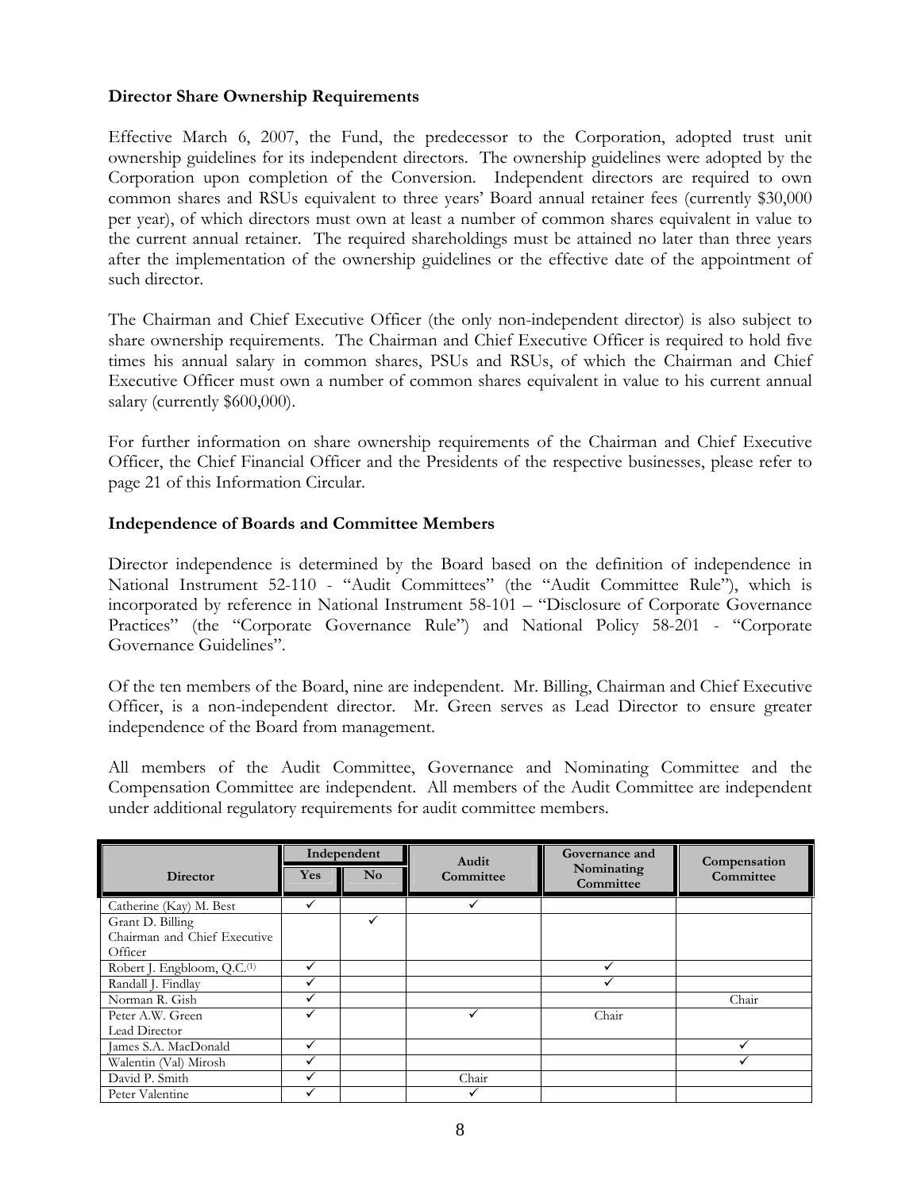### Director Share Ownership Requirements

Effective March 6, 2007, the Fund, the predecessor to the Corporation, adopted trust unit ownership guidelines for its independent directors. The ownership guidelines were adopted by the Corporation upon completion of the Conversion. Independent directors are required to own common shares and RSUs equivalent to three years' Board annual retainer fees (currently $30,000 per year), of which directors must own at least a number of common shares equivalent in value to the current annual retainer. The required shareholdings must be attained no later than three years after the implementation of the ownership guidelines or the effective date of the appointment of such director.

The Chairman and Chief Executive Officer (the only non-independent director) is also subject to share ownership requirements. The Chairman and Chief Executive Officer is required to hold five times his annual salary in common shares, PSUs and RSUs, of which the Chairman and Chief Executive Officer must own a number of common shares equivalent in value to his current annual salary (currently $600,000).

For further information on share ownership requirements of the Chairman and Chief Executive Officer, the Chief Financial Officer and the Presidents of the respective businesses, please refer to page 21 of this Information Circular.

### Independence of Boards and Committee Members

Director independence is determined by the Board based on the definition of independence in National Instrument 52-110 - "Audit Committees" (the "Audit Committee Rule"), which is incorporated by reference in National Instrument 58-101 – "Disclosure of Corporate Governance Practices" (the "Corporate Governance Rule") and National Policy 58-201 - "Corporate Governance Guidelines".

Of the ten members of the Board, nine are independent. Mr. Billing, Chairman and Chief Executive Officer, is a non-independent director. Mr. Green serves as Lead Director to ensure greater independence of the Board from management.

All members of the Audit Committee, Governance and Nominating Committee and the Compensation Committee are independent. All members of the Audit Committee are independent under additional regulatory requirements for audit committee members.

| Director | Independent | | Audit Committee | Governance and Nominating Committee | Compensation Committee |
|---|---|---|---|---|---|
| | Yes | No | | | |
| Catherine (Kay) M. Best | ✓ | | ✓ | | |
| Grant D. Billing<br>Chairman and Chief Executive Officer | | ✓ | | | |
| Robert J. Engbloom, Q.C.[1] | ✓ | | | ✓ | |
| Randall J. Findlay | ✓ | | | ✓ | |
| Norman R. Gish | ✓ | | | | Chair |
| Peter A.W. Green<br>Lead Director | ✓ | | ✓ | Chair | |
| James S.A. MacDonald | ✓ | | | | ✓ |
| Walentin (Val) Mirosh | ✓ | | | | ✓ |
| David P. Smith | ✓ | | Chair | | |
| Peter Valentine | ✓ | | ✓ | | |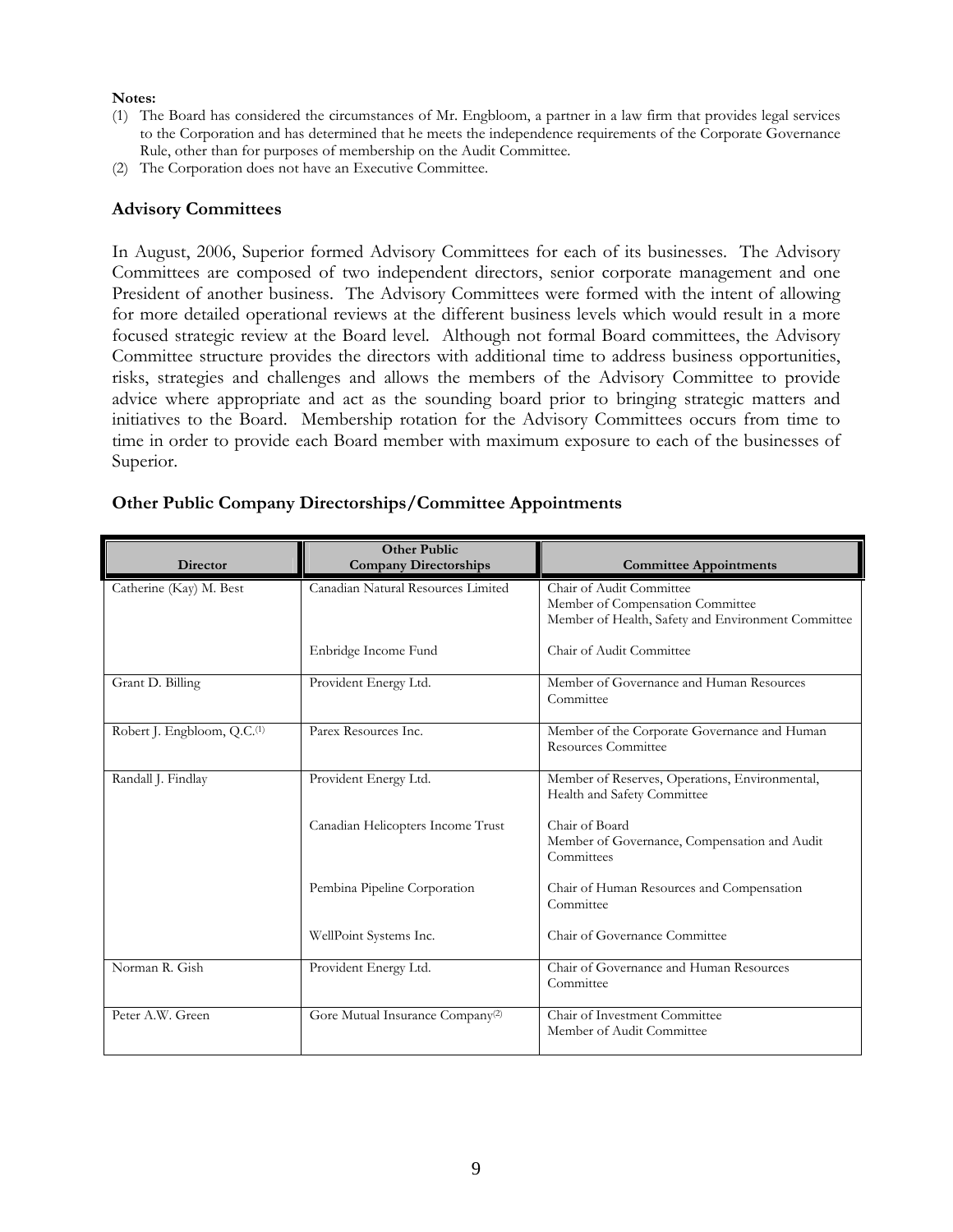**Notes:**

1. The Board has considered the circumstances of Mr. Engbloom, a partner in a law firm that provides legal services to the Corporation and has determined that he meets the independence requirements of the Corporate Governance Rule, other than for purposes of membership on the Audit Committee.
2. The Corporation does not have an Executive Committee.

### Advisory Committees

In August, 2006, Superior formed Advisory Committees for each of its businesses. The Advisory Committees are composed of two independent directors, senior corporate management and one President of another business. The Advisory Committees were formed with the intent of allowing for more detailed operational reviews at the different business levels which would result in a more focused strategic review at the Board level. Although not formal Board committees, the Advisory Committee structure provides the directors with additional time to address business opportunities, risks, strategies and challenges and allows the members of the Advisory Committee to provide advice where appropriate and act as the sounding board prior to bringing strategic matters and initiatives to the Board. Membership rotation for the Advisory Committees occurs from time to time in order to provide each Board member with maximum exposure to each of the businesses of Superior.

### Other Public Company Directorships/Committee Appointments

| Director | Other Public Company Directorships | Committee Appointments |
|---|---|---|
| Catherine (Kay) M. Best | Canadian Natural Resources Limited | Chair of Audit Committee<br>Member of Compensation Committee<br>Member of Health, Safety and Environment Committee |
| | Enbridge Income Fund | Chair of Audit Committee |
| Grant D. Billing | Provident Energy Ltd. | Member of Governance and Human Resources Committee |
| Robert J. Engbloom, Q.C.[1] | Parex Resources Inc. | Member of the Corporate Governance and Human Resources Committee |
| Randall J. Findlay | Provident Energy Ltd. | Member of Reserves, Operations, Environmental, Health and Safety Committee |
| | Canadian Helicopters Income Trust | Chair of Board<br>Member of Governance, Compensation and Audit Committees |
| | Pembina Pipeline Corporation | Chair of Human Resources and Compensation Committee |
| | WellPoint Systems Inc. | Chair of Governance Committee |
| Norman R. Gish | Provident Energy Ltd. | Chair of Governance and Human Resources Committee |
| Peter A.W. Green | Gore Mutual Insurance Company[2] | Chair of Investment Committee<br>Member of Audit Committee |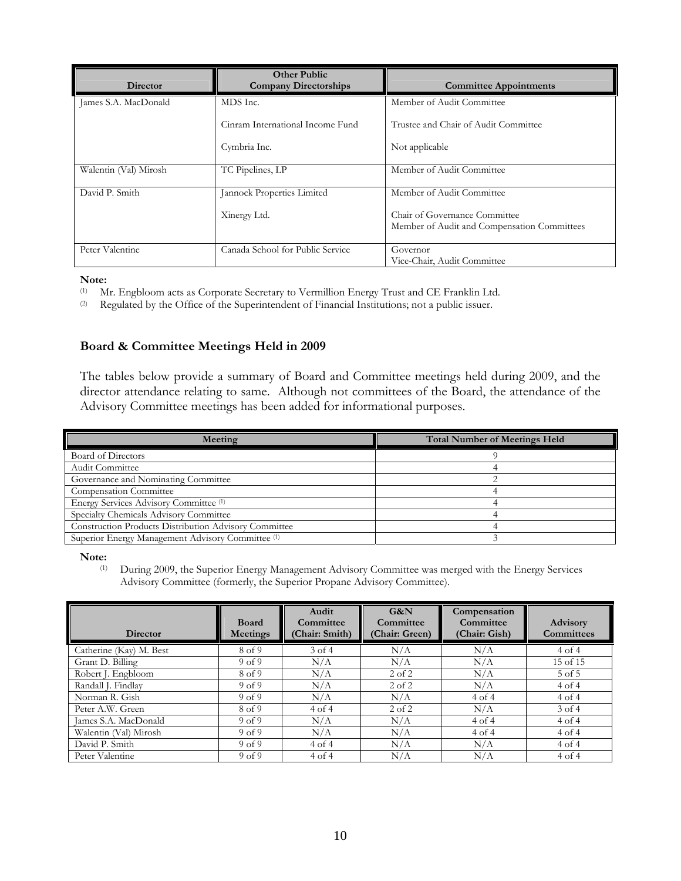| Director | Other Public Company Directorships | Committee Appointments |
|---|---|---|
| James S.A. MacDonald | MDS Inc.<br><br>Cinram International Income Fund<br><br>Cymbria Inc. | Member of Audit Committee<br><br>Trustee and Chair of Audit Committee<br><br>Not applicable |
| Walentin (Val) Mirosh | TC Pipelines, LP | Member of Audit Committee |
| David P. Smith | Jannock Properties Limited<br><br>Xinergy Ltd. | Member of Audit Committee<br><br>Chair of Governance Committee<br>Member of Audit and Compensation Committees |
| Peter Valentine | Canada School for Public Service | Governor<br>Vice-Chair, Audit Committee |

**Note:**

(1) Mr. Engbloom acts as Corporate Secretary to Vermillion Energy Trust and CE Franklin Ltd.

(2) Regulated by the Office of the Superintendent of Financial Institutions; not a public issuer.

### Board & Committee Meetings Held in 2009

The tables below provide a summary of Board and Committee meetings held during 2009, and the director attendance relating to same. Although not committees of the Board, the attendance of the Advisory Committee meetings has been added for informational purposes.

| Meeting | Total Number of Meetings Held |
|---|---|
| Board of Directors | 9 |
| Audit Committee | 4 |
| Governance and Nominating Committee | 2 |
| Compensation Committee | 4 |
| Energy Services Advisory Committee (1) | 4 |
| Specialty Chemicals Advisory Committee | 4 |
| Construction Products Distribution Advisory Committee | 4 |
| Superior Energy Management Advisory Committee (1) | 3 |

**Note:**

(1) During 2009, the Superior Energy Management Advisory Committee was merged with the Energy Services Advisory Committee (formerly, the Superior Propane Advisory Committee).

| Director | Board Meetings | Audit Committee (Chair: Smith) | G&N Committee (Chair: Green) | Compensation Committee (Chair: Gish) | Advisory Committees |
|---|---|---|---|---|---|
| Catherine (Kay) M. Best | 8 of 9 | 3 of 4 | N/A | N/A | 4 of 4 |
| Grant D. Billing | 9 of 9 | N/A | N/A | N/A | 15 of 15 |
| Robert J. Engbloom | 8 of 9 | N/A | 2 of 2 | N/A | 5 of 5 |
| Randall J. Findlay | 9 of 9 | N/A | 2 of 2 | N/A | 4 of 4 |
| Norman R. Gish | 9 of 9 | N/A | N/A | 4 of 4 | 4 of 4 |
| Peter A.W. Green | 8 of 9 | 4 of 4 | 2 of 2 | N/A | 3 of 4 |
| James S.A. MacDonald | 9 of 9 | N/A | N/A | 4 of 4 | 4 of 4 |
| Walentin (Val) Mirosh | 9 of 9 | N/A | N/A | 4 of 4 | 4 of 4 |
| David P. Smith | 9 of 9 | 4 of 4 | N/A | N/A | 4 of 4 |
| Peter Valentine | 9 of 9 | 4 of 4 | N/A | N/A | 4 of 4 |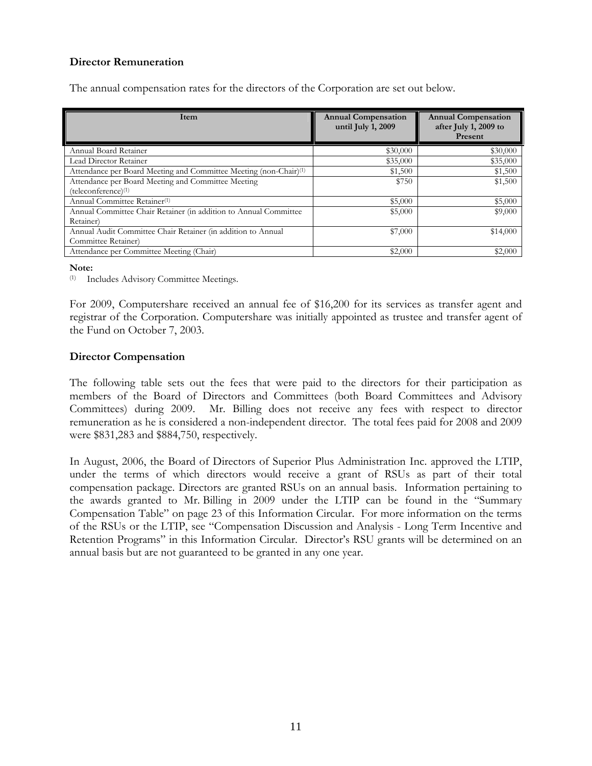## Director Remuneration

The annual compensation rates for the directors of the Corporation are set out below.

| Item | Annual Compensation until July 1, 2009 | Annual Compensation after July 1, 2009 to Present |
|---|---|---|
| Annual Board Retainer | $30,000 | $30,000 |
| Lead Director Retainer | $35,000 | $35,000 |
| Attendance per Board Meeting and Committee Meeting (non-Chair)[(1)] | $1,500 | $1,500 |
| Attendance per Board Meeting and Committee Meeting (teleconference)[(1)] | $750 | $1,500 |
| Annual Committee Retainer[(1)] | $5,000 | $5,000 |
| Annual Committee Chair Retainer (in addition to Annual Committee Retainer) | $5,000 | $9,000 |
| Annual Audit Committee Chair Retainer (in addition to Annual Committee Retainer) | $7,000 | $14,000 |
| Attendance per Committee Meeting (Chair) | $2,000 | $2,000 |

**Note:**

(1) Includes Advisory Committee Meetings.

For 2009, Computershare received an annual fee of $16,200 for its services as transfer agent and registrar of the Corporation. Computershare was initially appointed as trustee and transfer agent of the Fund on October 7, 2003.

## Director Compensation

The following table sets out the fees that were paid to the directors for their participation as members of the Board of Directors and Committees (both Board Committees and Advisory Committees) during 2009. Mr. Billing does not receive any fees with respect to director remuneration as he is considered a non-independent director. The total fees paid for 2008 and 2009 were $831,283 and $884,750, respectively.

In August, 2006, the Board of Directors of Superior Plus Administration Inc. approved the LTIP, under the terms of which directors would receive a grant of RSUs as part of their total compensation package. Directors are granted RSUs on an annual basis. Information pertaining to the awards granted to Mr. Billing in 2009 under the LTIP can be found in the "Summary Compensation Table" on page 23 of this Information Circular. For more information on the terms of the RSUs or the LTIP, see "Compensation Discussion and Analysis - Long Term Incentive and Retention Programs" in this Information Circular. Director's RSU grants will be determined on an annual basis but are not guaranteed to be granted in any one year.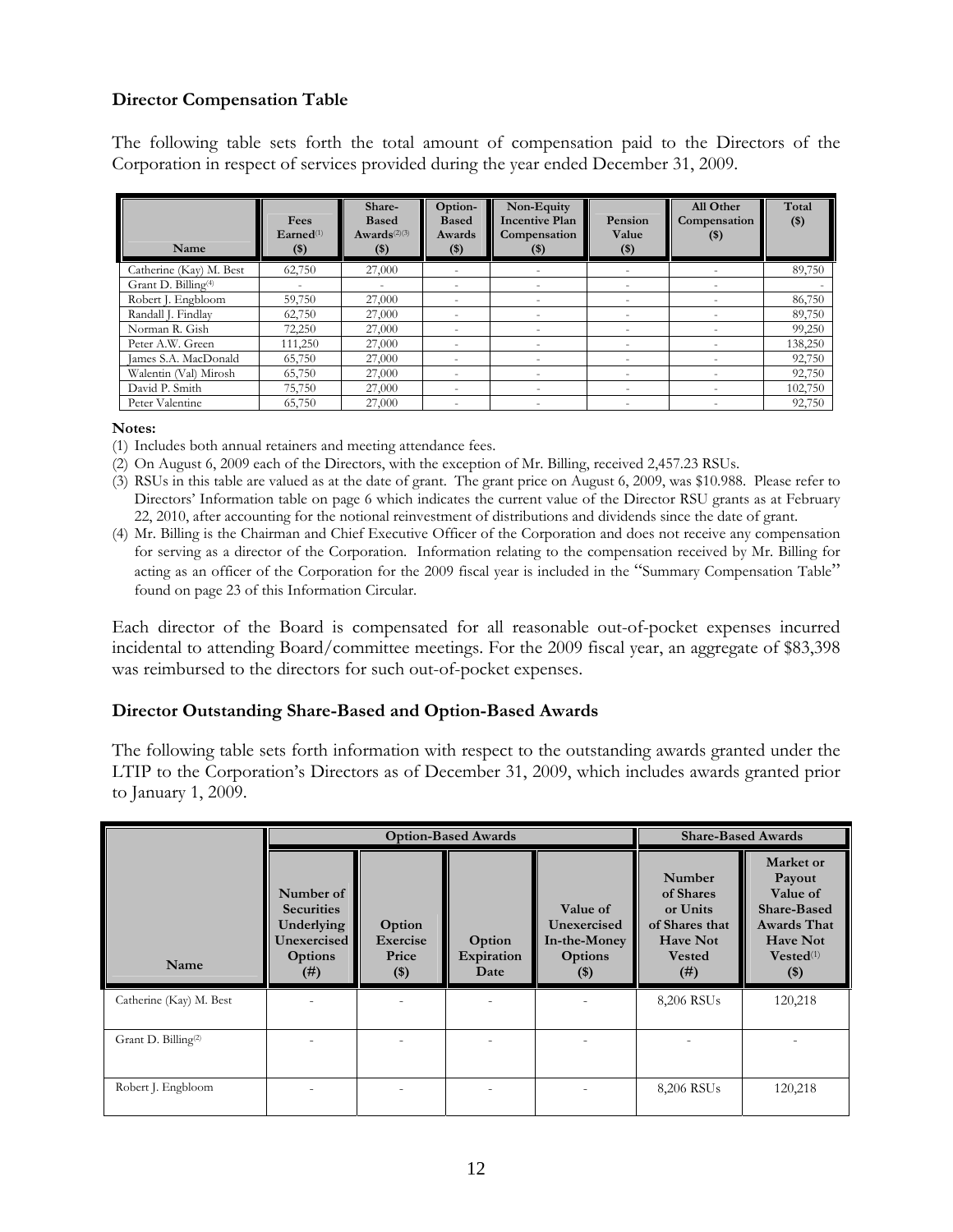### Director Compensation Table

The following table sets forth the total amount of compensation paid to the Directors of the Corporation in respect of services provided during the year ended December 31, 2009.

| Name | Fees Earned[(1)] ($) | Share-Based Awards[(2)(3)] ($) | Option-Based Awards ($) | Non-Equity Incentive Plan Compensation ($) | Pension Value ($) | All Other Compensation ($) | Total ($) |
|---|---|---|---|---|---|---|---|
| Catherine (Kay) M. Best | 62,750 | 27,000 | - | - | - | - | 89,750 |
| Grant D. Billing[(4)] | - | - | - | - | - | - | - |
| Robert J. Engbloom | 59,750 | 27,000 | - | - | - | - | 86,750 |
| Randall J. Findlay | 62,750 | 27,000 | - | - | - | - | 89,750 |
| Norman R. Gish | 72,250 | 27,000 | - | - | - | - | 99,250 |
| Peter A.W. Green | 111,250 | 27,000 | - | - | - | - | 138,250 |
| James S.A. MacDonald | 65,750 | 27,000 | - | - | - | - | 92,750 |
| Walentin (Val) Mirosh | 65,750 | 27,000 | - | - | - | - | 92,750 |
| David P. Smith | 75,750 | 27,000 | - | - | - | - | 102,750 |
| Peter Valentine | 65,750 | 27,000 | - | - | - | - | 92,750 |

**Notes:**

(1) Includes both annual retainers and meeting attendance fees.

(2) On August 6, 2009 each of the Directors, with the exception of Mr. Billing, received 2,457.23 RSUs.

(3) RSUs in this table are valued as at the date of grant. The grant price on August 6, 2009, was $10.988. Please refer to Directors' Information table on page 6 which indicates the current value of the Director RSU grants as at February 22, 2010, after accounting for the notional reinvestment of distributions and dividends since the date of grant.

(4) Mr. Billing is the Chairman and Chief Executive Officer of the Corporation and does not receive any compensation for serving as a director of the Corporation. Information relating to the compensation received by Mr. Billing for acting as an officer of the Corporation for the 2009 fiscal year is included in the "Summary Compensation Table" found on page 23 of this Information Circular.

Each director of the Board is compensated for all reasonable out-of-pocket expenses incurred incidental to attending Board/committee meetings. For the 2009 fiscal year, an aggregate of $83,398 was reimbursed to the directors for such out-of-pocket expenses.

### Director Outstanding Share-Based and Option-Based Awards

The following table sets forth information with respect to the outstanding awards granted under the LTIP to the Corporation's Directors as of December 31, 2009, which includes awards granted prior to January 1, 2009.

| | Option-Based Awards | | | | Share-Based Awards | |
|---|---|---|---|---|---|---|
| Name | Number of Securities Underlying Unexercised Options (#) | Option Exercise Price ($) | Option Expiration Date | Value of Unexercised In-the-Money Options ($) | Number of Shares or Units of Shares that Have Not Vested (#) | Market or Payout Value of Share-Based Awards That Have Not Vested[(1)] ($) |
| Catherine (Kay) M. Best | - | - | - | - | 8,206 RSUs | 120,218 |
| Grant D. Billing[(2)] | - | - | - | - | - | - |
| Robert J. Engbloom | - | - | - | - | 8,206 RSUs | 120,218 |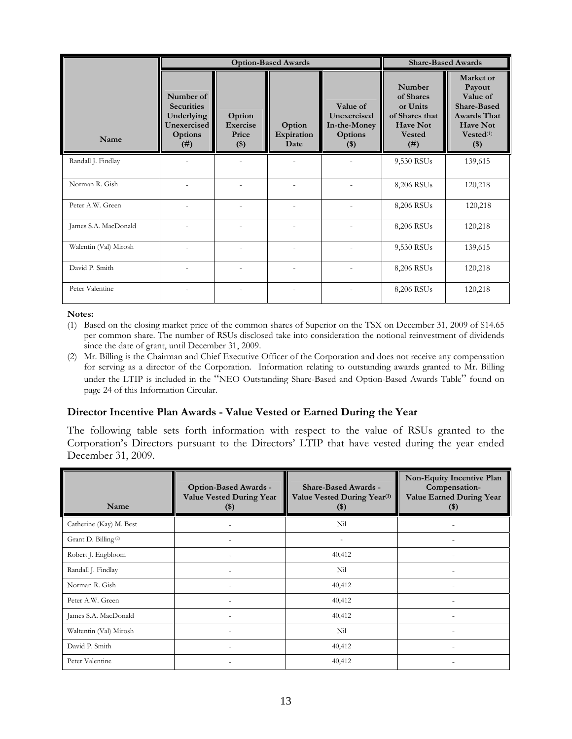| Name | Option-Based Awards | | | | Share-Based Awards | |
|---|---|---|---|---|---|---|
| | Number of Securities Underlying Unexercised Options (#) | Option Exercise Price ($) | Option Expiration Date | Value of Unexercised In-the-Money Options ($) | Number of Shares or Units of Shares that Have Not Vested (#) | Market or Payout Value of Share-Based Awards That Have Not Vested[(1)] ($) |
| Randall J. Findlay | - | - | - | - | 9,530 RSUs | 139,615 |
| Norman R. Gish | - | - | - | - | 8,206 RSUs | 120,218 |
| Peter A.W. Green | - | - | - | - | 8,206 RSUs | 120,218 |
| James S.A. MacDonald | - | - | - | - | 8,206 RSUs | 120,218 |
| Walentin (Val) Mirosh | - | - | - | - | 9,530 RSUs | 139,615 |
| David P. Smith | - | - | - | - | 8,206 RSUs | 120,218 |
| Peter Valentine | - | - | - | - | 8,206 RSUs | 120,218 |

**Notes:**

(1) Based on the closing market price of the common shares of Superior on the TSX on December 31, 2009 of $14.65 per common share. The number of RSUs disclosed take into consideration the notional reinvestment of dividends since the date of grant, until December 31, 2009.

(2) Mr. Billing is the Chairman and Chief Executive Officer of the Corporation and does not receive any compensation for serving as a director of the Corporation. Information relating to outstanding awards granted to Mr. Billing under the LTIP is included in the "NEO Outstanding Share-Based and Option-Based Awards Table" found on page 24 of this Information Circular.

### Director Incentive Plan Awards - Value Vested or Earned During the Year

The following table sets forth information with respect to the value of RSUs granted to the Corporation's Directors pursuant to the Directors' LTIP that have vested during the year ended December 31, 2009.

| Name | Option-Based Awards - Value Vested During Year ($) | Share-Based Awards - Value Vested During Year[(1)] ($) | Non-Equity Incentive Plan Compensation- Value Earned During Year ($) |
|---|---|---|---|
| Catherine (Kay) M. Best | - | Nil | - |
| Grant D. Billing [(2)] | - | - | - |
| Robert J. Engbloom | - | 40,412 | - |
| Randall J. Findlay | - | Nil | - |
| Norman R. Gish | - | 40,412 | - |
| Peter A.W. Green | - | 40,412 | - |
| James S.A. MacDonald | - | 40,412 | - |
| Waltentin (Val) Mirosh | - | Nil | - |
| David P. Smith | - | 40,412 | - |
| Peter Valentine | - | 40,412 | - |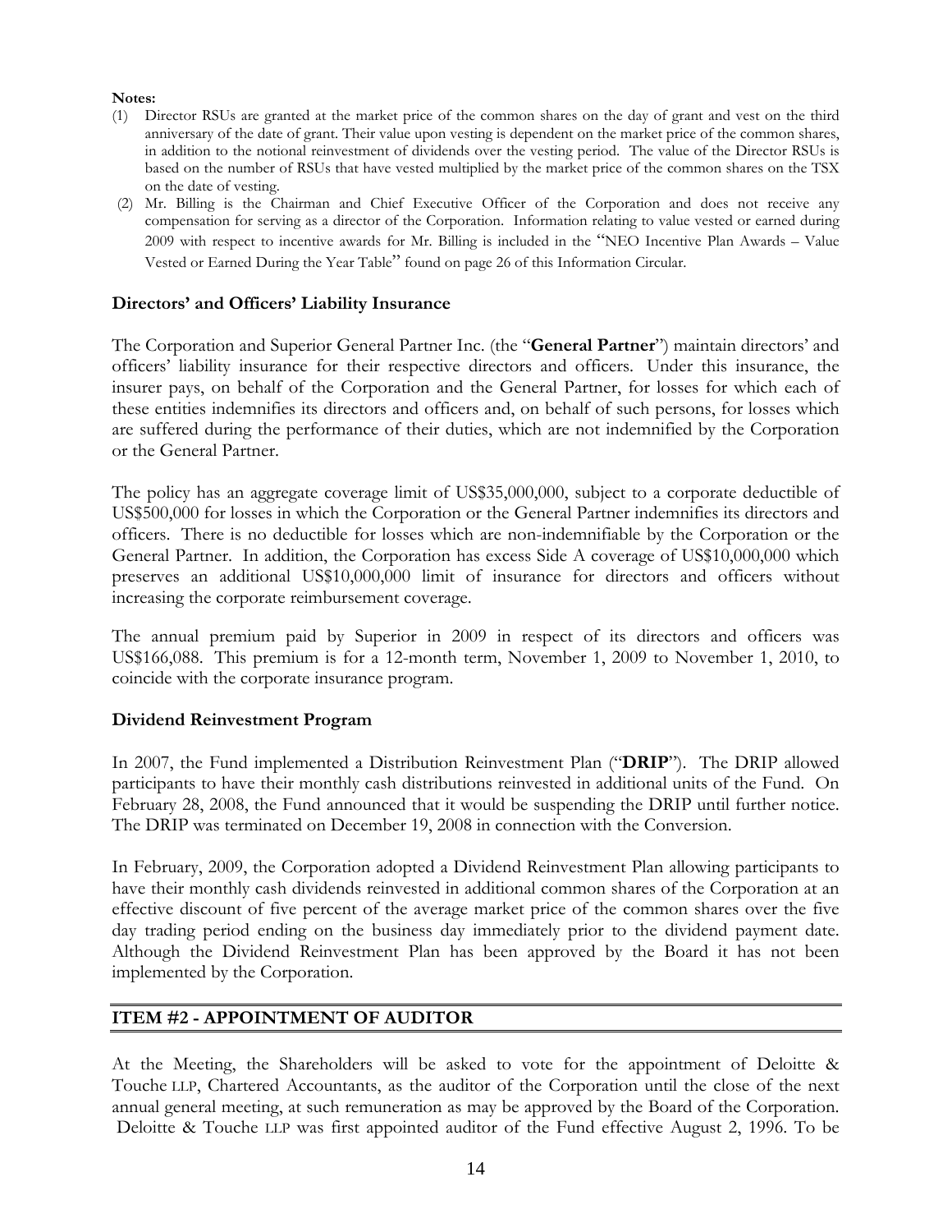**Notes:**

(1) Director RSUs are granted at the market price of the common shares on the day of grant and vest on the third anniversary of the date of grant. Their value upon vesting is dependent on the market price of the common shares, in addition to the notional reinvestment of dividends over the vesting period. The value of the Director RSUs is based on the number of RSUs that have vested multiplied by the market price of the common shares on the TSX on the date of vesting.

(2) Mr. Billing is the Chairman and Chief Executive Officer of the Corporation and does not receive any compensation for serving as a director of the Corporation. Information relating to value vested or earned during 2009 with respect to incentive awards for Mr. Billing is included in the "NEO Incentive Plan Awards – Value Vested or Earned During the Year Table" found on page 26 of this Information Circular.

### Directors' and Officers' Liability Insurance

The Corporation and Superior General Partner Inc. (the "**General Partner**") maintain directors' and officers' liability insurance for their respective directors and officers. Under this insurance, the insurer pays, on behalf of the Corporation and the General Partner, for losses for which each of these entities indemnifies its directors and officers and, on behalf of such persons, for losses which are suffered during the performance of their duties, which are not indemnified by the Corporation or the General Partner.

The policy has an aggregate coverage limit of US$35,000,000, subject to a corporate deductible of US$500,000 for losses in which the Corporation or the General Partner indemnifies its directors and officers. There is no deductible for losses which are non-indemnifiable by the Corporation or the General Partner. In addition, the Corporation has excess Side A coverage of US$10,000,000 which preserves an additional US$10,000,000 limit of insurance for directors and officers without increasing the corporate reimbursement coverage.

The annual premium paid by Superior in 2009 in respect of its directors and officers was US$166,088. This premium is for a 12-month term, November 1, 2009 to November 1, 2010, to coincide with the corporate insurance program.

### Dividend Reinvestment Program

In 2007, the Fund implemented a Distribution Reinvestment Plan ("**DRIP**"). The DRIP allowed participants to have their monthly cash distributions reinvested in additional units of the Fund. On February 28, 2008, the Fund announced that it would be suspending the DRIP until further notice. The DRIP was terminated on December 19, 2008 in connection with the Conversion.

In February, 2009, the Corporation adopted a Dividend Reinvestment Plan allowing participants to have their monthly cash dividends reinvested in additional common shares of the Corporation at an effective discount of five percent of the average market price of the common shares over the five day trading period ending on the business day immediately prior to the dividend payment date. Although the Dividend Reinvestment Plan has been approved by the Board it has not been implemented by the Corporation.

## ITEM #2 - APPOINTMENT OF AUDITOR

At the Meeting, the Shareholders will be asked to vote for the appointment of Deloitte & Touche LLP, Chartered Accountants, as the auditor of the Corporation until the close of the next annual general meeting, at such remuneration as may be approved by the Board of the Corporation. Deloitte & Touche LLP was first appointed auditor of the Fund effective August 2, 1996. To be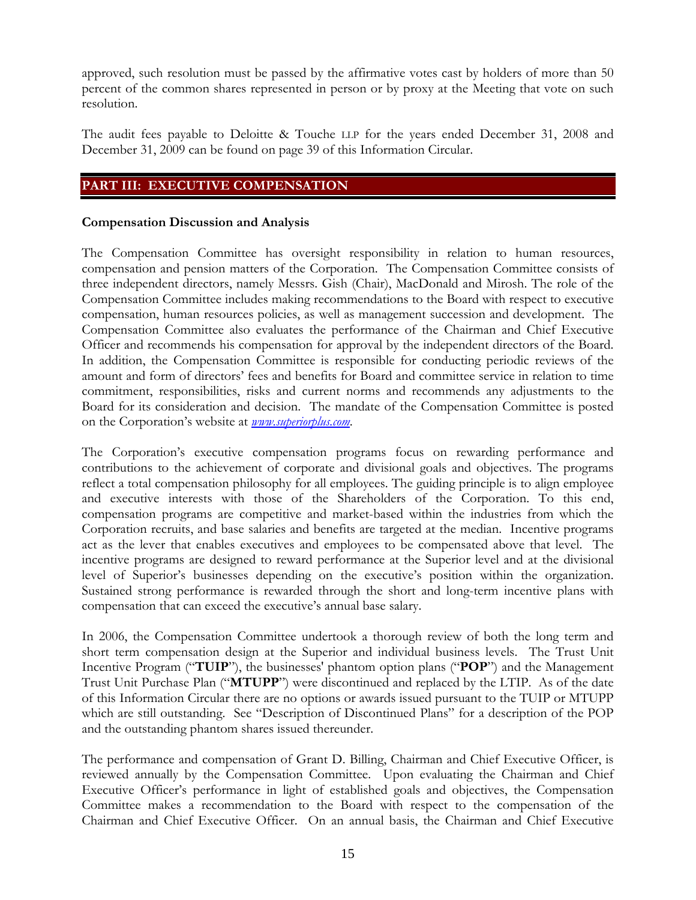approved, such resolution must be passed by the affirmative votes cast by holders of more than 50 percent of the common shares represented in person or by proxy at the Meeting that vote on such resolution.

The audit fees payable to Deloitte & Touche LLP for the years ended December 31, 2008 and December 31, 2009 can be found on page 39 of this Information Circular.

## PART III: EXECUTIVE COMPENSATION

**Compensation Discussion and Analysis**

The Compensation Committee has oversight responsibility in relation to human resources, compensation and pension matters of the Corporation. The Compensation Committee consists of three independent directors, namely Messrs. Gish (Chair), MacDonald and Mirosh. The role of the Compensation Committee includes making recommendations to the Board with respect to executive compensation, human resources policies, as well as management succession and development. The Compensation Committee also evaluates the performance of the Chairman and Chief Executive Officer and recommends his compensation for approval by the independent directors of the Board. In addition, the Compensation Committee is responsible for conducting periodic reviews of the amount and form of directors' fees and benefits for Board and committee service in relation to time commitment, responsibilities, risks and current norms and recommends any adjustments to the Board for its consideration and decision. The mandate of the Compensation Committee is posted on the Corporation's website at *www.superiorplus.com*.

The Corporation's executive compensation programs focus on rewarding performance and contributions to the achievement of corporate and divisional goals and objectives. The programs reflect a total compensation philosophy for all employees. The guiding principle is to align employee and executive interests with those of the Shareholders of the Corporation. To this end, compensation programs are competitive and market-based within the industries from which the Corporation recruits, and base salaries and benefits are targeted at the median. Incentive programs act as the lever that enables executives and employees to be compensated above that level. The incentive programs are designed to reward performance at the Superior level and at the divisional level of Superior's businesses depending on the executive's position within the organization. Sustained strong performance is rewarded through the short and long-term incentive plans with compensation that can exceed the executive's annual base salary.

In 2006, the Compensation Committee undertook a thorough review of both the long term and short term compensation design at the Superior and individual business levels. The Trust Unit Incentive Program ("**TUIP**"), the businesses' phantom option plans ("**POP**") and the Management Trust Unit Purchase Plan ("**MTUPP**") were discontinued and replaced by the LTIP. As of the date of this Information Circular there are no options or awards issued pursuant to the TUIP or MTUPP which are still outstanding. See "Description of Discontinued Plans" for a description of the POP and the outstanding phantom shares issued thereunder.

The performance and compensation of Grant D. Billing, Chairman and Chief Executive Officer, is reviewed annually by the Compensation Committee. Upon evaluating the Chairman and Chief Executive Officer's performance in light of established goals and objectives, the Compensation Committee makes a recommendation to the Board with respect to the compensation of the Chairman and Chief Executive Officer. On an annual basis, the Chairman and Chief Executive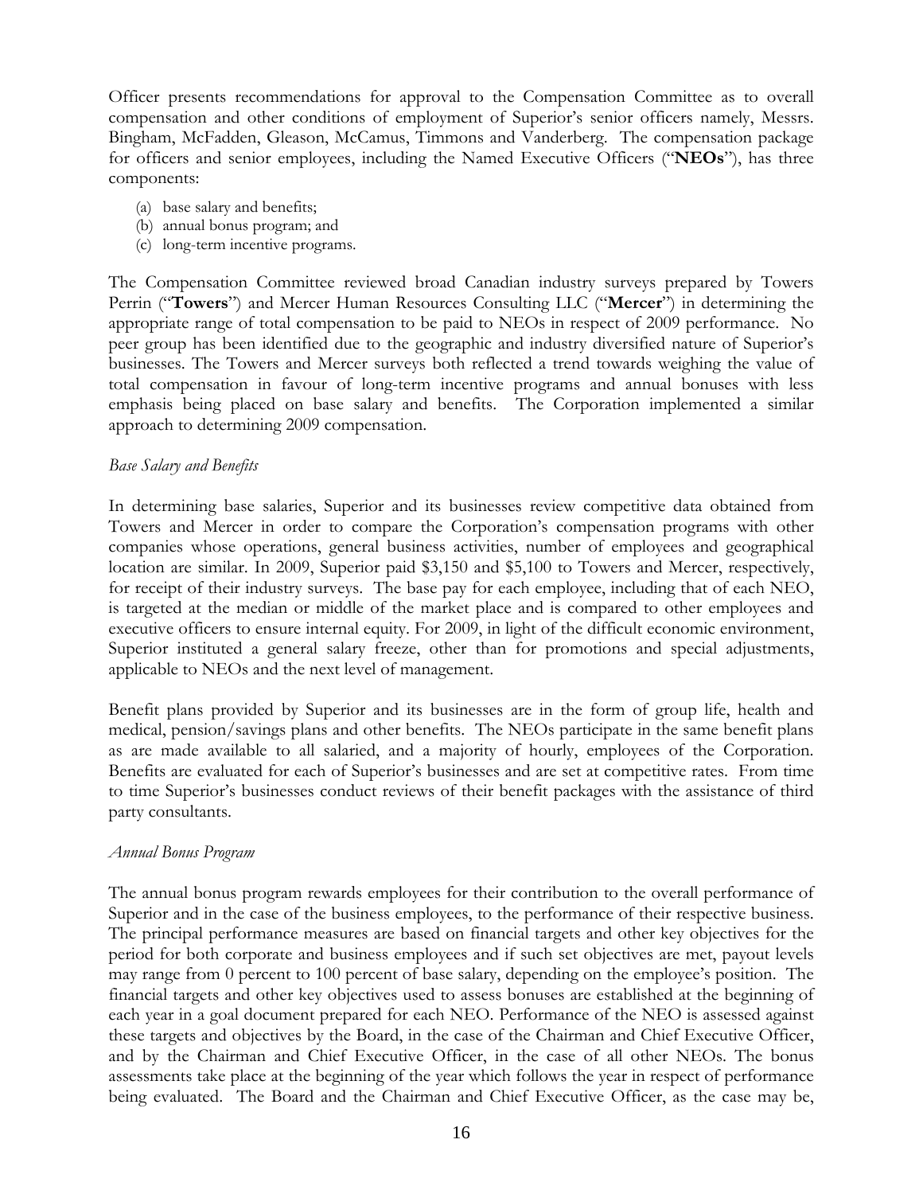Officer presents recommendations for approval to the Compensation Committee as to overall compensation and other conditions of employment of Superior's senior officers namely, Messrs. Bingham, McFadden, Gleason, McCamus, Timmons and Vanderberg. The compensation package for officers and senior employees, including the Named Executive Officers ("**NEOs**"), has three components:

(a) base salary and benefits;
(b) annual bonus program; and
(c) long-term incentive programs.

The Compensation Committee reviewed broad Canadian industry surveys prepared by Towers Perrin ("**Towers**") and Mercer Human Resources Consulting LLC ("**Mercer**") in determining the appropriate range of total compensation to be paid to NEOs in respect of 2009 performance. No peer group has been identified due to the geographic and industry diversified nature of Superior's businesses. The Towers and Mercer surveys both reflected a trend towards weighing the value of total compensation in favour of long-term incentive programs and annual bonuses with less emphasis being placed on base salary and benefits. The Corporation implemented a similar approach to determining 2009 compensation.

*Base Salary and Benefits*

In determining base salaries, Superior and its businesses review competitive data obtained from Towers and Mercer in order to compare the Corporation's compensation programs with other companies whose operations, general business activities, number of employees and geographical location are similar. In 2009, Superior paid $3,150 and $5,100 to Towers and Mercer, respectively, for receipt of their industry surveys. The base pay for each employee, including that of each NEO, is targeted at the median or middle of the market place and is compared to other employees and executive officers to ensure internal equity. For 2009, in light of the difficult economic environment, Superior instituted a general salary freeze, other than for promotions and special adjustments, applicable to NEOs and the next level of management.

Benefit plans provided by Superior and its businesses are in the form of group life, health and medical, pension/savings plans and other benefits. The NEOs participate in the same benefit plans as are made available to all salaried, and a majority of hourly, employees of the Corporation. Benefits are evaluated for each of Superior's businesses and are set at competitive rates. From time to time Superior's businesses conduct reviews of their benefit packages with the assistance of third party consultants.

*Annual Bonus Program*

The annual bonus program rewards employees for their contribution to the overall performance of Superior and in the case of the business employees, to the performance of their respective business. The principal performance measures are based on financial targets and other key objectives for the period for both corporate and business employees and if such set objectives are met, payout levels may range from 0 percent to 100 percent of base salary, depending on the employee's position. The financial targets and other key objectives used to assess bonuses are established at the beginning of each year in a goal document prepared for each NEO. Performance of the NEO is assessed against these targets and objectives by the Board, in the case of the Chairman and Chief Executive Officer, and by the Chairman and Chief Executive Officer, in the case of all other NEOs. The bonus assessments take place at the beginning of the year which follows the year in respect of performance being evaluated. The Board and the Chairman and Chief Executive Officer, as the case may be,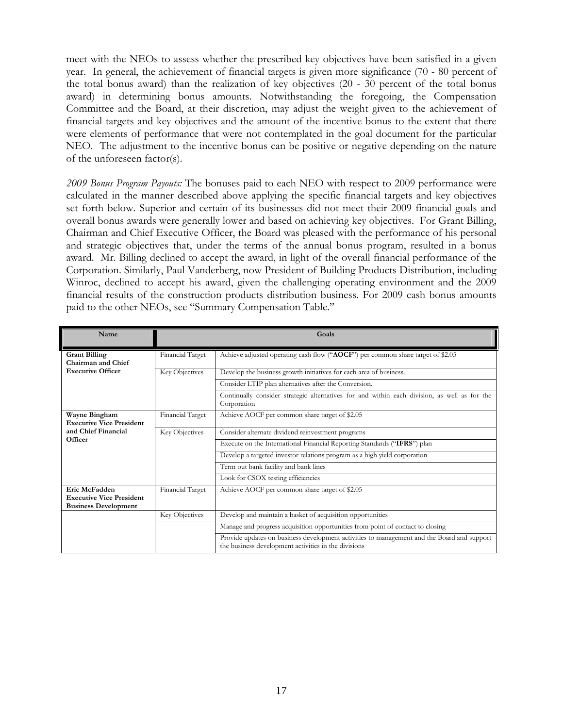meet with the NEOs to assess whether the prescribed key objectives have been satisfied in a given year. In general, the achievement of financial targets is given more significance (70 - 80 percent of the total bonus award) than the realization of key objectives (20 - 30 percent of the total bonus award) in determining bonus amounts. Notwithstanding the foregoing, the Compensation Committee and the Board, at their discretion, may adjust the weight given to the achievement of financial targets and key objectives and the amount of the incentive bonus to the extent that there were elements of performance that were not contemplated in the goal document for the particular NEO. The adjustment to the incentive bonus can be positive or negative depending on the nature of the unforeseen factor(s).

*2009 Bonus Program Payouts:* The bonuses paid to each NEO with respect to 2009 performance were calculated in the manner described above applying the specific financial targets and key objectives set forth below. Superior and certain of its businesses did not meet their 2009 financial goals and overall bonus awards were generally lower and based on achieving key objectives. For Grant Billing, Chairman and Chief Executive Officer, the Board was pleased with the performance of his personal and strategic objectives that, under the terms of the annual bonus program, resulted in a bonus award. Mr. Billing declined to accept the award, in light of the overall financial performance of the Corporation. Similarly, Paul Vanderberg, now President of Building Products Distribution, including Winroc, declined to accept his award, given the challenging operating environment and the 2009 financial results of the construction products distribution business. For 2009 cash bonus amounts paid to the other NEOs, see "Summary Compensation Table."

| Name | Goals | |
|---|---|---|
| **Grant Billing**<br>**Chairman and Chief Executive Officer** | Financial Target | Achieve adjusted operating cash flow ("**AOCF**") per common share target of $2.05 |
| | Key Objectives | Develop the business growth initiatives for each area of business. |
| | | Consider LTIP plan alternatives after the Conversion. |
| | | Continually consider strategic alternatives for and within each division, as well as for the Corporation |
| **Wayne Bingham**<br>**Executive Vice President and Chief Financial Officer** | Financial Target | Achieve AOCF per common share target of $2.05 |
| | Key Objectives | Consider alternate dividend reinvestment programs |
| | | Execute on the International Financial Reporting Standards ("**IFRS**") plan |
| | | Develop a targeted investor relations program as a high yield corporation |
| | | Term out bank facility and bank lines |
| | | Look for CSOX testing efficiencies |
| **Eric McFadden**<br>**Executive Vice President Business Development** | Financial Target | Achieve AOCF per common share target of $2.05 |
| | Key Objectives | Develop and maintain a basket of acquisition opportunities |
| | | Manage and progress acquisition opportunities from point of contact to closing |
| | | Provide updates on business development activities to management and the Board and support the business development activities in the divisions |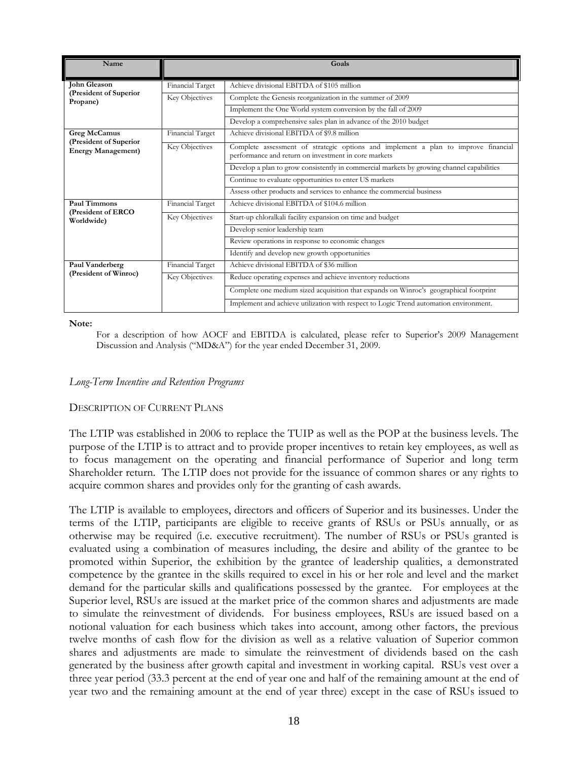| Name | Goals | |
|---|---|---|
| **John Gleason (President of Superior Propane)** | Financial Target | Achieve divisional EBITDA of $105 million |
| | Key Objectives | Complete the Genesis reorganization in the summer of 2009 |
| | | Implement the One World system conversion by the fall of 2009 |
| | | Develop a comprehensive sales plan in advance of the 2010 budget |
| **Greg McCamus (President of Superior Energy Management)** | Financial Target | Achieve divisional EBITDA of $9.8 million |
| | Key Objectives | Complete assessment of strategic options and implement a plan to improve financial performance and return on investment in core markets |
| | | Develop a plan to grow consistently in commercial markets by growing channel capabilities |
| | | Continue to evaluate opportunities to enter US markets |
| | | Assess other products and services to enhance the commercial business |
| **Paul Timmons (President of ERCO Worldwide)** | Financial Target | Achieve divisional EBITDA of $104.6 million |
| | Key Objectives | Start-up chloralkali facility expansion on time and budget |
| | | Develop senior leadership team |
| | | Review operations in response to economic changes |
| | | Identify and develop new growth opportunities |
| **Paul Vanderberg (President of Winroc)** | Financial Target | Achieve divisional EBITDA of $36 million |
| | Key Objectives | Reduce operating expenses and achieve inventory reductions |
| | | Complete one medium sized acquisition that expands on Winroc's geographical footprint |
| | | Implement and achieve utilization with respect to Logic Trend automation environment. |

**Note:**

For a description of how AOCF and EBITDA is calculated, please refer to Superior's 2009 Management Discussion and Analysis ("MD&A") for the year ended December 31, 2009.

*Long-Term Incentive and Retention Programs*

DESCRIPTION OF CURRENT PLANS

The LTIP was established in 2006 to replace the TUIP as well as the POP at the business levels. The purpose of the LTIP is to attract and to provide proper incentives to retain key employees, as well as to focus management on the operating and financial performance of Superior and long term Shareholder return. The LTIP does not provide for the issuance of common shares or any rights to acquire common shares and provides only for the granting of cash awards.

The LTIP is available to employees, directors and officers of Superior and its businesses. Under the terms of the LTIP, participants are eligible to receive grants of RSUs or PSUs annually, or as otherwise may be required (i.e. executive recruitment). The number of RSUs or PSUs granted is evaluated using a combination of measures including, the desire and ability of the grantee to be promoted within Superior, the exhibition by the grantee of leadership qualities, a demonstrated competence by the grantee in the skills required to excel in his or her role and level and the market demand for the particular skills and qualifications possessed by the grantee. For employees at the Superior level, RSUs are issued at the market price of the common shares and adjustments are made to simulate the reinvestment of dividends. For business employees, RSUs are issued based on a notional valuation for each business which takes into account, among other factors, the previous twelve months of cash flow for the division as well as a relative valuation of Superior common shares and adjustments are made to simulate the reinvestment of dividends based on the cash generated by the business after growth capital and investment in working capital. RSUs vest over a three year period (33.3 percent at the end of year one and half of the remaining amount at the end of year two and the remaining amount at the end of year three) except in the case of RSUs issued to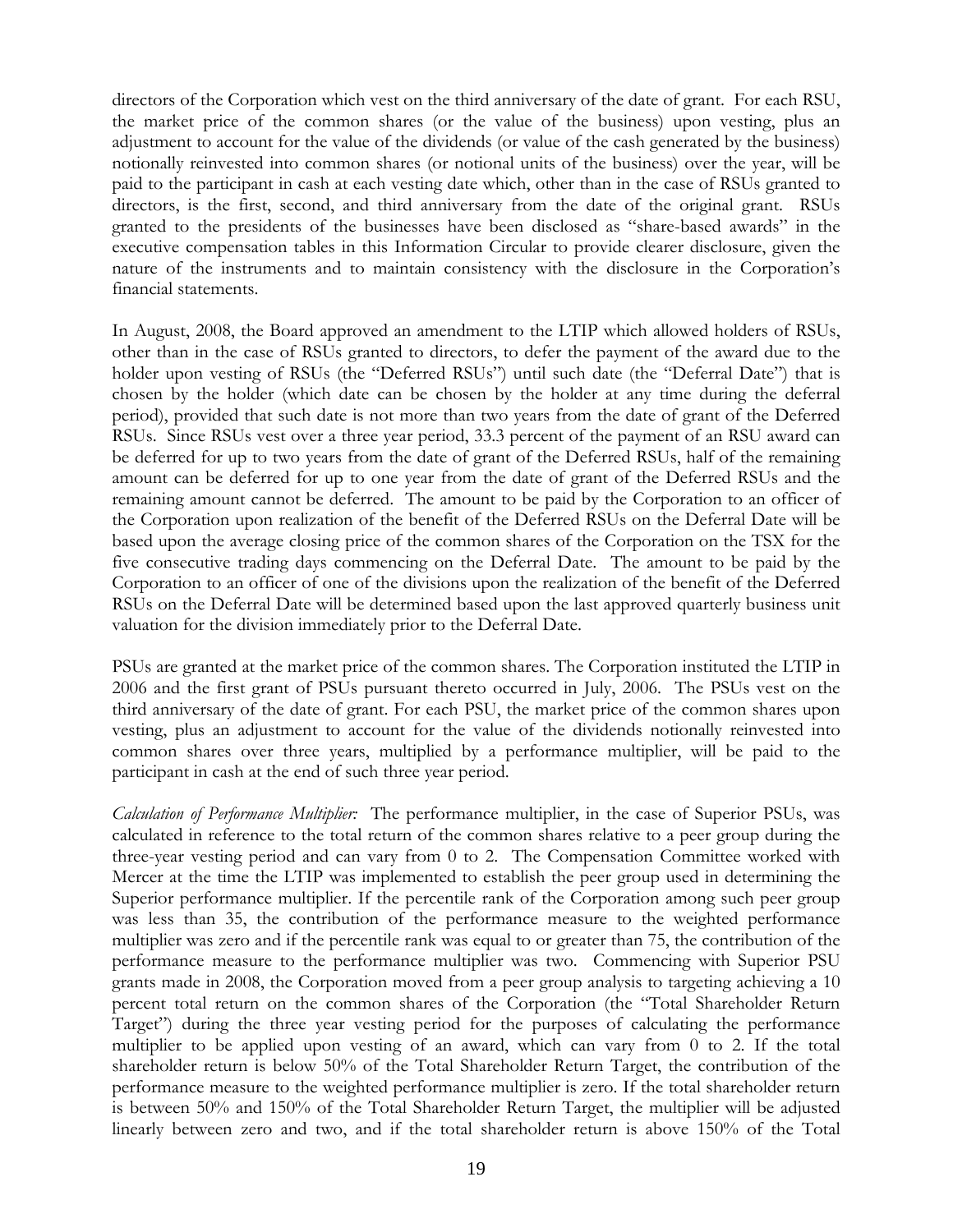directors of the Corporation which vest on the third anniversary of the date of grant. For each RSU, the market price of the common shares (or the value of the business) upon vesting, plus an adjustment to account for the value of the dividends (or value of the cash generated by the business) notionally reinvested into common shares (or notional units of the business) over the year, will be paid to the participant in cash at each vesting date which, other than in the case of RSUs granted to directors, is the first, second, and third anniversary from the date of the original grant. RSUs granted to the presidents of the businesses have been disclosed as "share-based awards" in the executive compensation tables in this Information Circular to provide clearer disclosure, given the nature of the instruments and to maintain consistency with the disclosure in the Corporation's financial statements.

In August, 2008, the Board approved an amendment to the LTIP which allowed holders of RSUs, other than in the case of RSUs granted to directors, to defer the payment of the award due to the holder upon vesting of RSUs (the "Deferred RSUs") until such date (the "Deferral Date") that is chosen by the holder (which date can be chosen by the holder at any time during the deferral period), provided that such date is not more than two years from the date of grant of the Deferred RSUs. Since RSUs vest over a three year period, 33.3 percent of the payment of an RSU award can be deferred for up to two years from the date of grant of the Deferred RSUs, half of the remaining amount can be deferred for up to one year from the date of grant of the Deferred RSUs and the remaining amount cannot be deferred. The amount to be paid by the Corporation to an officer of the Corporation upon realization of the benefit of the Deferred RSUs on the Deferral Date will be based upon the average closing price of the common shares of the Corporation on the TSX for the five consecutive trading days commencing on the Deferral Date. The amount to be paid by the Corporation to an officer of one of the divisions upon the realization of the benefit of the Deferred RSUs on the Deferral Date will be determined based upon the last approved quarterly business unit valuation for the division immediately prior to the Deferral Date.

PSUs are granted at the market price of the common shares. The Corporation instituted the LTIP in 2006 and the first grant of PSUs pursuant thereto occurred in July, 2006. The PSUs vest on the third anniversary of the date of grant. For each PSU, the market price of the common shares upon vesting, plus an adjustment to account for the value of the dividends notionally reinvested into common shares over three years, multiplied by a performance multiplier, will be paid to the participant in cash at the end of such three year period.

*Calculation of Performance Multiplier:* The performance multiplier, in the case of Superior PSUs, was calculated in reference to the total return of the common shares relative to a peer group during the three-year vesting period and can vary from 0 to 2. The Compensation Committee worked with Mercer at the time the LTIP was implemented to establish the peer group used in determining the Superior performance multiplier. If the percentile rank of the Corporation among such peer group was less than 35, the contribution of the performance measure to the weighted performance multiplier was zero and if the percentile rank was equal to or greater than 75, the contribution of the performance measure to the performance multiplier was two. Commencing with Superior PSU grants made in 2008, the Corporation moved from a peer group analysis to targeting achieving a 10 percent total return on the common shares of the Corporation (the "Total Shareholder Return Target") during the three year vesting period for the purposes of calculating the performance multiplier to be applied upon vesting of an award, which can vary from 0 to 2. If the total shareholder return is below 50% of the Total Shareholder Return Target, the contribution of the performance measure to the weighted performance multiplier is zero. If the total shareholder return is between 50% and 150% of the Total Shareholder Return Target, the multiplier will be adjusted linearly between zero and two, and if the total shareholder return is above 150% of the Total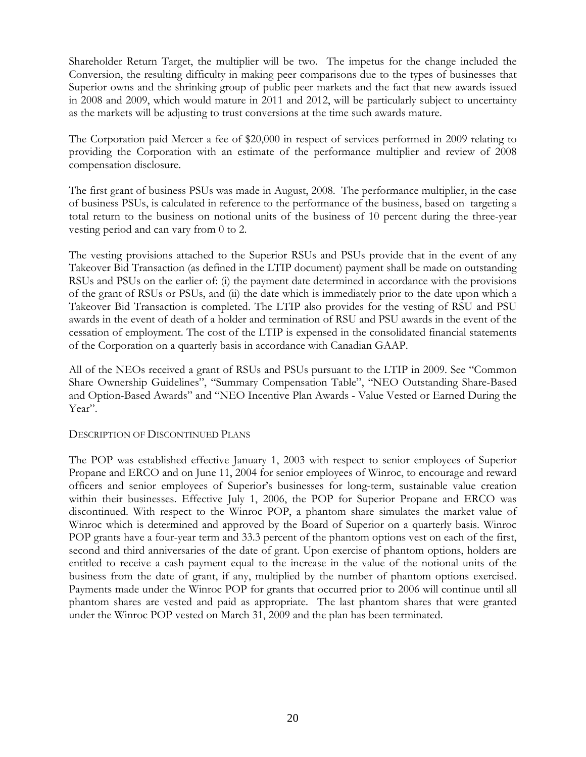Shareholder Return Target, the multiplier will be two. The impetus for the change included the Conversion, the resulting difficulty in making peer comparisons due to the types of businesses that Superior owns and the shrinking group of public peer markets and the fact that new awards issued in 2008 and 2009, which would mature in 2011 and 2012, will be particularly subject to uncertainty as the markets will be adjusting to trust conversions at the time such awards mature.

The Corporation paid Mercer a fee of $20,000 in respect of services performed in 2009 relating to providing the Corporation with an estimate of the performance multiplier and review of 2008 compensation disclosure.

The first grant of business PSUs was made in August, 2008. The performance multiplier, in the case of business PSUs, is calculated in reference to the performance of the business, based on targeting a total return to the business on notional units of the business of 10 percent during the three-year vesting period and can vary from 0 to 2.

The vesting provisions attached to the Superior RSUs and PSUs provide that in the event of any Takeover Bid Transaction (as defined in the LTIP document) payment shall be made on outstanding RSUs and PSUs on the earlier of: (i) the payment date determined in accordance with the provisions of the grant of RSUs or PSUs, and (ii) the date which is immediately prior to the date upon which a Takeover Bid Transaction is completed. The LTIP also provides for the vesting of RSU and PSU awards in the event of death of a holder and termination of RSU and PSU awards in the event of the cessation of employment. The cost of the LTIP is expensed in the consolidated financial statements of the Corporation on a quarterly basis in accordance with Canadian GAAP.

All of the NEOs received a grant of RSUs and PSUs pursuant to the LTIP in 2009. See "Common Share Ownership Guidelines", "Summary Compensation Table", "NEO Outstanding Share-Based and Option-Based Awards" and "NEO Incentive Plan Awards - Value Vested or Earned During the Year".

### DESCRIPTION OF DISCONTINUED PLANS

The POP was established effective January 1, 2003 with respect to senior employees of Superior Propane and ERCO and on June 11, 2004 for senior employees of Winroc, to encourage and reward officers and senior employees of Superior's businesses for long-term, sustainable value creation within their businesses. Effective July 1, 2006, the POP for Superior Propane and ERCO was discontinued. With respect to the Winroc POP, a phantom share simulates the market value of Winroc which is determined and approved by the Board of Superior on a quarterly basis. Winroc POP grants have a four-year term and 33.3 percent of the phantom options vest on each of the first, second and third anniversaries of the date of grant. Upon exercise of phantom options, holders are entitled to receive a cash payment equal to the increase in the value of the notional units of the business from the date of grant, if any, multiplied by the number of phantom options exercised. Payments made under the Winroc POP for grants that occurred prior to 2006 will continue until all phantom shares are vested and paid as appropriate. The last phantom shares that were granted under the Winroc POP vested on March 31, 2009 and the plan has been terminated.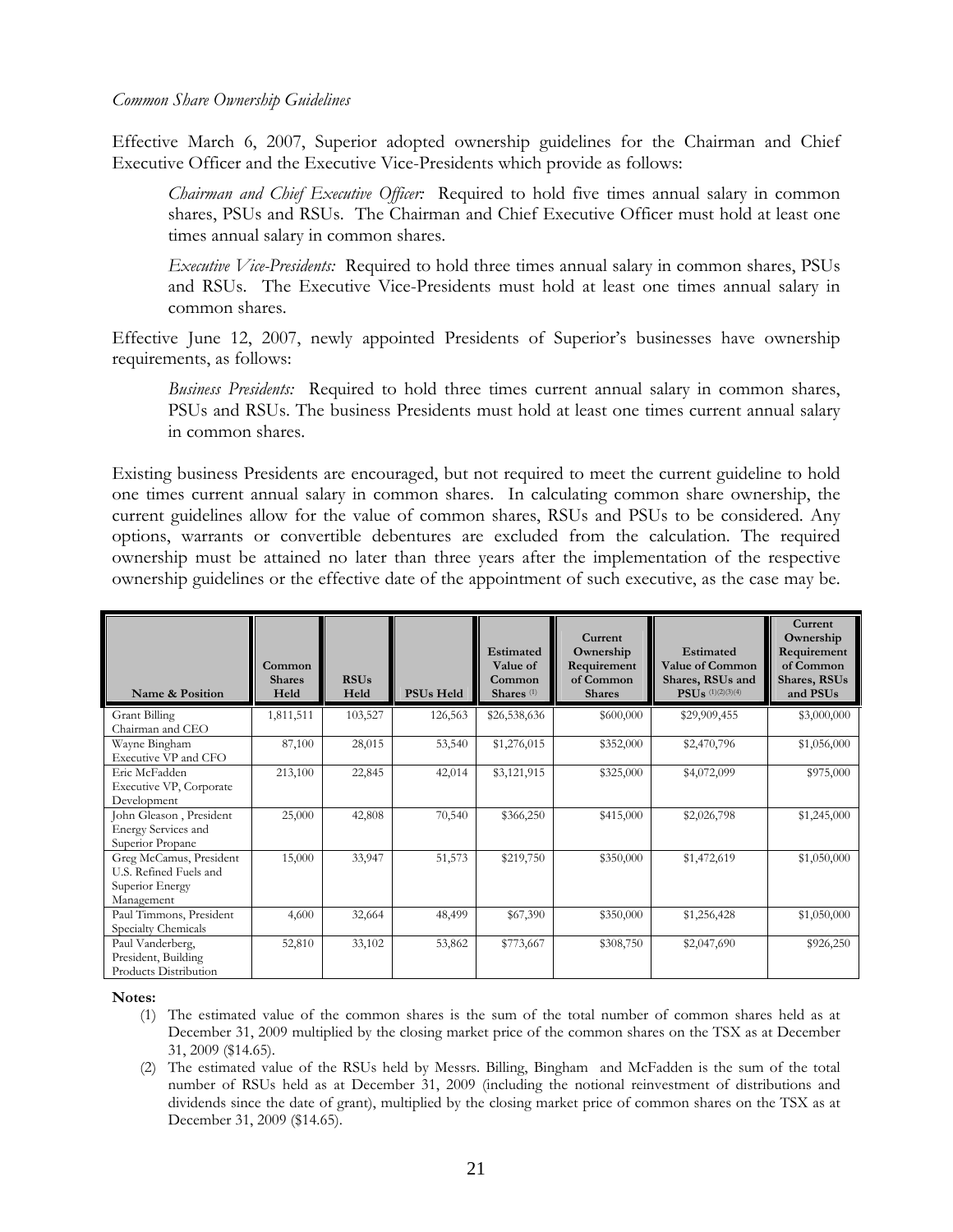*Common Share Ownership Guidelines*

Effective March 6, 2007, Superior adopted ownership guidelines for the Chairman and Chief Executive Officer and the Executive Vice-Presidents which provide as follows:

> *Chairman and Chief Executive Officer:* Required to hold five times annual salary in common shares, PSUs and RSUs. The Chairman and Chief Executive Officer must hold at least one times annual salary in common shares.
>
> *Executive Vice-Presidents:* Required to hold three times annual salary in common shares, PSUs and RSUs. The Executive Vice-Presidents must hold at least one times annual salary in common shares.

Effective June 12, 2007, newly appointed Presidents of Superior's businesses have ownership requirements, as follows:

> *Business Presidents:* Required to hold three times current annual salary in common shares, PSUs and RSUs. The business Presidents must hold at least one times current annual salary in common shares.

Existing business Presidents are encouraged, but not required to meet the current guideline to hold one times current annual salary in common shares. In calculating common share ownership, the current guidelines allow for the value of common shares, RSUs and PSUs to be considered. Any options, warrants or convertible debentures are excluded from the calculation. The required ownership must be attained no later than three years after the implementation of the respective ownership guidelines or the effective date of the appointment of such executive, as the case may be.

| Name & Position | Common Shares Held | RSUs Held | PSUs Held | Estimated Value of Common Shares (1) | Current Ownership Requirement of Common Shares | Estimated Value of Common Shares, RSUs and PSUs (1)(2)(3)(4) | Current Ownership Requirement of Common Shares, RSUs and PSUs |
|---|---|---|---|---|---|---|---|
| Grant Billing Chairman and CEO | 1,811,511 | 103,527 | 126,563 | $26,538,636 | $600,000 | $29,909,455 | $3,000,000 |
| Wayne Bingham Executive VP and CFO | 87,100 | 28,015 | 53,540 | $1,276,015 | $352,000 | $2,470,796 | $1,056,000 |
| Eric McFadden Executive VP, Corporate Development | 213,100 | 22,845 | 42,014 | $3,121,915 | $325,000 | $4,072,099 | $975,000 |
| John Gleason , President Energy Services and Superior Propane | 25,000 | 42,808 | 70,540 | $366,250 | $415,000 | $2,026,798 | $1,245,000 |
| Greg McCamus, President U.S. Refined Fuels and Superior Energy Management | 15,000 | 33,947 | 51,573 | $219,750 | $350,000 | $1,472,619 | $1,050,000 |
| Paul Timmons, President Specialty Chemicals | 4,600 | 32,664 | 48,499 | $67,390 | $350,000 | $1,256,428 | $1,050,000 |
| Paul Vanderberg, President, Building Products Distribution | 52,810 | 33,102 | 53,862 | $773,667 | $308,750 | $2,047,690 | $926,250 |

**Notes:**

(1) The estimated value of the common shares is the sum of the total number of common shares held as at December 31, 2009 multiplied by the closing market price of the common shares on the TSX as at December 31, 2009 ($14.65).

(2) The estimated value of the RSUs held by Messrs. Billing, Bingham and McFadden is the sum of the total number of RSUs held as at December 31, 2009 (including the notional reinvestment of distributions and dividends since the date of grant), multiplied by the closing market price of common shares on the TSX as at December 31, 2009 ($14.65).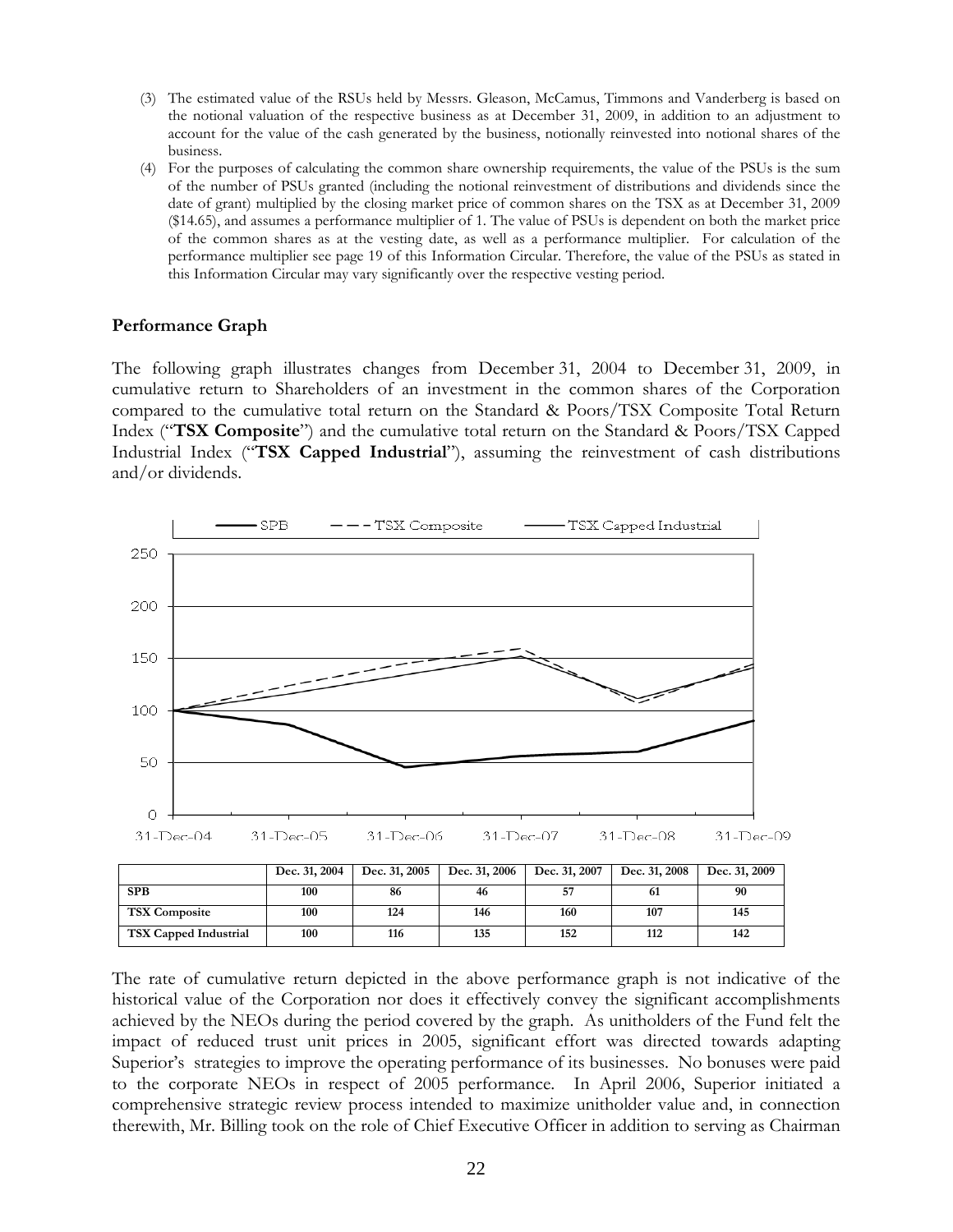(3) The estimated value of the RSUs held by Messrs. Gleason, McCamus, Timmons and Vanderberg is based on the notional valuation of the respective business as at December 31, 2009, in addition to an adjustment to account for the value of the cash generated by the business, notionally reinvested into notional shares of the business.

(4) For the purposes of calculating the common share ownership requirements, the value of the PSUs is the sum of the number of PSUs granted (including the notional reinvestment of distributions and dividends since the date of grant) multiplied by the closing market price of common shares on the TSX as at December 31, 2009 ($14.65), and assumes a performance multiplier of 1. The value of PSUs is dependent on both the market price of the common shares as at the vesting date, as well as a performance multiplier. For calculation of the performance multiplier see page 19 of this Information Circular. Therefore, the value of the PSUs as stated in this Information Circular may vary significantly over the respective vesting period.

### Performance Graph

The following graph illustrates changes from December 31, 2004 to December 31, 2009, in cumulative return to Shareholders of an investment in the common shares of the Corporation compared to the cumulative total return on the Standard & Poors/TSX Composite Total Return Index ("**TSX Composite**") and the cumulative total return on the Standard & Poors/TSX Capped Industrial Index ("**TSX Capped Industrial**"), assuming the reinvestment of cash distributions and/or dividends.

| | Dec. 31, 2004 | Dec. 31, 2005 | Dec. 31, 2006 | Dec. 31, 2007 | Dec. 31, 2008 | Dec. 31, 2009 |
|---|---|---|---|---|---|---|
| **SPB** | 100 | 86 | 46 | 57 | 61 | 90 |
| **TSX Composite** | 100 | 124 | 146 | 160 | 107 | 145 |
| **TSX Capped Industrial** | 100 | 116 | 135 | 152 | 112 | 142 |

The rate of cumulative return depicted in the above performance graph is not indicative of the historical value of the Corporation nor does it effectively convey the significant accomplishments achieved by the NEOs during the period covered by the graph. As unitholders of the Fund felt the impact of reduced trust unit prices in 2005, significant effort was directed towards adapting Superior's strategies to improve the operating performance of its businesses. No bonuses were paid to the corporate NEOs in respect of 2005 performance. In April 2006, Superior initiated a comprehensive strategic review process intended to maximize unitholder value and, in connection therewith, Mr. Billing took on the role of Chief Executive Officer in addition to serving as Chairman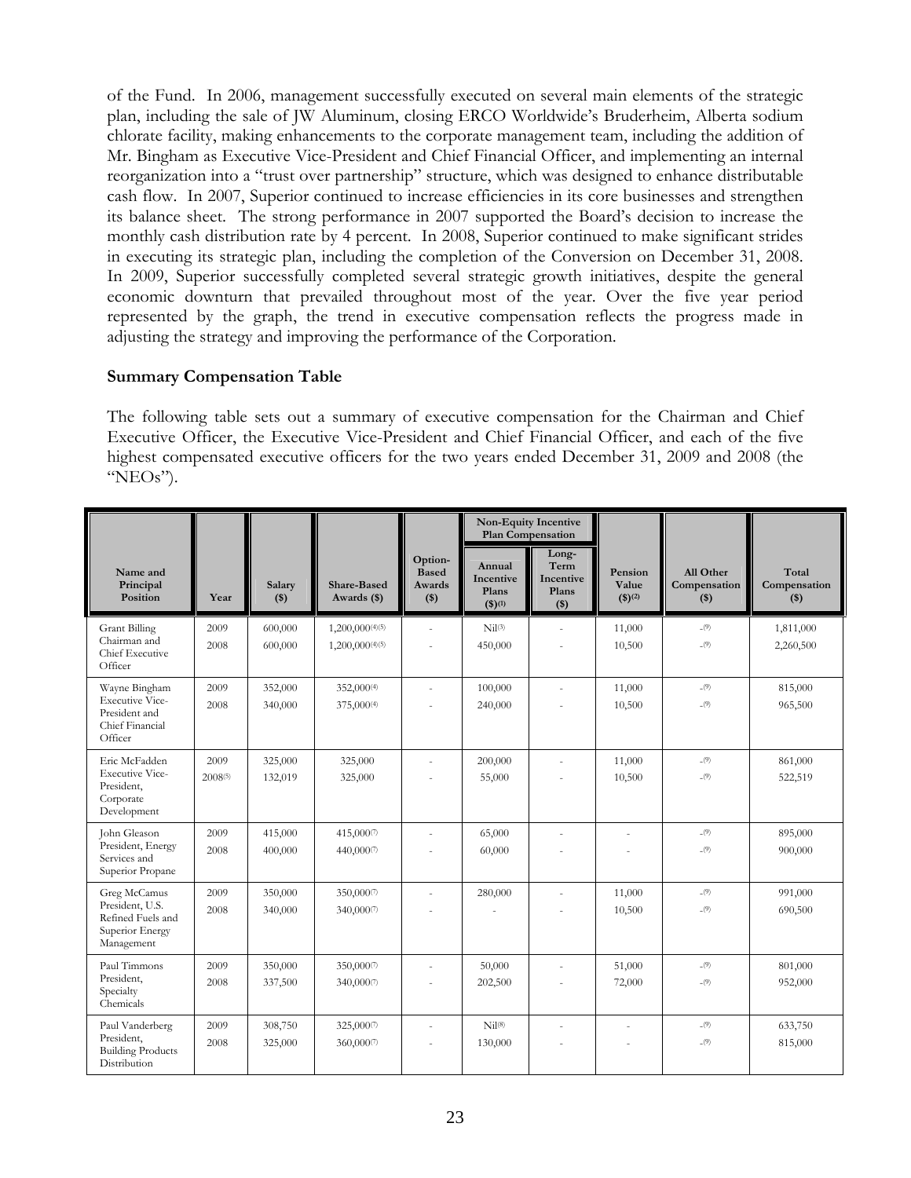of the Fund. In 2006, management successfully executed on several main elements of the strategic plan, including the sale of JW Aluminum, closing ERCO Worldwide's Bruderheim, Alberta sodium chlorate facility, making enhancements to the corporate management team, including the addition of Mr. Bingham as Executive Vice-President and Chief Financial Officer, and implementing an internal reorganization into a "trust over partnership" structure, which was designed to enhance distributable cash flow. In 2007, Superior continued to increase efficiencies in its core businesses and strengthen its balance sheet. The strong performance in 2007 supported the Board's decision to increase the monthly cash distribution rate by 4 percent. In 2008, Superior continued to make significant strides in executing its strategic plan, including the completion of the Conversion on December 31, 2008. In 2009, Superior successfully completed several strategic growth initiatives, despite the general economic downturn that prevailed throughout most of the year. Over the five year period represented by the graph, the trend in executive compensation reflects the progress made in adjusting the strategy and improving the performance of the Corporation.

### Summary Compensation Table

The following table sets out a summary of executive compensation for the Chairman and Chief Executive Officer, the Executive Vice-President and Chief Financial Officer, and each of the five highest compensated executive officers for the two years ended December 31, 2009 and 2008 (the "NEOs").

| Name and Principal Position | Year | Salary ($) | Share-Based Awards ($) | Option-Based Awards ($) | Non-Equity Incentive Plan Compensation | | Pension Value ($)[(2)] | All Other Compensation ($) | Total Compensation ($) |
|---|---|---|---|---|---|---|---|---|---|
| | | | | | Annual Incentive Plans ($)[(1)] | Long-Term Incentive Plans ($) | | | |
| Grant Billing Chairman and Chief Executive Officer | 2009 | 600,000 | 1,200,000[(4)(5)] | - | Nil[(3)] | - | 11,000 | -[(9)] | 1,811,000 |
| | 2008 | 600,000 | 1,200,000[(4)(5)] | - | 450,000 | - | 10,500 | -[(9)] | 2,260,500 |
| Wayne Bingham Executive Vice-President and Chief Financial Officer | 2009 | 352,000 | 352,000[(4)] | - | 100,000 | - | 11,000 | -[(9)] | 815,000 |
| | 2008 | 340,000 | 375,000[(4)] | - | 240,000 | - | 10,500 | -[(9)] | 965,500 |
| Eric McFadden Executive Vice-President, Corporate Development | 2009 | 325,000 | 325,000 | - | 200,000 | - | 11,000 | -[(9)] | 861,000 |
| | 2008[(5)] | 132,019 | 325,000 | - | 55,000 | - | 10,500 | -[(9)] | 522,519 |
| John Gleason President, Energy Services and Superior Propane | 2009 | 415,000 | 415,000[(7)] | - | 65,000 | - | - | -[(9)] | 895,000 |
| | 2008 | 400,000 | 440,000[(7)] | - | 60,000 | - | - | -[(9)] | 900,000 |
| Greg McCamus President, U.S. Refined Fuels and Superior Energy Management | 2009 | 350,000 | 350,000[(7)] | - | 280,000 | - | 11,000 | -[(9)] | 991,000 |
| | 2008 | 340,000 | 340,000[(7)] | - | - | - | 10,500 | -[(9)] | 690,500 |
| Paul Timmons President, Specialty Chemicals | 2009 | 350,000 | 350,000[(7)] | - | 50,000 | - | 51,000 | -[(9)] | 801,000 |
| | 2008 | 337,500 | 340,000[(7)] | - | 202,500 | - | 72,000 | -[(9)] | 952,000 |
| Paul Vanderberg President, Building Products Distribution | 2009 | 308,750 | 325,000[(7)] | - | Nil[(8)] | - | - | -[(9)] | 633,750 |
| | 2008 | 325,000 | 360,000[(7)] | - | 130,000 | - | - | -[(9)] | 815,000 |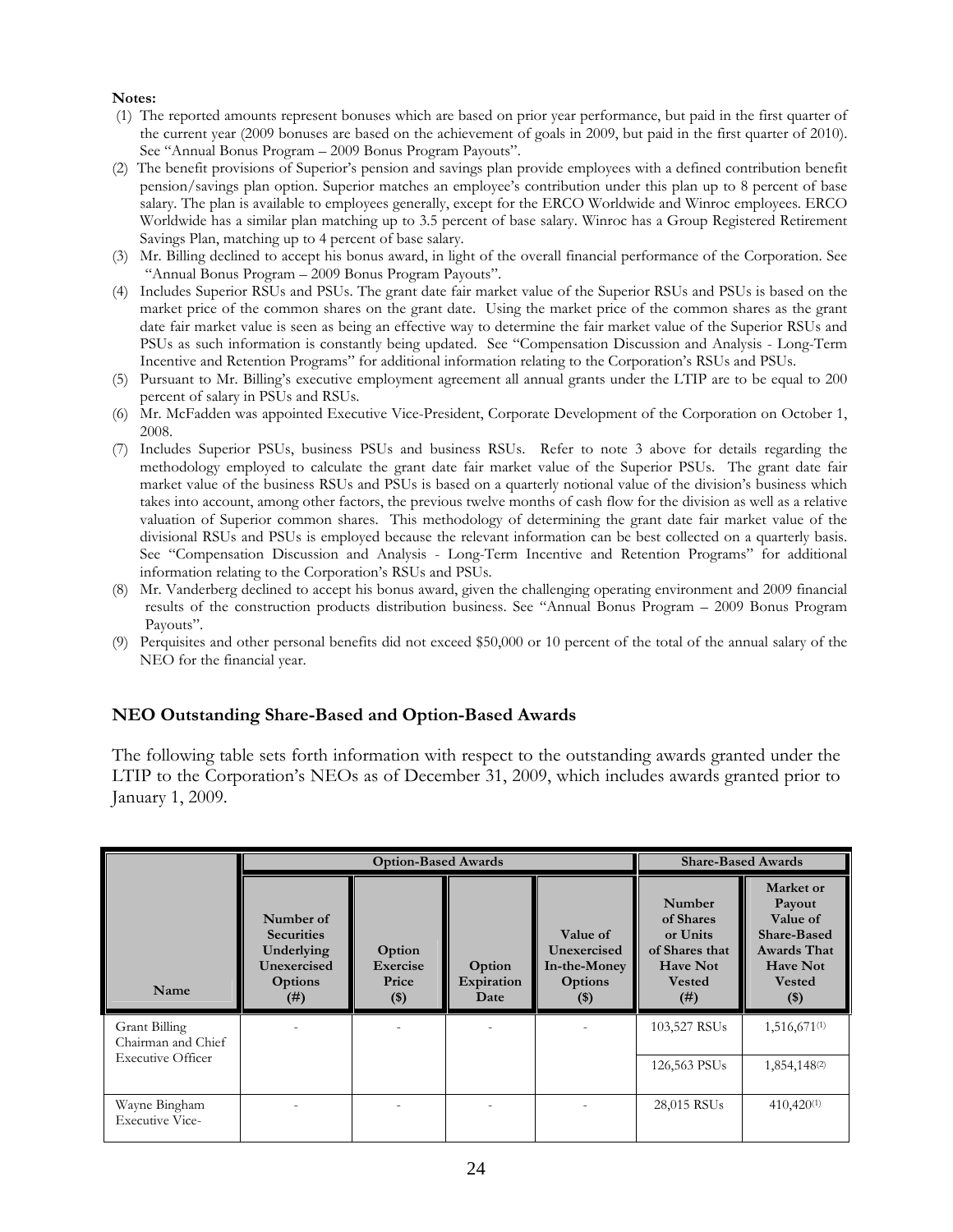**Notes:**

(1) The reported amounts represent bonuses which are based on prior year performance, but paid in the first quarter of the current year (2009 bonuses are based on the achievement of goals in 2009, but paid in the first quarter of 2010). See "Annual Bonus Program – 2009 Bonus Program Payouts".

(2) The benefit provisions of Superior's pension and savings plan provide employees with a defined contribution benefit pension/savings plan option. Superior matches an employee's contribution under this plan up to 8 percent of base salary. The plan is available to employees generally, except for the ERCO Worldwide and Winroc employees. ERCO Worldwide has a similar plan matching up to 3.5 percent of base salary. Winroc has a Group Registered Retirement Savings Plan, matching up to 4 percent of base salary.

(3) Mr. Billing declined to accept his bonus award, in light of the overall financial performance of the Corporation. See "Annual Bonus Program – 2009 Bonus Program Payouts".

(4) Includes Superior RSUs and PSUs. The grant date fair market value of the Superior RSUs and PSUs is based on the market price of the common shares on the grant date. Using the market price of the common shares as the grant date fair market value is seen as being an effective way to determine the fair market value of the Superior RSUs and PSUs as such information is constantly being updated. See "Compensation Discussion and Analysis - Long-Term Incentive and Retention Programs" for additional information relating to the Corporation's RSUs and PSUs.

(5) Pursuant to Mr. Billing's executive employment agreement all annual grants under the LTIP are to be equal to 200 percent of salary in PSUs and RSUs.

(6) Mr. McFadden was appointed Executive Vice-President, Corporate Development of the Corporation on October 1, 2008.

(7) Includes Superior PSUs, business PSUs and business RSUs. Refer to note 3 above for details regarding the methodology employed to calculate the grant date fair market value of the Superior PSUs. The grant date fair market value of the business RSUs and PSUs is based on a quarterly notional value of the division's business which takes into account, among other factors, the previous twelve months of cash flow for the division as well as a relative valuation of Superior common shares. This methodology of determining the grant date fair market value of the divisional RSUs and PSUs is employed because the relevant information can be best collected on a quarterly basis. See "Compensation Discussion and Analysis - Long-Term Incentive and Retention Programs" for additional information relating to the Corporation's RSUs and PSUs.

(8) Mr. Vanderberg declined to accept his bonus award, given the challenging operating environment and 2009 financial results of the construction products distribution business. See "Annual Bonus Program – 2009 Bonus Program Payouts".

(9) Perquisites and other personal benefits did not exceed $50,000 or 10 percent of the total of the annual salary of the NEO for the financial year.

### NEO Outstanding Share-Based and Option-Based Awards

The following table sets forth information with respect to the outstanding awards granted under the LTIP to the Corporation's NEOs as of December 31, 2009, which includes awards granted prior to January 1, 2009.

| Name | Option-Based Awards | | | | Share-Based Awards | |
|---|---|---|---|---|---|---|
| | Number of Securities Underlying Unexercised Options (#) | Option Exercise Price ($) | Option Expiration Date | Value of Unexercised In-the-Money Options ($) | Number of Shares or Units of Shares that Have Not Vested (#) | Market or Payout Value of Share-Based Awards That Have Not Vested ($) |
| Grant Billing Chairman and Chief Executive Officer | - | - | - | - | 103,527 RSUs | 1,516,671[(1)] |
| | | | | | 126,563 PSUs | 1,854,148[(2)] |
| Wayne Bingham Executive Vice- | - | - | - | - | 28,015 RSUs | 410,420[(1)] |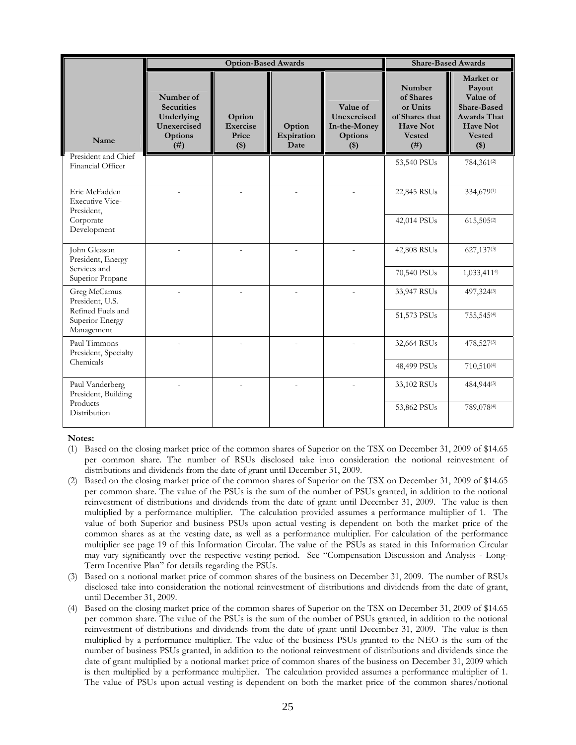| Name | Option-Based Awards | | | | Share-Based Awards | |
|---|---|---|---|---|---|---|
| | Number of Securities Underlying Unexercised Options (#) | Option Exercise Price ($) | Option Expiration Date | Value of Unexercised In-the-Money Options ($) | Number of Shares or Units of Shares that Have Not Vested (#) | Market or Payout Value of Share-Based Awards That Have Not Vested ($) |
| President and Chief Financial Officer | | | | | 53,540 PSUs | 784,361[(2)] |
| Eric McFadden Executive Vice-President, Corporate Development | - | - | - | - | 22,845 RSUs | 334,679[(1)] |
| | | | | | 42,014 PSUs | 615,505[(2)] |
| John Gleason President, Energy Services and Superior Propane | - | - | - | - | 42,808 RSUs | 627,137[(3)] |
| | | | | | 70,540 PSUs | 1,033,411[4)] |
| Greg McCamus President, U.S. Refined Fuels and Superior Energy Management | - | - | - | - | 33,947 RSUs | 497,324[(3)] |
| | | | | | 51,573 PSUs | 755,545[(4)] |
| Paul Timmons President, Specialty Chemicals | - | - | - | - | 32,664 RSUs | 478,527[(3)] |
| | | | | | 48,499 PSUs | 710,510[(4)] |
| Paul Vanderberg President, Building Products Distribution | - | - | - | - | 33,102 RSUs | 484,944[(3)] |
| | | | | | 53,862 PSUs | 789,078[(4)] |

**Notes:**

(1) Based on the closing market price of the common shares of Superior on the TSX on December 31, 2009 of $14.65 per common share. The number of RSUs disclosed take into consideration the notional reinvestment of distributions and dividends from the date of grant until December 31, 2009.

(2) Based on the closing market price of the common shares of Superior on the TSX on December 31, 2009 of $14.65 per common share. The value of the PSUs is the sum of the number of PSUs granted, in addition to the notional reinvestment of distributions and dividends from the date of grant until December 31, 2009. The value is then multiplied by a performance multiplier. The calculation provided assumes a performance multiplier of 1. The value of both Superior and business PSUs upon actual vesting is dependent on both the market price of the common shares as at the vesting date, as well as a performance multiplier. For calculation of the performance multiplier see page 19 of this Information Circular. The value of the PSUs as stated in this Information Circular may vary significantly over the respective vesting period. See "Compensation Discussion and Analysis - Long-Term Incentive Plan" for details regarding the PSUs.

(3) Based on a notional market price of common shares of the business on December 31, 2009. The number of RSUs disclosed take into consideration the notional reinvestment of distributions and dividends from the date of grant, until December 31, 2009.

(4) Based on the closing market price of the common shares of Superior on the TSX on December 31, 2009 of $14.65 per common share. The value of the PSUs is the sum of the number of PSUs granted, in addition to the notional reinvestment of distributions and dividends from the date of grant until December 31, 2009. The value is then multiplied by a performance multiplier. The value of the business PSUs granted to the NEO is the sum of the number of business PSUs granted, in addition to the notional reinvestment of distributions and dividends since the date of grant multiplied by a notional market price of common shares of the business on December 31, 2009 which is then multiplied by a performance multiplier. The calculation provided assumes a performance multiplier of 1. The value of PSUs upon actual vesting is dependent on both the market price of the common shares/notional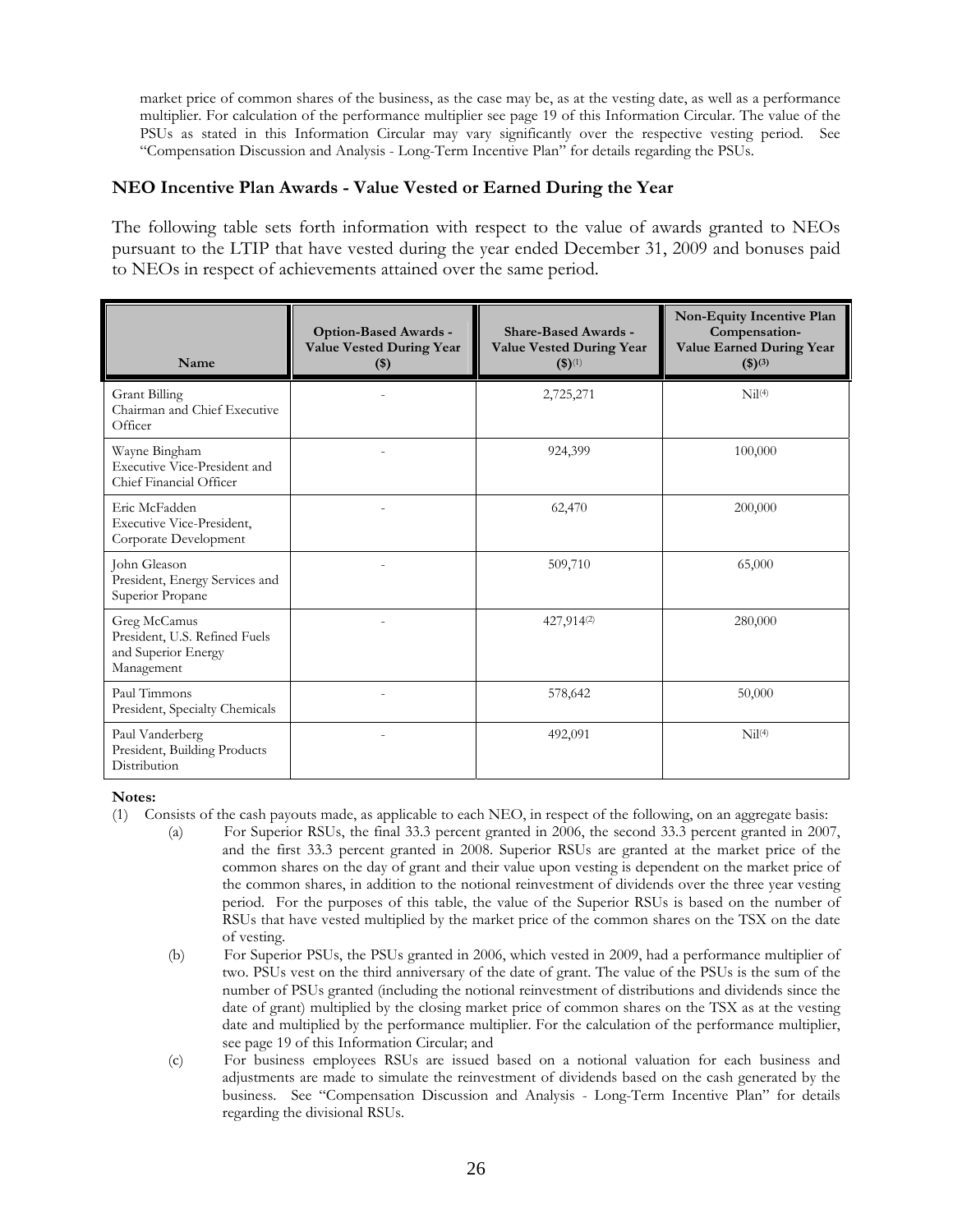market price of common shares of the business, as the case may be, as at the vesting date, as well as a performance multiplier. For calculation of the performance multiplier see page 19 of this Information Circular. The value of the PSUs as stated in this Information Circular may vary significantly over the respective vesting period. See "Compensation Discussion and Analysis - Long-Term Incentive Plan" for details regarding the PSUs.

### NEO Incentive Plan Awards - Value Vested or Earned During the Year

The following table sets forth information with respect to the value of awards granted to NEOs pursuant to the LTIP that have vested during the year ended December 31, 2009 and bonuses paid to NEOs in respect of achievements attained over the same period.

| Name | Option-Based Awards - Value Vested During Year ($) | Share-Based Awards - Value Vested During Year ($)[(1)] | Non-Equity Incentive Plan Compensation- Value Earned During Year ($)[(3)] |
|---|---|---|---|
| Grant Billing<br>Chairman and Chief Executive Officer | - | 2,725,271 | Nil[(4)] |
| Wayne Bingham<br>Executive Vice-President and Chief Financial Officer | - | 924,399 | 100,000 |
| Eric McFadden<br>Executive Vice-President, Corporate Development | - | 62,470 | 200,000 |
| John Gleason<br>President, Energy Services and Superior Propane | - | 509,710 | 65,000 |
| Greg McCamus<br>President, U.S. Refined Fuels and Superior Energy Management | - | 427,914[(2)] | 280,000 |
| Paul Timmons<br>President, Specialty Chemicals | - | 578,642 | 50,000 |
| Paul Vanderberg<br>President, Building Products Distribution | - | 492,091 | Nil[(4)] |

**Notes:**

(1) Consists of the cash payouts made, as applicable to each NEO, in respect of the following, on an aggregate basis:

- (a) For Superior RSUs, the final 33.3 percent granted in 2006, the second 33.3 percent granted in 2007, and the first 33.3 percent granted in 2008. Superior RSUs are granted at the market price of the common shares on the day of grant and their value upon vesting is dependent on the market price of the common shares, in addition to the notional reinvestment of dividends over the three year vesting period. For the purposes of this table, the value of the Superior RSUs is based on the number of RSUs that have vested multiplied by the market price of the common shares on the TSX on the date of vesting.
- (b) For Superior PSUs, the PSUs granted in 2006, which vested in 2009, had a performance multiplier of two. PSUs vest on the third anniversary of the date of grant. The value of the PSUs is the sum of the number of PSUs granted (including the notional reinvestment of distributions and dividends since the date of grant) multiplied by the closing market price of common shares on the TSX as at the vesting date and multiplied by the performance multiplier. For the calculation of the performance multiplier, see page 19 of this Information Circular; and
- (c) For business employees RSUs are issued based on a notional valuation for each business and adjustments are made to simulate the reinvestment of dividends based on the cash generated by the business. See "Compensation Discussion and Analysis - Long-Term Incentive Plan" for details regarding the divisional RSUs.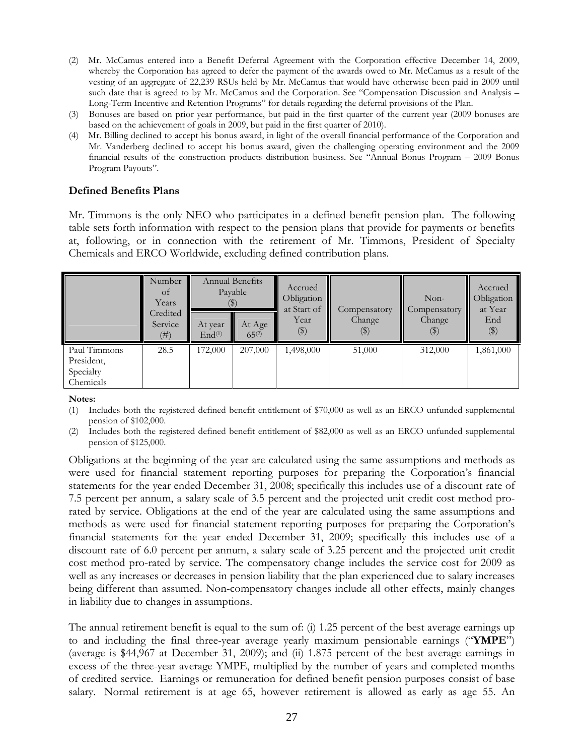(2) Mr. McCamus entered into a Benefit Deferral Agreement with the Corporation effective December 14, 2009, whereby the Corporation has agreed to defer the payment of the awards owed to Mr. McCamus as a result of the vesting of an aggregate of 22,239 RSUs held by Mr. McCamus that would have otherwise been paid in 2009 until such date that is agreed to by Mr. McCamus and the Corporation. See "Compensation Discussion and Analysis – Long-Term Incentive and Retention Programs" for details regarding the deferral provisions of the Plan.

(3) Bonuses are based on prior year performance, but paid in the first quarter of the current year (2009 bonuses are based on the achievement of goals in 2009, but paid in the first quarter of 2010).

(4) Mr. Billing declined to accept his bonus award, in light of the overall financial performance of the Corporation and Mr. Vanderberg declined to accept his bonus award, given the challenging operating environment and the 2009 financial results of the construction products distribution business. See "Annual Bonus Program – 2009 Bonus Program Payouts".

### Defined Benefits Plans

Mr. Timmons is the only NEO who participates in a defined benefit pension plan. The following table sets forth information with respect to the pension plans that provide for payments or benefits at, following, or in connection with the retirement of Mr. Timmons, President of Specialty Chemicals and ERCO Worldwide, excluding defined contribution plans.

| | Number of Years Credited Service (#) | Annual Benefits Payable ($) | | Accrued Obligation at Start of Year ($) | Compensatory Change ($) | Non-Compensatory Change ($) | Accrued Obligation at Year End ($) |
|---|---|---|---|---|---|---|---|
| | | At year End(1) | At Age 65(2) | | | | |
| Paul Timmons President, Specialty Chemicals | 28.5 | 172,000 | 207,000 | 1,498,000 | 51,000 | 312,000 | 1,861,000 |

**Notes:**

(1) Includes both the registered defined benefit entitlement of $70,000 as well as an ERCO unfunded supplemental pension of $102,000.

(2) Includes both the registered defined benefit entitlement of $82,000 as well as an ERCO unfunded supplemental pension of $125,000.

Obligations at the beginning of the year are calculated using the same assumptions and methods as were used for financial statement reporting purposes for preparing the Corporation's financial statements for the year ended December 31, 2008; specifically this includes use of a discount rate of 7.5 percent per annum, a salary scale of 3.5 percent and the projected unit credit cost method pro-rated by service. Obligations at the end of the year are calculated using the same assumptions and methods as were used for financial statement reporting purposes for preparing the Corporation's financial statements for the year ended December 31, 2009; specifically this includes use of a discount rate of 6.0 percent per annum, a salary scale of 3.25 percent and the projected unit credit cost method pro-rated by service. The compensatory change includes the service cost for 2009 as well as any increases or decreases in pension liability that the plan experienced due to salary increases being different than assumed. Non-compensatory changes include all other effects, mainly changes in liability due to changes in assumptions.

The annual retirement benefit is equal to the sum of: (i) 1.25 percent of the best average earnings up to and including the final three-year average yearly maximum pensionable earnings ("**YMPE**") (average is $44,967 at December 31, 2009); and (ii) 1.875 percent of the best average earnings in excess of the three-year average YMPE, multiplied by the number of years and completed months of credited service. Earnings or remuneration for defined benefit pension purposes consist of base salary. Normal retirement is at age 65, however retirement is allowed as early as age 55. An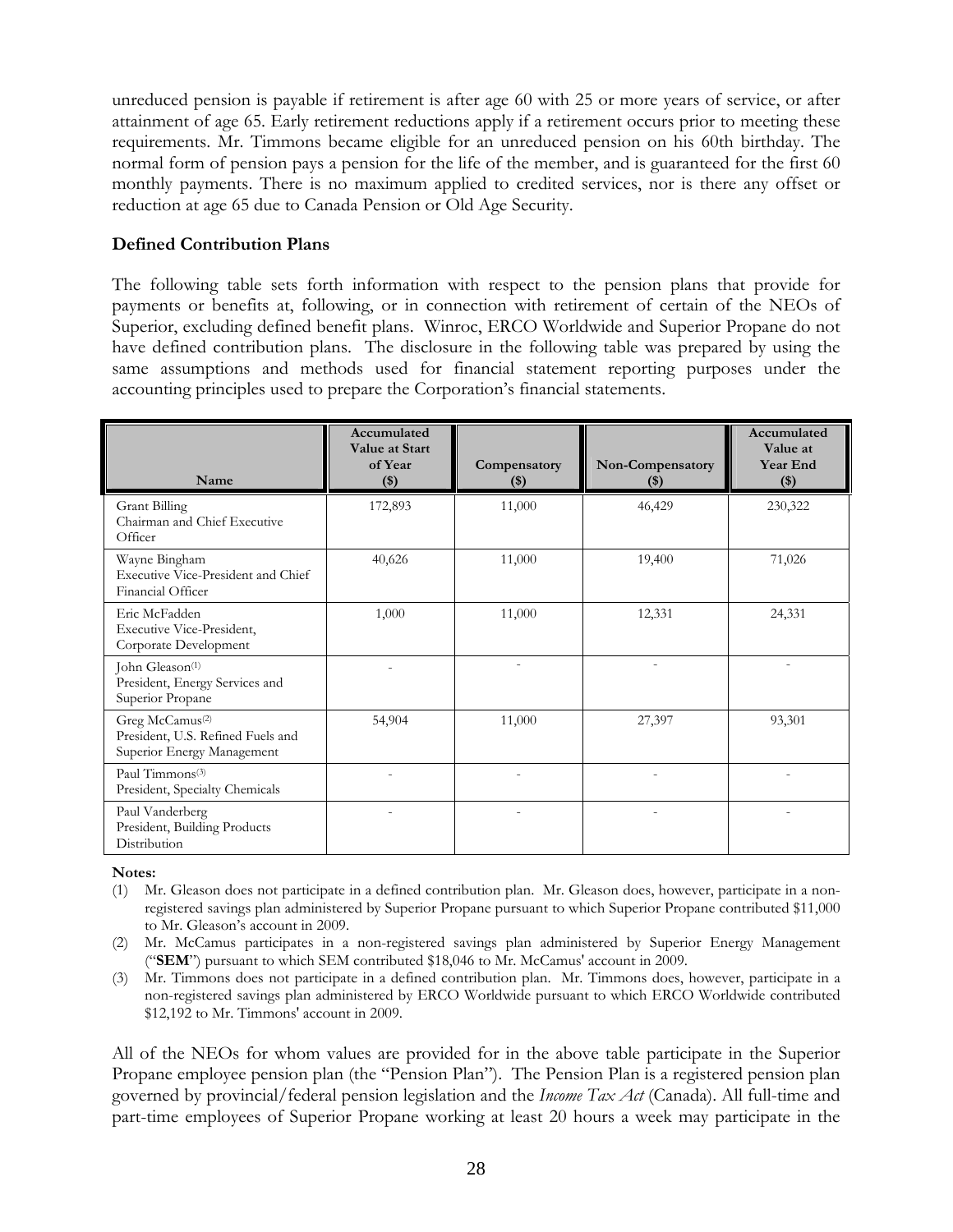unreduced pension is payable if retirement is after age 60 with 25 or more years of service, or after attainment of age 65. Early retirement reductions apply if a retirement occurs prior to meeting these requirements. Mr. Timmons became eligible for an unreduced pension on his 60th birthday. The normal form of pension pays a pension for the life of the member, and is guaranteed for the first 60 monthly payments. There is no maximum applied to credited services, nor is there any offset or reduction at age 65 due to Canada Pension or Old Age Security.

### Defined Contribution Plans

The following table sets forth information with respect to the pension plans that provide for payments or benefits at, following, or in connection with retirement of certain of the NEOs of Superior, excluding defined benefit plans. Winroc, ERCO Worldwide and Superior Propane do not have defined contribution plans. The disclosure in the following table was prepared by using the same assumptions and methods used for financial statement reporting purposes under the accounting principles used to prepare the Corporation's financial statements.

| Name | Accumulated Value at Start of Year ($) | Compensatory ($) | Non-Compensatory ($) | Accumulated Value at Year End ($) |
|---|---|---|---|---|
| Grant Billing<br>Chairman and Chief Executive Officer | 172,893 | 11,000 | 46,429 | 230,322 |
| Wayne Bingham<br>Executive Vice-President and Chief Financial Officer | 40,626 | 11,000 | 19,400 | 71,026 |
| Eric McFadden<br>Executive Vice-President, Corporate Development | 1,000 | 11,000 | 12,331 | 24,331 |
| John Gleason[(1)]<br>President, Energy Services and Superior Propane | - | - | - | - |
| Greg McCamus[(2)]<br>President, U.S. Refined Fuels and Superior Energy Management | 54,904 | 11,000 | 27,397 | 93,301 |
| Paul Timmons[(3)]<br>President, Specialty Chemicals | - | - | - | - |
| Paul Vanderberg<br>President, Building Products Distribution | - | - | - | - |

**Notes:**

(1) Mr. Gleason does not participate in a defined contribution plan. Mr. Gleason does, however, participate in a non-registered savings plan administered by Superior Propane pursuant to which Superior Propane contributed $11,000 to Mr. Gleason's account in 2009.

(2) Mr. McCamus participates in a non-registered savings plan administered by Superior Energy Management ("**SEM**") pursuant to which SEM contributed $18,046 to Mr. McCamus' account in 2009.

(3) Mr. Timmons does not participate in a defined contribution plan. Mr. Timmons does, however, participate in a non-registered savings plan administered by ERCO Worldwide pursuant to which ERCO Worldwide contributed $12,192 to Mr. Timmons' account in 2009.

All of the NEOs for whom values are provided for in the above table participate in the Superior Propane employee pension plan (the "Pension Plan"). The Pension Plan is a registered pension plan governed by provincial/federal pension legislation and the *Income Tax Act* (Canada). All full-time and part-time employees of Superior Propane working at least 20 hours a week may participate in the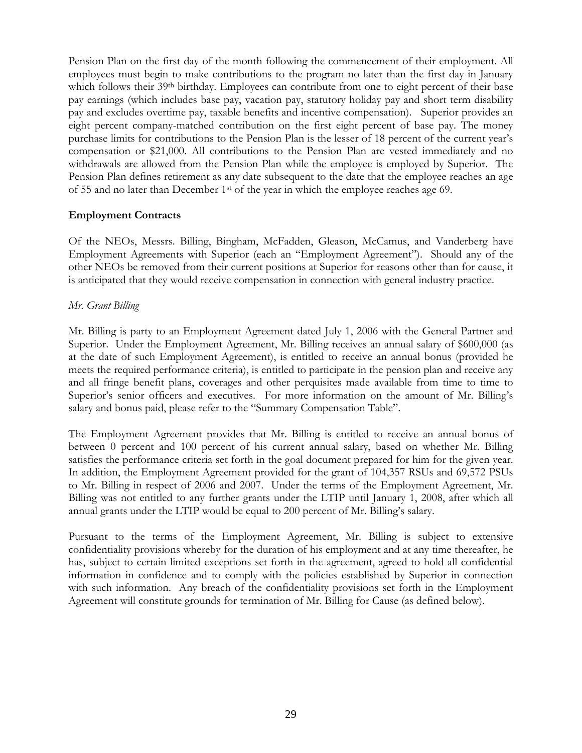Pension Plan on the first day of the month following the commencement of their employment. All employees must begin to make contributions to the program no later than the first day in January which follows their 39th birthday. Employees can contribute from one to eight percent of their base pay earnings (which includes base pay, vacation pay, statutory holiday pay and short term disability pay and excludes overtime pay, taxable benefits and incentive compensation). Superior provides an eight percent company-matched contribution on the first eight percent of base pay. The money purchase limits for contributions to the Pension Plan is the lesser of 18 percent of the current year's compensation or $21,000. All contributions to the Pension Plan are vested immediately and no withdrawals are allowed from the Pension Plan while the employee is employed by Superior. The Pension Plan defines retirement as any date subsequent to the date that the employee reaches an age of 55 and no later than December 1st of the year in which the employee reaches age 69.

**Employment Contracts**

Of the NEOs, Messrs. Billing, Bingham, McFadden, Gleason, McCamus, and Vanderberg have Employment Agreements with Superior (each an "Employment Agreement"). Should any of the other NEOs be removed from their current positions at Superior for reasons other than for cause, it is anticipated that they would receive compensation in connection with general industry practice.

*Mr. Grant Billing*

Mr. Billing is party to an Employment Agreement dated July 1, 2006 with the General Partner and Superior. Under the Employment Agreement, Mr. Billing receives an annual salary of $600,000 (as at the date of such Employment Agreement), is entitled to receive an annual bonus (provided he meets the required performance criteria), is entitled to participate in the pension plan and receive any and all fringe benefit plans, coverages and other perquisites made available from time to time to Superior's senior officers and executives. For more information on the amount of Mr. Billing's salary and bonus paid, please refer to the "Summary Compensation Table".

The Employment Agreement provides that Mr. Billing is entitled to receive an annual bonus of between 0 percent and 100 percent of his current annual salary, based on whether Mr. Billing satisfies the performance criteria set forth in the goal document prepared for him for the given year. In addition, the Employment Agreement provided for the grant of 104,357 RSUs and 69,572 PSUs to Mr. Billing in respect of 2006 and 2007. Under the terms of the Employment Agreement, Mr. Billing was not entitled to any further grants under the LTIP until January 1, 2008, after which all annual grants under the LTIP would be equal to 200 percent of Mr. Billing's salary.

Pursuant to the terms of the Employment Agreement, Mr. Billing is subject to extensive confidentiality provisions whereby for the duration of his employment and at any time thereafter, he has, subject to certain limited exceptions set forth in the agreement, agreed to hold all confidential information in confidence and to comply with the policies established by Superior in connection with such information. Any breach of the confidentiality provisions set forth in the Employment Agreement will constitute grounds for termination of Mr. Billing for Cause (as defined below).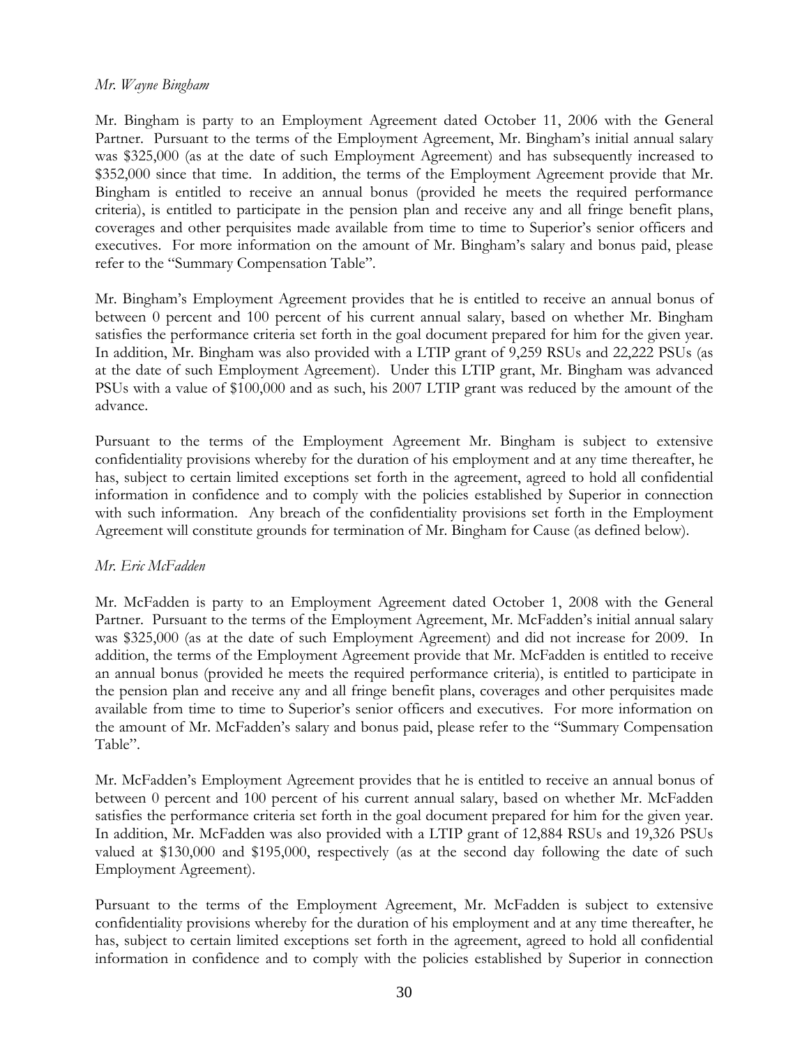*Mr. Wayne Bingham*

Mr. Bingham is party to an Employment Agreement dated October 11, 2006 with the General Partner. Pursuant to the terms of the Employment Agreement, Mr. Bingham's initial annual salary was $325,000 (as at the date of such Employment Agreement) and has subsequently increased to $352,000 since that time. In addition, the terms of the Employment Agreement provide that Mr. Bingham is entitled to receive an annual bonus (provided he meets the required performance criteria), is entitled to participate in the pension plan and receive any and all fringe benefit plans, coverages and other perquisites made available from time to time to Superior's senior officers and executives. For more information on the amount of Mr. Bingham's salary and bonus paid, please refer to the "Summary Compensation Table".

Mr. Bingham's Employment Agreement provides that he is entitled to receive an annual bonus of between 0 percent and 100 percent of his current annual salary, based on whether Mr. Bingham satisfies the performance criteria set forth in the goal document prepared for him for the given year. In addition, Mr. Bingham was also provided with a LTIP grant of 9,259 RSUs and 22,222 PSUs (as at the date of such Employment Agreement). Under this LTIP grant, Mr. Bingham was advanced PSUs with a value of $100,000 and as such, his 2007 LTIP grant was reduced by the amount of the advance.

Pursuant to the terms of the Employment Agreement Mr. Bingham is subject to extensive confidentiality provisions whereby for the duration of his employment and at any time thereafter, he has, subject to certain limited exceptions set forth in the agreement, agreed to hold all confidential information in confidence and to comply with the policies established by Superior in connection with such information. Any breach of the confidentiality provisions set forth in the Employment Agreement will constitute grounds for termination of Mr. Bingham for Cause (as defined below).

*Mr. Eric McFadden*

Mr. McFadden is party to an Employment Agreement dated October 1, 2008 with the General Partner. Pursuant to the terms of the Employment Agreement, Mr. McFadden's initial annual salary was $325,000 (as at the date of such Employment Agreement) and did not increase for 2009. In addition, the terms of the Employment Agreement provide that Mr. McFadden is entitled to receive an annual bonus (provided he meets the required performance criteria), is entitled to participate in the pension plan and receive any and all fringe benefit plans, coverages and other perquisites made available from time to time to Superior's senior officers and executives. For more information on the amount of Mr. McFadden's salary and bonus paid, please refer to the "Summary Compensation Table".

Mr. McFadden's Employment Agreement provides that he is entitled to receive an annual bonus of between 0 percent and 100 percent of his current annual salary, based on whether Mr. McFadden satisfies the performance criteria set forth in the goal document prepared for him for the given year. In addition, Mr. McFadden was also provided with a LTIP grant of 12,884 RSUs and 19,326 PSUs valued at $130,000 and $195,000, respectively (as at the second day following the date of such Employment Agreement).

Pursuant to the terms of the Employment Agreement, Mr. McFadden is subject to extensive confidentiality provisions whereby for the duration of his employment and at any time thereafter, he has, subject to certain limited exceptions set forth in the agreement, agreed to hold all confidential information in confidence and to comply with the policies established by Superior in connection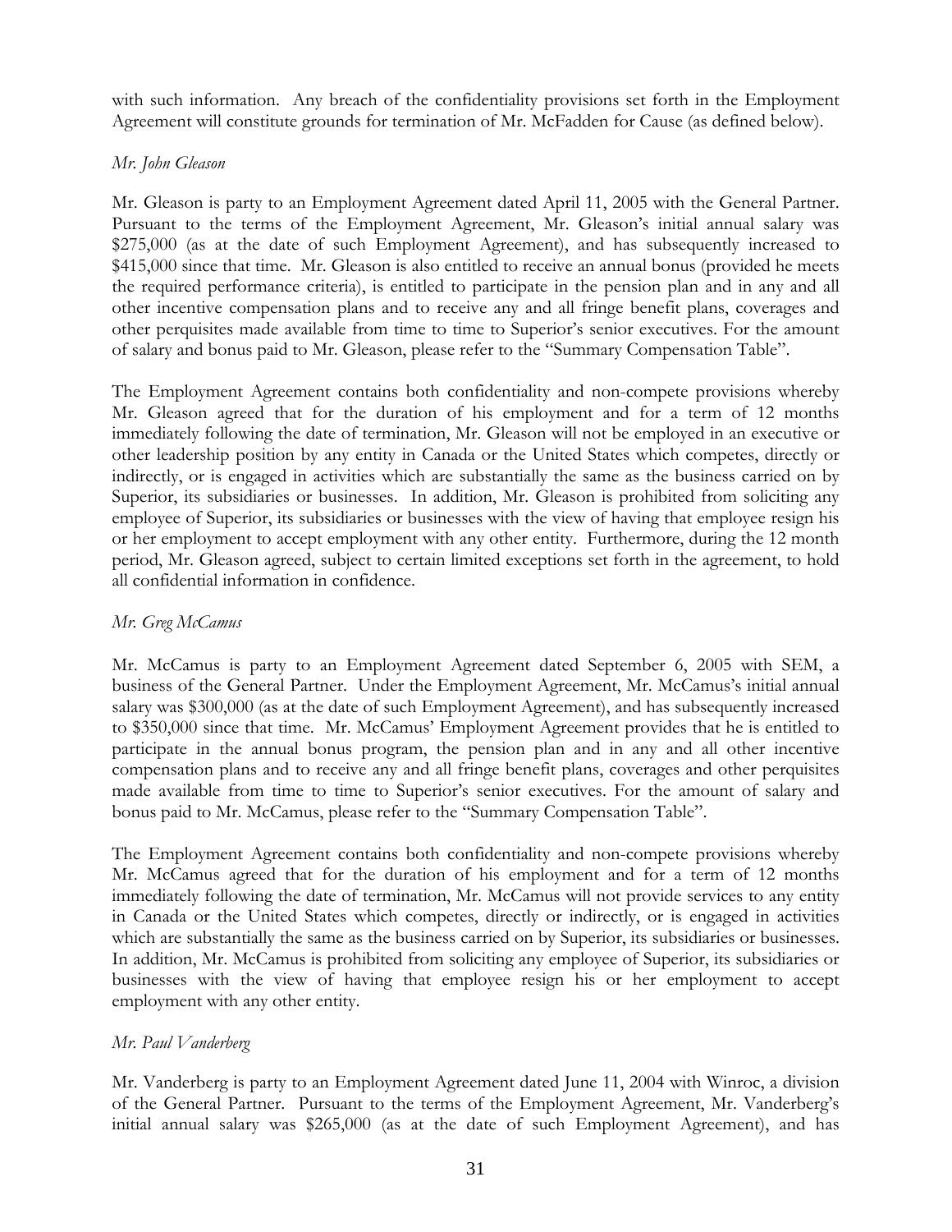with such information. Any breach of the confidentiality provisions set forth in the Employment Agreement will constitute grounds for termination of Mr. McFadden for Cause (as defined below).

*Mr. John Gleason*

Mr. Gleason is party to an Employment Agreement dated April 11, 2005 with the General Partner. Pursuant to the terms of the Employment Agreement, Mr. Gleason's initial annual salary was $275,000 (as at the date of such Employment Agreement), and has subsequently increased to $415,000 since that time. Mr. Gleason is also entitled to receive an annual bonus (provided he meets the required performance criteria), is entitled to participate in the pension plan and in any and all other incentive compensation plans and to receive any and all fringe benefit plans, coverages and other perquisites made available from time to time to Superior's senior executives. For the amount of salary and bonus paid to Mr. Gleason, please refer to the "Summary Compensation Table".

The Employment Agreement contains both confidentiality and non-compete provisions whereby Mr. Gleason agreed that for the duration of his employment and for a term of 12 months immediately following the date of termination, Mr. Gleason will not be employed in an executive or other leadership position by any entity in Canada or the United States which competes, directly or indirectly, or is engaged in activities which are substantially the same as the business carried on by Superior, its subsidiaries or businesses. In addition, Mr. Gleason is prohibited from soliciting any employee of Superior, its subsidiaries or businesses with the view of having that employee resign his or her employment to accept employment with any other entity. Furthermore, during the 12 month period, Mr. Gleason agreed, subject to certain limited exceptions set forth in the agreement, to hold all confidential information in confidence.

*Mr. Greg McCamus*

Mr. McCamus is party to an Employment Agreement dated September 6, 2005 with SEM, a business of the General Partner. Under the Employment Agreement, Mr. McCamus's initial annual salary was $300,000 (as at the date of such Employment Agreement), and has subsequently increased to $350,000 since that time. Mr. McCamus' Employment Agreement provides that he is entitled to participate in the annual bonus program, the pension plan and in any and all other incentive compensation plans and to receive any and all fringe benefit plans, coverages and other perquisites made available from time to time to Superior's senior executives. For the amount of salary and bonus paid to Mr. McCamus, please refer to the "Summary Compensation Table".

The Employment Agreement contains both confidentiality and non-compete provisions whereby Mr. McCamus agreed that for the duration of his employment and for a term of 12 months immediately following the date of termination, Mr. McCamus will not provide services to any entity in Canada or the United States which competes, directly or indirectly, or is engaged in activities which are substantially the same as the business carried on by Superior, its subsidiaries or businesses. In addition, Mr. McCamus is prohibited from soliciting any employee of Superior, its subsidiaries or businesses with the view of having that employee resign his or her employment to accept employment with any other entity.

*Mr. Paul Vanderberg*

Mr. Vanderberg is party to an Employment Agreement dated June 11, 2004 with Winroc, a division of the General Partner. Pursuant to the terms of the Employment Agreement, Mr. Vanderberg's initial annual salary was $265,000 (as at the date of such Employment Agreement), and has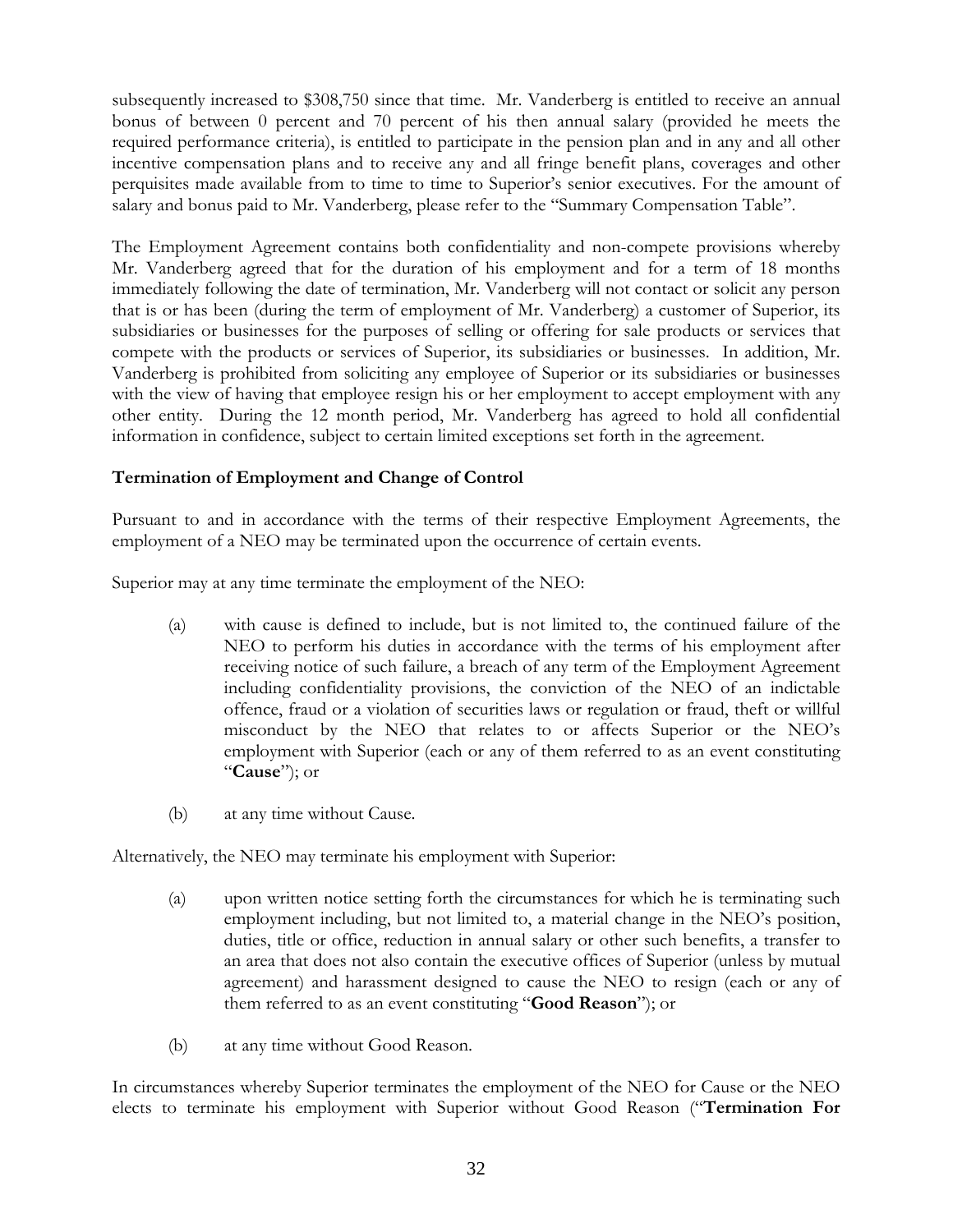subsequently increased to $308,750 since that time. Mr. Vanderberg is entitled to receive an annual bonus of between 0 percent and 70 percent of his then annual salary (provided he meets the required performance criteria), is entitled to participate in the pension plan and in any and all other incentive compensation plans and to receive any and all fringe benefit plans, coverages and other perquisites made available from to time to time to Superior's senior executives. For the amount of salary and bonus paid to Mr. Vanderberg, please refer to the "Summary Compensation Table".

The Employment Agreement contains both confidentiality and non-compete provisions whereby Mr. Vanderberg agreed that for the duration of his employment and for a term of 18 months immediately following the date of termination, Mr. Vanderberg will not contact or solicit any person that is or has been (during the term of employment of Mr. Vanderberg) a customer of Superior, its subsidiaries or businesses for the purposes of selling or offering for sale products or services that compete with the products or services of Superior, its subsidiaries or businesses. In addition, Mr. Vanderberg is prohibited from soliciting any employee of Superior or its subsidiaries or businesses with the view of having that employee resign his or her employment to accept employment with any other entity. During the 12 month period, Mr. Vanderberg has agreed to hold all confidential information in confidence, subject to certain limited exceptions set forth in the agreement.

**Termination of Employment and Change of Control**

Pursuant to and in accordance with the terms of their respective Employment Agreements, the employment of a NEO may be terminated upon the occurrence of certain events.

Superior may at any time terminate the employment of the NEO:

(a) with cause is defined to include, but is not limited to, the continued failure of the NEO to perform his duties in accordance with the terms of his employment after receiving notice of such failure, a breach of any term of the Employment Agreement including confidentiality provisions, the conviction of the NEO of an indictable offence, fraud or a violation of securities laws or regulation or fraud, theft or willful misconduct by the NEO that relates to or affects Superior or the NEO's employment with Superior (each or any of them referred to as an event constituting "**Cause**"); or

(b) at any time without Cause.

Alternatively, the NEO may terminate his employment with Superior:

(a) upon written notice setting forth the circumstances for which he is terminating such employment including, but not limited to, a material change in the NEO's position, duties, title or office, reduction in annual salary or other such benefits, a transfer to an area that does not also contain the executive offices of Superior (unless by mutual agreement) and harassment designed to cause the NEO to resign (each or any of them referred to as an event constituting "**Good Reason**"); or

(b) at any time without Good Reason.

In circumstances whereby Superior terminates the employment of the NEO for Cause or the NEO elects to terminate his employment with Superior without Good Reason ("**Termination For**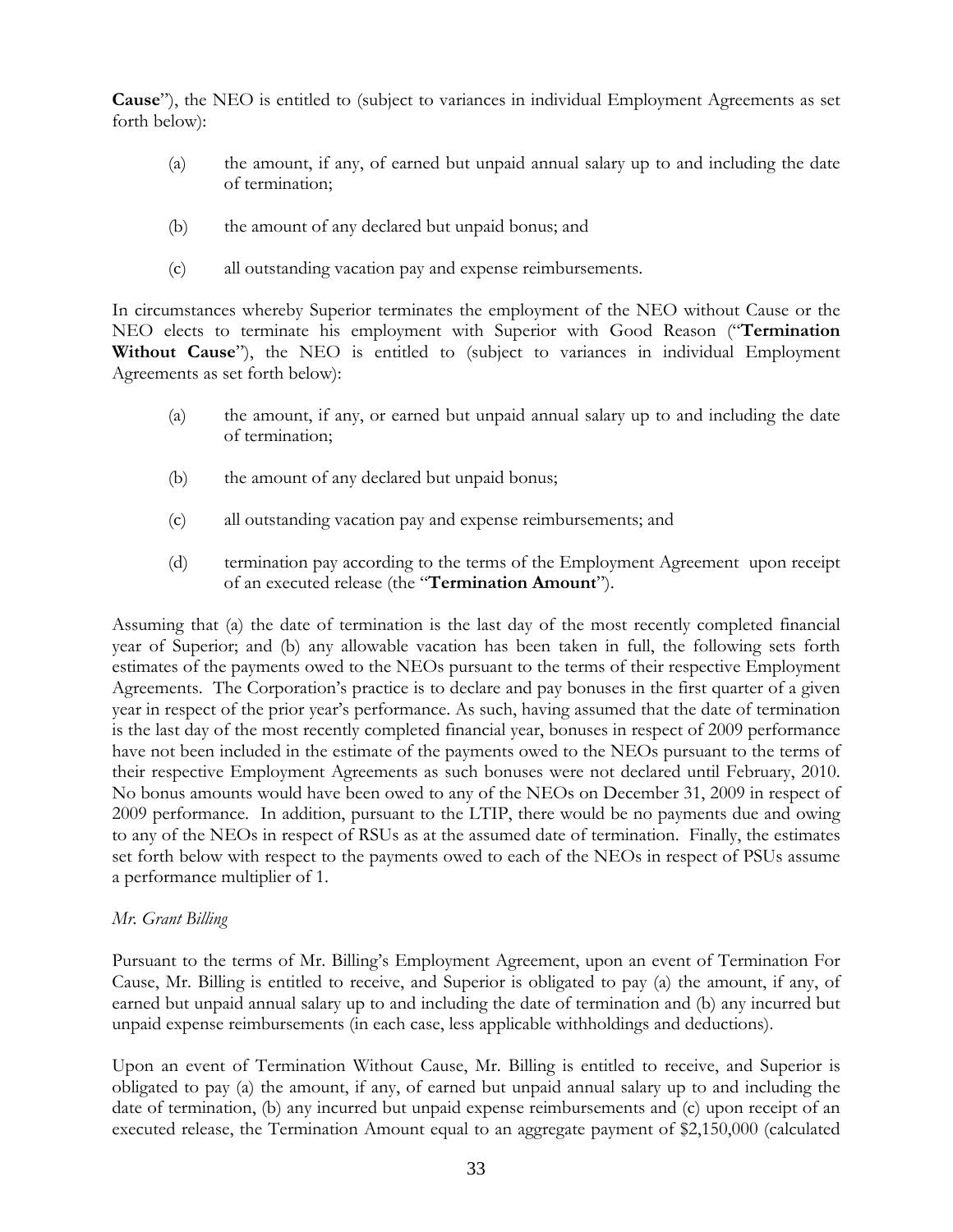**Cause**"), the NEO is entitled to (subject to variances in individual Employment Agreements as set forth below):

(a) the amount, if any, of earned but unpaid annual salary up to and including the date of termination;

(b) the amount of any declared but unpaid bonus; and

(c) all outstanding vacation pay and expense reimbursements.

In circumstances whereby Superior terminates the employment of the NEO without Cause or the NEO elects to terminate his employment with Superior with Good Reason ("**Termination Without Cause**"), the NEO is entitled to (subject to variances in individual Employment Agreements as set forth below):

(a) the amount, if any, or earned but unpaid annual salary up to and including the date of termination;

(b) the amount of any declared but unpaid bonus;

(c) all outstanding vacation pay and expense reimbursements; and

(d) termination pay according to the terms of the Employment Agreement upon receipt of an executed release (the "**Termination Amount**").

Assuming that (a) the date of termination is the last day of the most recently completed financial year of Superior; and (b) any allowable vacation has been taken in full, the following sets forth estimates of the payments owed to the NEOs pursuant to the terms of their respective Employment Agreements. The Corporation's practice is to declare and pay bonuses in the first quarter of a given year in respect of the prior year's performance. As such, having assumed that the date of termination is the last day of the most recently completed financial year, bonuses in respect of 2009 performance have not been included in the estimate of the payments owed to the NEOs pursuant to the terms of their respective Employment Agreements as such bonuses were not declared until February, 2010. No bonus amounts would have been owed to any of the NEOs on December 31, 2009 in respect of 2009 performance. In addition, pursuant to the LTIP, there would be no payments due and owing to any of the NEOs in respect of RSUs as at the assumed date of termination. Finally, the estimates set forth below with respect to the payments owed to each of the NEOs in respect of PSUs assume a performance multiplier of 1.

*Mr. Grant Billing*

Pursuant to the terms of Mr. Billing's Employment Agreement, upon an event of Termination For Cause, Mr. Billing is entitled to receive, and Superior is obligated to pay (a) the amount, if any, of earned but unpaid annual salary up to and including the date of termination and (b) any incurred but unpaid expense reimbursements (in each case, less applicable withholdings and deductions).

Upon an event of Termination Without Cause, Mr. Billing is entitled to receive, and Superior is obligated to pay (a) the amount, if any, of earned but unpaid annual salary up to and including the date of termination, (b) any incurred but unpaid expense reimbursements and (c) upon receipt of an executed release, the Termination Amount equal to an aggregate payment of $2,150,000 (calculated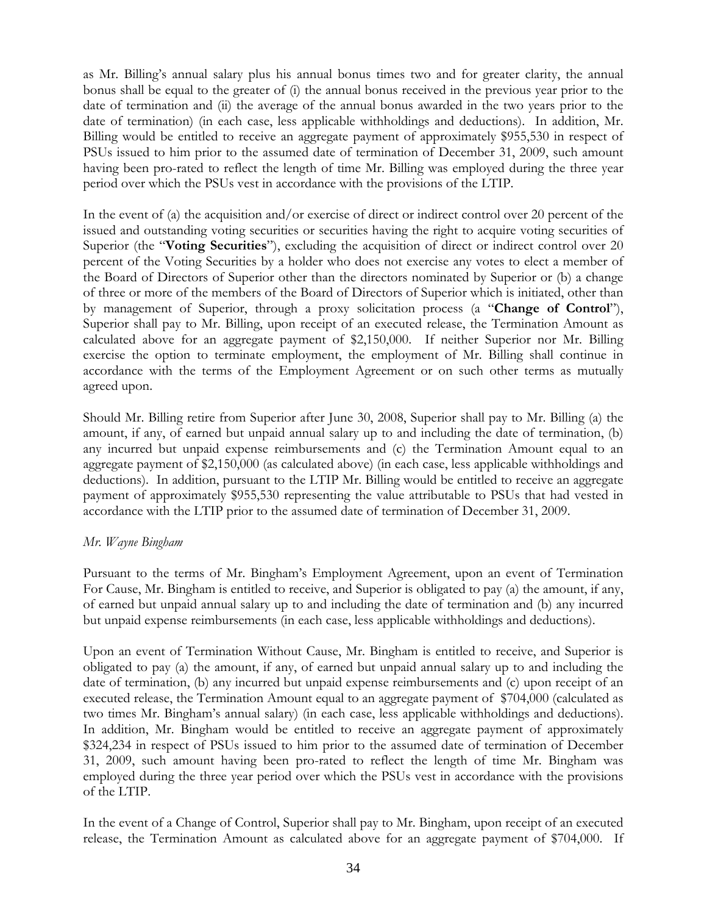as Mr. Billing's annual salary plus his annual bonus times two and for greater clarity, the annual bonus shall be equal to the greater of (i) the annual bonus received in the previous year prior to the date of termination and (ii) the average of the annual bonus awarded in the two years prior to the date of termination) (in each case, less applicable withholdings and deductions). In addition, Mr. Billing would be entitled to receive an aggregate payment of approximately $955,530 in respect of PSUs issued to him prior to the assumed date of termination of December 31, 2009, such amount having been pro-rated to reflect the length of time Mr. Billing was employed during the three year period over which the PSUs vest in accordance with the provisions of the LTIP.

In the event of (a) the acquisition and/or exercise of direct or indirect control over 20 percent of the issued and outstanding voting securities or securities having the right to acquire voting securities of Superior (the "**Voting Securities**"), excluding the acquisition of direct or indirect control over 20 percent of the Voting Securities by a holder who does not exercise any votes to elect a member of the Board of Directors of Superior other than the directors nominated by Superior or (b) a change of three or more of the members of the Board of Directors of Superior which is initiated, other than by management of Superior, through a proxy solicitation process (a "**Change of Control**"), Superior shall pay to Mr. Billing, upon receipt of an executed release, the Termination Amount as calculated above for an aggregate payment of $2,150,000. If neither Superior nor Mr. Billing exercise the option to terminate employment, the employment of Mr. Billing shall continue in accordance with the terms of the Employment Agreement or on such other terms as mutually agreed upon.

Should Mr. Billing retire from Superior after June 30, 2008, Superior shall pay to Mr. Billing (a) the amount, if any, of earned but unpaid annual salary up to and including the date of termination, (b) any incurred but unpaid expense reimbursements and (c) the Termination Amount equal to an aggregate payment of $2,150,000 (as calculated above) (in each case, less applicable withholdings and deductions). In addition, pursuant to the LTIP Mr. Billing would be entitled to receive an aggregate payment of approximately $955,530 representing the value attributable to PSUs that had vested in accordance with the LTIP prior to the assumed date of termination of December 31, 2009.

*Mr. Wayne Bingham*

Pursuant to the terms of Mr. Bingham's Employment Agreement, upon an event of Termination For Cause, Mr. Bingham is entitled to receive, and Superior is obligated to pay (a) the amount, if any, of earned but unpaid annual salary up to and including the date of termination and (b) any incurred but unpaid expense reimbursements (in each case, less applicable withholdings and deductions).

Upon an event of Termination Without Cause, Mr. Bingham is entitled to receive, and Superior is obligated to pay (a) the amount, if any, of earned but unpaid annual salary up to and including the date of termination, (b) any incurred but unpaid expense reimbursements and (c) upon receipt of an executed release, the Termination Amount equal to an aggregate payment of $704,000 (calculated as two times Mr. Bingham's annual salary) (in each case, less applicable withholdings and deductions). In addition, Mr. Bingham would be entitled to receive an aggregate payment of approximately $324,234 in respect of PSUs issued to him prior to the assumed date of termination of December 31, 2009, such amount having been pro-rated to reflect the length of time Mr. Bingham was employed during the three year period over which the PSUs vest in accordance with the provisions of the LTIP.

In the event of a Change of Control, Superior shall pay to Mr. Bingham, upon receipt of an executed release, the Termination Amount as calculated above for an aggregate payment of $704,000. If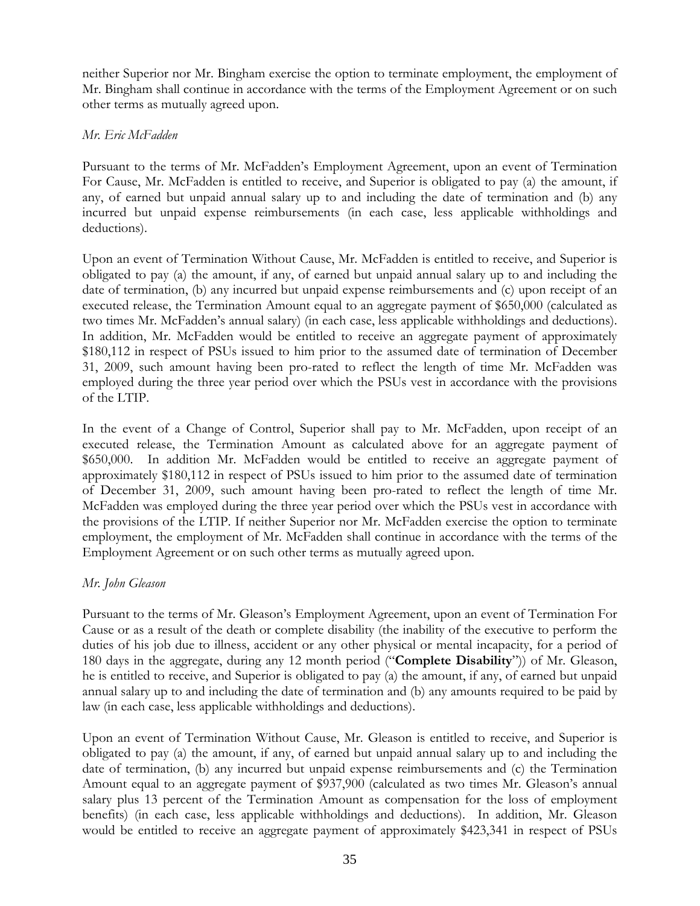neither Superior nor Mr. Bingham exercise the option to terminate employment, the employment of Mr. Bingham shall continue in accordance with the terms of the Employment Agreement or on such other terms as mutually agreed upon.

*Mr. Eric McFadden*

Pursuant to the terms of Mr. McFadden's Employment Agreement, upon an event of Termination For Cause, Mr. McFadden is entitled to receive, and Superior is obligated to pay (a) the amount, if any, of earned but unpaid annual salary up to and including the date of termination and (b) any incurred but unpaid expense reimbursements (in each case, less applicable withholdings and deductions).

Upon an event of Termination Without Cause, Mr. McFadden is entitled to receive, and Superior is obligated to pay (a) the amount, if any, of earned but unpaid annual salary up to and including the date of termination, (b) any incurred but unpaid expense reimbursements and (c) upon receipt of an executed release, the Termination Amount equal to an aggregate payment of $650,000 (calculated as two times Mr. McFadden's annual salary) (in each case, less applicable withholdings and deductions). In addition, Mr. McFadden would be entitled to receive an aggregate payment of approximately $180,112 in respect of PSUs issued to him prior to the assumed date of termination of December 31, 2009, such amount having been pro-rated to reflect the length of time Mr. McFadden was employed during the three year period over which the PSUs vest in accordance with the provisions of the LTIP.

In the event of a Change of Control, Superior shall pay to Mr. McFadden, upon receipt of an executed release, the Termination Amount as calculated above for an aggregate payment of $650,000. In addition Mr. McFadden would be entitled to receive an aggregate payment of approximately $180,112 in respect of PSUs issued to him prior to the assumed date of termination of December 31, 2009, such amount having been pro-rated to reflect the length of time Mr. McFadden was employed during the three year period over which the PSUs vest in accordance with the provisions of the LTIP. If neither Superior nor Mr. McFadden exercise the option to terminate employment, the employment of Mr. McFadden shall continue in accordance with the terms of the Employment Agreement or on such other terms as mutually agreed upon.

*Mr. John Gleason*

Pursuant to the terms of Mr. Gleason's Employment Agreement, upon an event of Termination For Cause or as a result of the death or complete disability (the inability of the executive to perform the duties of his job due to illness, accident or any other physical or mental incapacity, for a period of 180 days in the aggregate, during any 12 month period ("**Complete Disability**")) of Mr. Gleason, he is entitled to receive, and Superior is obligated to pay (a) the amount, if any, of earned but unpaid annual salary up to and including the date of termination and (b) any amounts required to be paid by law (in each case, less applicable withholdings and deductions).

Upon an event of Termination Without Cause, Mr. Gleason is entitled to receive, and Superior is obligated to pay (a) the amount, if any, of earned but unpaid annual salary up to and including the date of termination, (b) any incurred but unpaid expense reimbursements and (c) the Termination Amount equal to an aggregate payment of $937,900 (calculated as two times Mr. Gleason's annual salary plus 13 percent of the Termination Amount as compensation for the loss of employment benefits) (in each case, less applicable withholdings and deductions). In addition, Mr. Gleason would be entitled to receive an aggregate payment of approximately $423,341 in respect of PSUs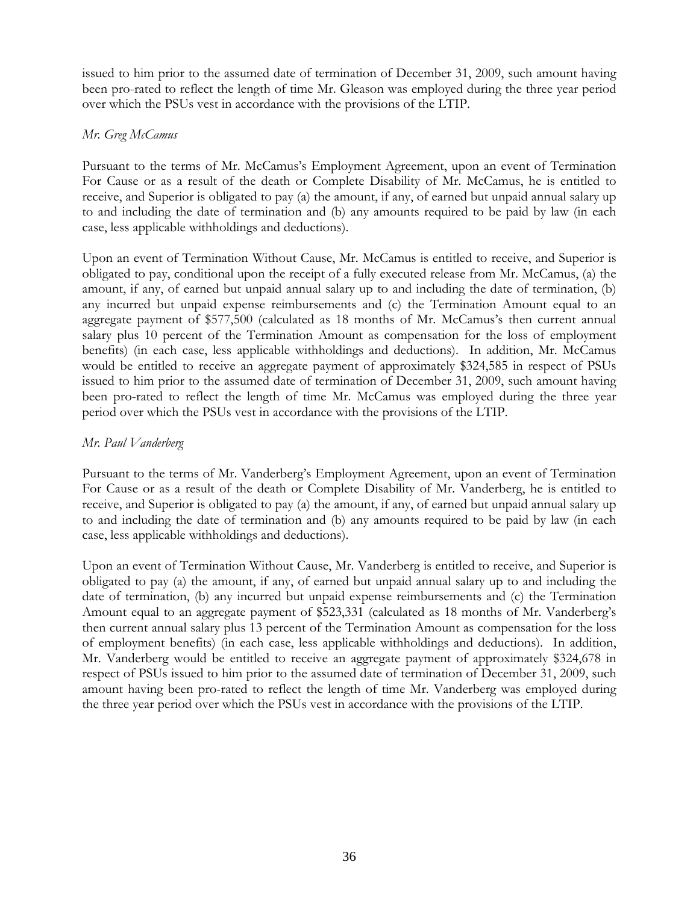issued to him prior to the assumed date of termination of December 31, 2009, such amount having been pro-rated to reflect the length of time Mr. Gleason was employed during the three year period over which the PSUs vest in accordance with the provisions of the LTIP.

*Mr. Greg McCamus*

Pursuant to the terms of Mr. McCamus's Employment Agreement, upon an event of Termination For Cause or as a result of the death or Complete Disability of Mr. McCamus, he is entitled to receive, and Superior is obligated to pay (a) the amount, if any, of earned but unpaid annual salary up to and including the date of termination and (b) any amounts required to be paid by law (in each case, less applicable withholdings and deductions).

Upon an event of Termination Without Cause, Mr. McCamus is entitled to receive, and Superior is obligated to pay, conditional upon the receipt of a fully executed release from Mr. McCamus, (a) the amount, if any, of earned but unpaid annual salary up to and including the date of termination, (b) any incurred but unpaid expense reimbursements and (c) the Termination Amount equal to an aggregate payment of $577,500 (calculated as 18 months of Mr. McCamus's then current annual salary plus 10 percent of the Termination Amount as compensation for the loss of employment benefits) (in each case, less applicable withholdings and deductions). In addition, Mr. McCamus would be entitled to receive an aggregate payment of approximately $324,585 in respect of PSUs issued to him prior to the assumed date of termination of December 31, 2009, such amount having been pro-rated to reflect the length of time Mr. McCamus was employed during the three year period over which the PSUs vest in accordance with the provisions of the LTIP.

*Mr. Paul Vanderberg*

Pursuant to the terms of Mr. Vanderberg's Employment Agreement, upon an event of Termination For Cause or as a result of the death or Complete Disability of Mr. Vanderberg, he is entitled to receive, and Superior is obligated to pay (a) the amount, if any, of earned but unpaid annual salary up to and including the date of termination and (b) any amounts required to be paid by law (in each case, less applicable withholdings and deductions).

Upon an event of Termination Without Cause, Mr. Vanderberg is entitled to receive, and Superior is obligated to pay (a) the amount, if any, of earned but unpaid annual salary up to and including the date of termination, (b) any incurred but unpaid expense reimbursements and (c) the Termination Amount equal to an aggregate payment of $523,331 (calculated as 18 months of Mr. Vanderberg's then current annual salary plus 13 percent of the Termination Amount as compensation for the loss of employment benefits) (in each case, less applicable withholdings and deductions). In addition, Mr. Vanderberg would be entitled to receive an aggregate payment of approximately $324,678 in respect of PSUs issued to him prior to the assumed date of termination of December 31, 2009, such amount having been pro-rated to reflect the length of time Mr. Vanderberg was employed during the three year period over which the PSUs vest in accordance with the provisions of the LTIP.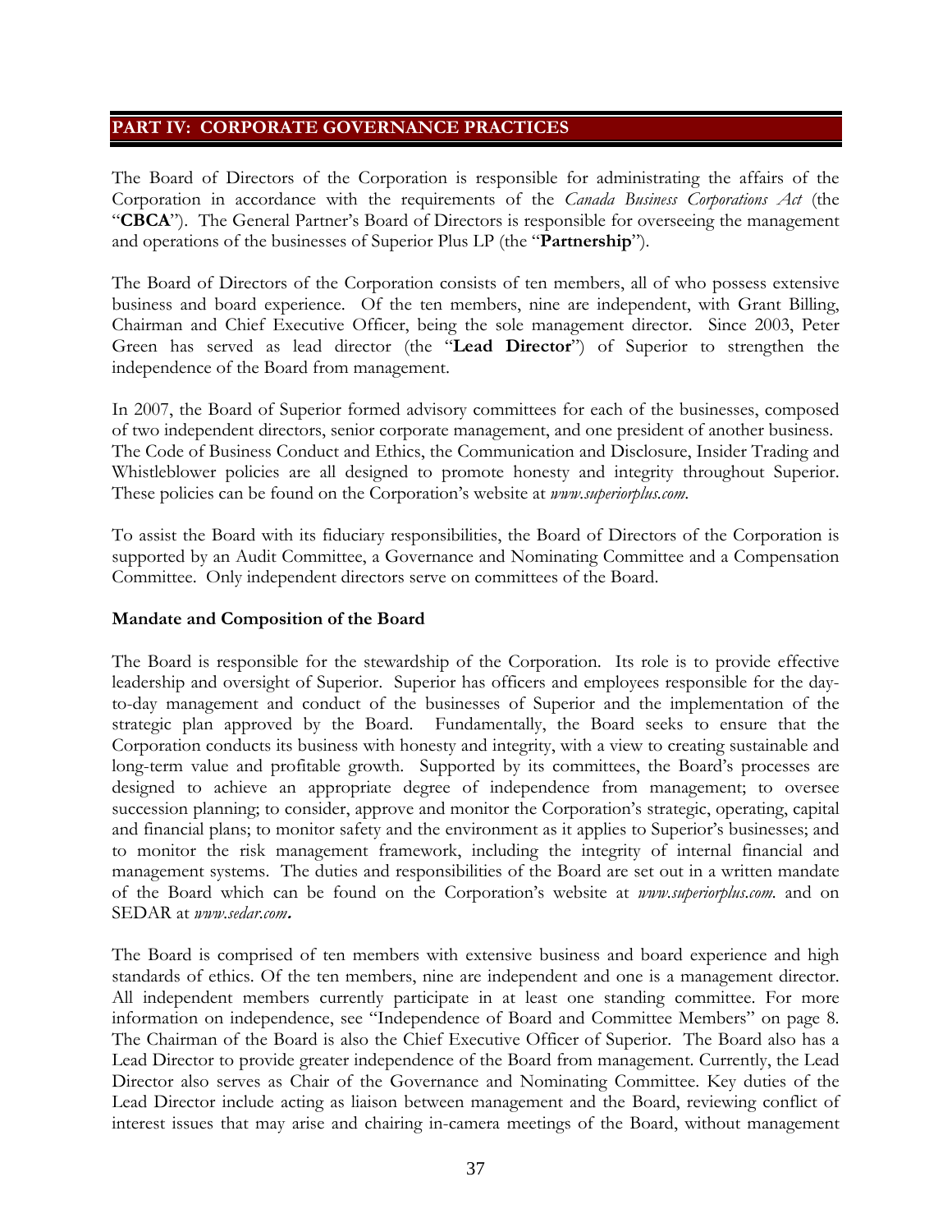## PART IV: CORPORATE GOVERNANCE PRACTICES

The Board of Directors of the Corporation is responsible for administrating the affairs of the Corporation in accordance with the requirements of the *Canada Business Corporations Act* (the "**CBCA**"). The General Partner's Board of Directors is responsible for overseeing the management and operations of the businesses of Superior Plus LP (the "**Partnership**").

The Board of Directors of the Corporation consists of ten members, all of who possess extensive business and board experience. Of the ten members, nine are independent, with Grant Billing, Chairman and Chief Executive Officer, being the sole management director. Since 2003, Peter Green has served as lead director (the "**Lead Director**") of Superior to strengthen the independence of the Board from management.

In 2007, the Board of Superior formed advisory committees for each of the businesses, composed of two independent directors, senior corporate management, and one president of another business. The Code of Business Conduct and Ethics, the Communication and Disclosure, Insider Trading and Whistleblower policies are all designed to promote honesty and integrity throughout Superior. These policies can be found on the Corporation's website at *www.superiorplus.com*.

To assist the Board with its fiduciary responsibilities, the Board of Directors of the Corporation is supported by an Audit Committee, a Governance and Nominating Committee and a Compensation Committee. Only independent directors serve on committees of the Board.

### Mandate and Composition of the Board

The Board is responsible for the stewardship of the Corporation. Its role is to provide effective leadership and oversight of Superior. Superior has officers and employees responsible for the day-to-day management and conduct of the businesses of Superior and the implementation of the strategic plan approved by the Board. Fundamentally, the Board seeks to ensure that the Corporation conducts its business with honesty and integrity, with a view to creating sustainable and long-term value and profitable growth. Supported by its committees, the Board's processes are designed to achieve an appropriate degree of independence from management; to oversee succession planning; to consider, approve and monitor the Corporation's strategic, operating, capital and financial plans; to monitor safety and the environment as it applies to Superior's businesses; and to monitor the risk management framework, including the integrity of internal financial and management systems. The duties and responsibilities of the Board are set out in a written mandate of the Board which can be found on the Corporation's website at *www.superiorplus.com.* and on SEDAR at *www.sedar.com***.**

The Board is comprised of ten members with extensive business and board experience and high standards of ethics. Of the ten members, nine are independent and one is a management director. All independent members currently participate in at least one standing committee. For more information on independence, see "Independence of Board and Committee Members" on page 8. The Chairman of the Board is also the Chief Executive Officer of Superior. The Board also has a Lead Director to provide greater independence of the Board from management. Currently, the Lead Director also serves as Chair of the Governance and Nominating Committee. Key duties of the Lead Director include acting as liaison between management and the Board, reviewing conflict of interest issues that may arise and chairing in-camera meetings of the Board, without management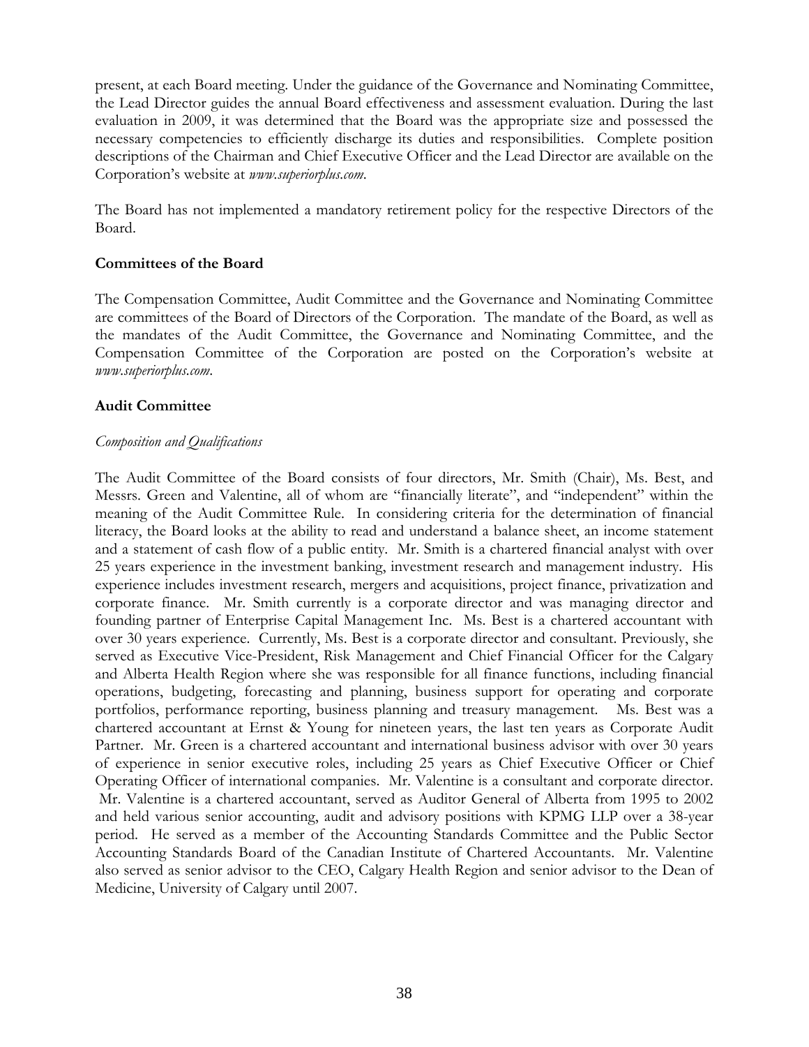present, at each Board meeting. Under the guidance of the Governance and Nominating Committee, the Lead Director guides the annual Board effectiveness and assessment evaluation. During the last evaluation in 2009, it was determined that the Board was the appropriate size and possessed the necessary competencies to efficiently discharge its duties and responsibilities. Complete position descriptions of the Chairman and Chief Executive Officer and the Lead Director are available on the Corporation's website at *www.superiorplus.com*.

The Board has not implemented a mandatory retirement policy for the respective Directors of the Board.

**Committees of the Board**

The Compensation Committee, Audit Committee and the Governance and Nominating Committee are committees of the Board of Directors of the Corporation. The mandate of the Board, as well as the mandates of the Audit Committee, the Governance and Nominating Committee, and the Compensation Committee of the Corporation are posted on the Corporation's website at *www.superiorplus.com*.

**Audit Committee**

*Composition and Qualifications*

The Audit Committee of the Board consists of four directors, Mr. Smith (Chair), Ms. Best, and Messrs. Green and Valentine, all of whom are "financially literate", and "independent" within the meaning of the Audit Committee Rule. In considering criteria for the determination of financial literacy, the Board looks at the ability to read and understand a balance sheet, an income statement and a statement of cash flow of a public entity. Mr. Smith is a chartered financial analyst with over 25 years experience in the investment banking, investment research and management industry. His experience includes investment research, mergers and acquisitions, project finance, privatization and corporate finance. Mr. Smith currently is a corporate director and was managing director and founding partner of Enterprise Capital Management Inc. Ms. Best is a chartered accountant with over 30 years experience. Currently, Ms. Best is a corporate director and consultant. Previously, she served as Executive Vice-President, Risk Management and Chief Financial Officer for the Calgary and Alberta Health Region where she was responsible for all finance functions, including financial operations, budgeting, forecasting and planning, business support for operating and corporate portfolios, performance reporting, business planning and treasury management. Ms. Best was a chartered accountant at Ernst & Young for nineteen years, the last ten years as Corporate Audit Partner. Mr. Green is a chartered accountant and international business advisor with over 30 years of experience in senior executive roles, including 25 years as Chief Executive Officer or Chief Operating Officer of international companies. Mr. Valentine is a consultant and corporate director. Mr. Valentine is a chartered accountant, served as Auditor General of Alberta from 1995 to 2002 and held various senior accounting, audit and advisory positions with KPMG LLP over a 38-year period. He served as a member of the Accounting Standards Committee and the Public Sector Accounting Standards Board of the Canadian Institute of Chartered Accountants. Mr. Valentine also served as senior advisor to the CEO, Calgary Health Region and senior advisor to the Dean of Medicine, University of Calgary until 2007.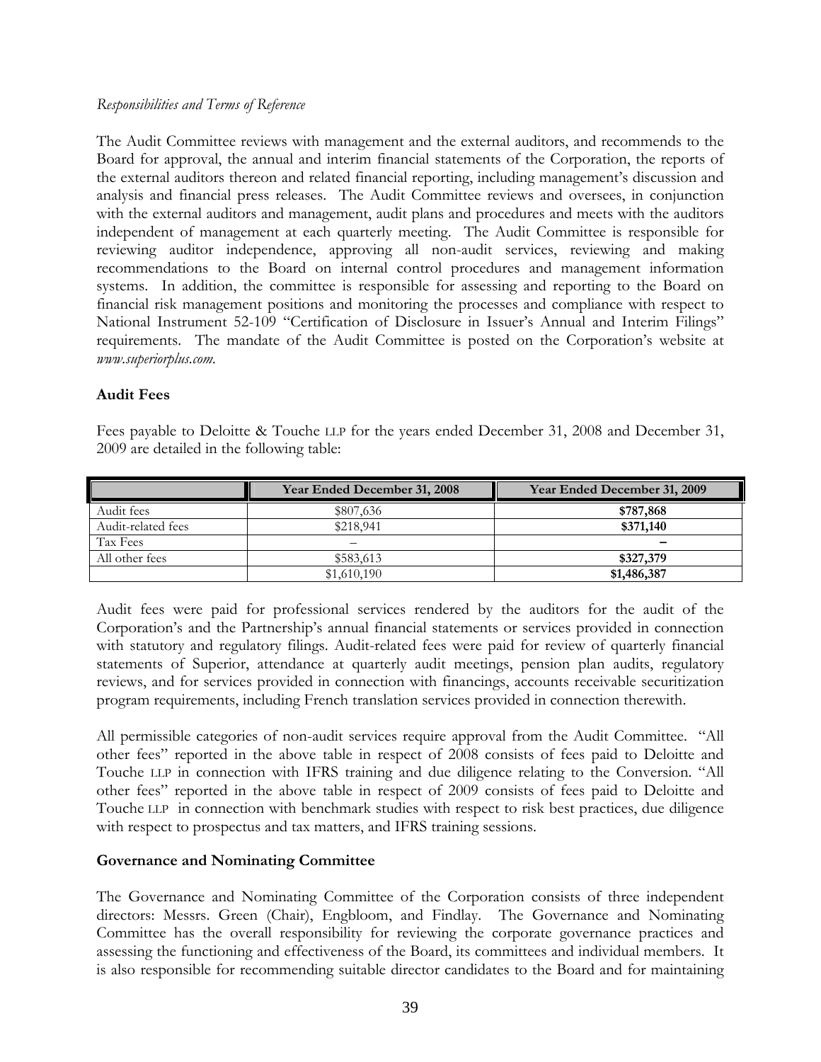*Responsibilities and Terms of Reference*

The Audit Committee reviews with management and the external auditors, and recommends to the Board for approval, the annual and interim financial statements of the Corporation, the reports of the external auditors thereon and related financial reporting, including management's discussion and analysis and financial press releases. The Audit Committee reviews and oversees, in conjunction with the external auditors and management, audit plans and procedures and meets with the auditors independent of management at each quarterly meeting. The Audit Committee is responsible for reviewing auditor independence, approving all non-audit services, reviewing and making recommendations to the Board on internal control procedures and management information systems. In addition, the committee is responsible for assessing and reporting to the Board on financial risk management positions and monitoring the processes and compliance with respect to National Instrument 52-109 "Certification of Disclosure in Issuer's Annual and Interim Filings" requirements. The mandate of the Audit Committee is posted on the Corporation's website at *www.superiorplus.com.*

## Audit Fees

Fees payable to Deloitte & Touche LLP for the years ended December 31, 2008 and December 31, 2009 are detailed in the following table:

| | Year Ended December 31, 2008 | Year Ended December 31, 2009 |
|---|---|---|
| Audit fees | $807,636 | **$787,868** |
| Audit-related fees | $218,941 | **$371,140** |
| Tax Fees | – | **–** |
| All other fees | $583,613 | **$327,379** |
| | $1,610,190 | **$1,486,387** |

Audit fees were paid for professional services rendered by the auditors for the audit of the Corporation's and the Partnership's annual financial statements or services provided in connection with statutory and regulatory filings. Audit-related fees were paid for review of quarterly financial statements of Superior, attendance at quarterly audit meetings, pension plan audits, regulatory reviews, and for services provided in connection with financings, accounts receivable securitization program requirements, including French translation services provided in connection therewith.

All permissible categories of non-audit services require approval from the Audit Committee. "All other fees" reported in the above table in respect of 2008 consists of fees paid to Deloitte and Touche LLP in connection with IFRS training and due diligence relating to the Conversion. "All other fees" reported in the above table in respect of 2009 consists of fees paid to Deloitte and Touche LLP in connection with benchmark studies with respect to risk best practices, due diligence with respect to prospectus and tax matters, and IFRS training sessions.

## Governance and Nominating Committee

The Governance and Nominating Committee of the Corporation consists of three independent directors: Messrs. Green (Chair), Engbloom, and Findlay. The Governance and Nominating Committee has the overall responsibility for reviewing the corporate governance practices and assessing the functioning and effectiveness of the Board, its committees and individual members. It is also responsible for recommending suitable director candidates to the Board and for maintaining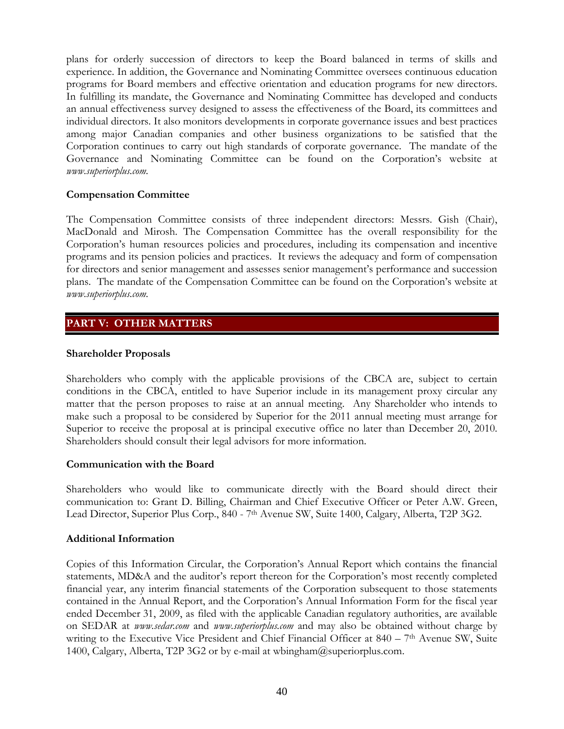plans for orderly succession of directors to keep the Board balanced in terms of skills and experience. In addition, the Governance and Nominating Committee oversees continuous education programs for Board members and effective orientation and education programs for new directors. In fulfilling its mandate, the Governance and Nominating Committee has developed and conducts an annual effectiveness survey designed to assess the effectiveness of the Board, its committees and individual directors. It also monitors developments in corporate governance issues and best practices among major Canadian companies and other business organizations to be satisfied that the Corporation continues to carry out high standards of corporate governance. The mandate of the Governance and Nominating Committee can be found on the Corporation's website at *www.superiorplus.com*.

### Compensation Committee

The Compensation Committee consists of three independent directors: Messrs. Gish (Chair), MacDonald and Mirosh. The Compensation Committee has the overall responsibility for the Corporation's human resources policies and procedures, including its compensation and incentive programs and its pension policies and practices. It reviews the adequacy and form of compensation for directors and senior management and assesses senior management's performance and succession plans. The mandate of the Compensation Committee can be found on the Corporation's website at *www.superiorplus.com*.

## PART V: OTHER MATTERS

### Shareholder Proposals

Shareholders who comply with the applicable provisions of the CBCA are, subject to certain conditions in the CBCA, entitled to have Superior include in its management proxy circular any matter that the person proposes to raise at an annual meeting. Any Shareholder who intends to make such a proposal to be considered by Superior for the 2011 annual meeting must arrange for Superior to receive the proposal at is principal executive office no later than December 20, 2010. Shareholders should consult their legal advisors for more information.

### Communication with the Board

Shareholders who would like to communicate directly with the Board should direct their communication to: Grant D. Billing, Chairman and Chief Executive Officer or Peter A.W. Green, Lead Director, Superior Plus Corp., 840 - 7th Avenue SW, Suite 1400, Calgary, Alberta, T2P 3G2.

### Additional Information

Copies of this Information Circular, the Corporation's Annual Report which contains the financial statements, MD&A and the auditor's report thereon for the Corporation's most recently completed financial year, any interim financial statements of the Corporation subsequent to those statements contained in the Annual Report, and the Corporation's Annual Information Form for the fiscal year ended December 31, 2009, as filed with the applicable Canadian regulatory authorities, are available on SEDAR at *www.sedar.com* and *www.superiorplus.com* and may also be obtained without charge by writing to the Executive Vice President and Chief Financial Officer at 840 – 7th Avenue SW, Suite 1400, Calgary, Alberta, T2P 3G2 or by e-mail at wbingham@superiorplus.com.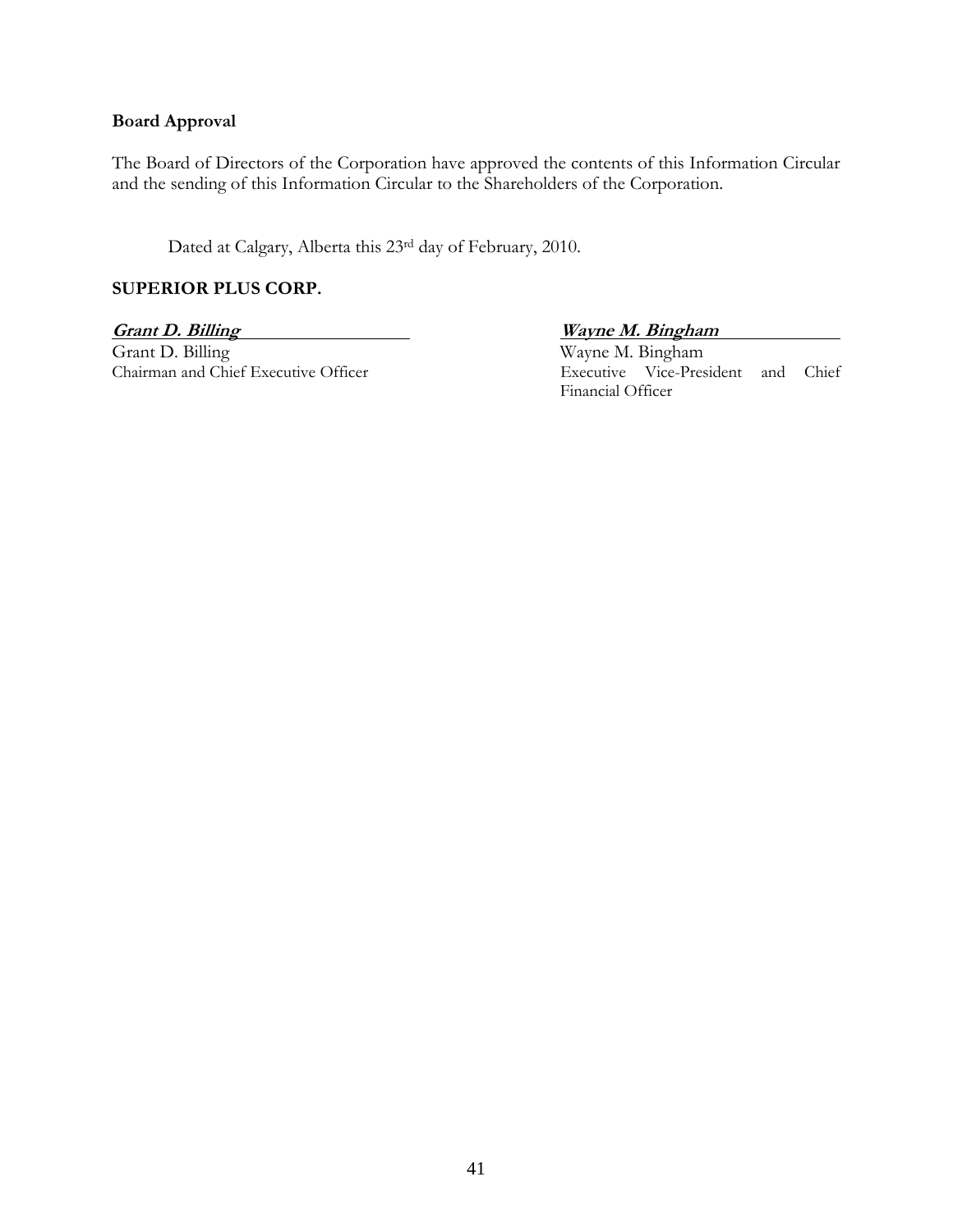**Board Approval**

The Board of Directors of the Corporation have approved the contents of this Information Circular and the sending of this Information Circular to the Shareholders of the Corporation.

Dated at Calgary, Alberta this 23rd day of February, 2010.

**SUPERIOR PLUS CORP.**

***Grant D. Billing***
Grant D. Billing
Chairman and Chief Executive Officer

***Wayne M. Bingham***
Wayne M. Bingham
Executive Vice-President and Chief Financial Officer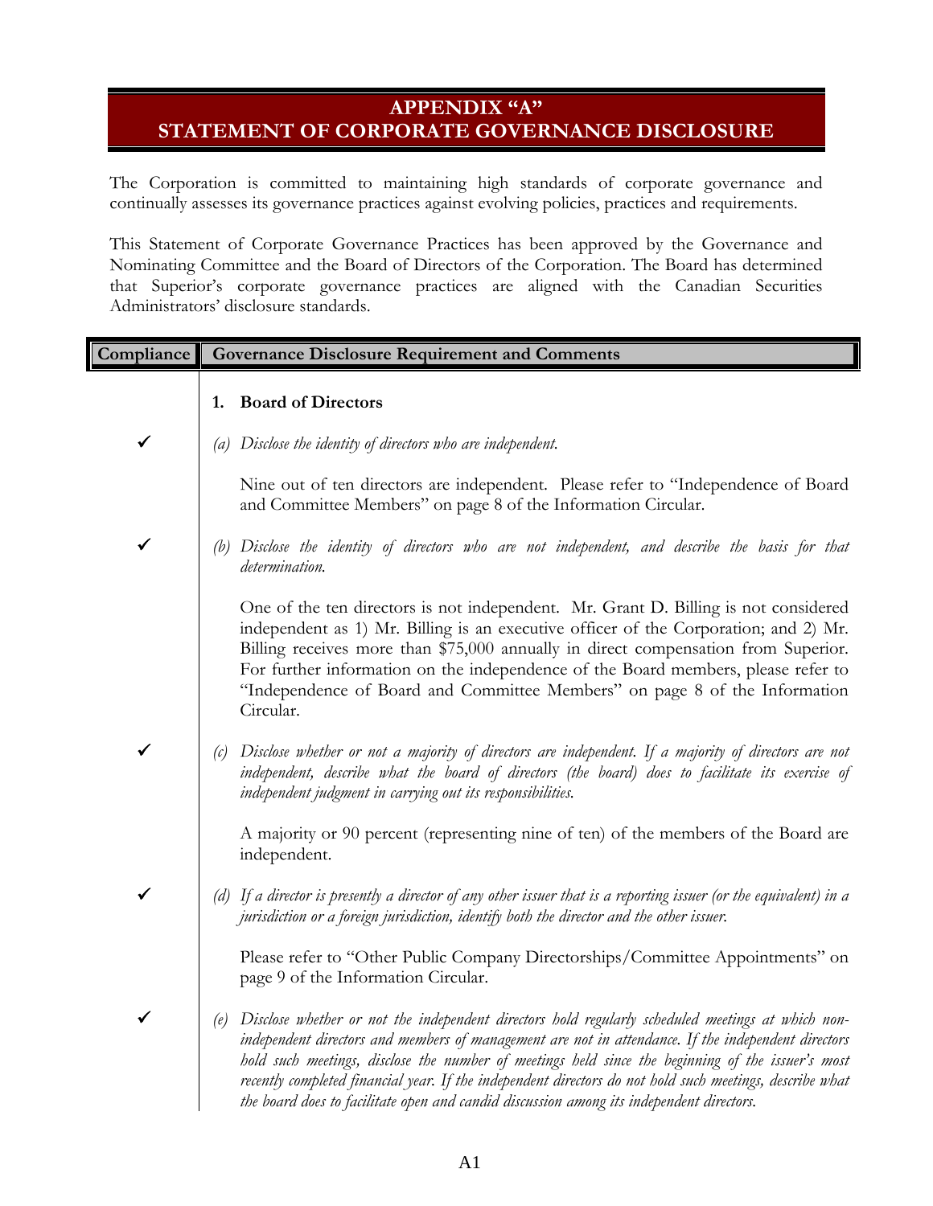# APPENDIX "A"
# STATEMENT OF CORPORATE GOVERNANCE DISCLOSURE

The Corporation is committed to maintaining high standards of corporate governance and continually assesses its governance practices against evolving policies, practices and requirements.

This Statement of Corporate Governance Practices has been approved by the Governance and Nominating Committee and the Board of Directors of the Corporation. The Board has determined that Superior's corporate governance practices are aligned with the Canadian Securities Administrators' disclosure standards.

| Compliance | Governance Disclosure Requirement and Comments |
|---|---|
| | **1. Board of Directors** |
| ✓ | *(a) Disclose the identity of directors who are independent.*<br><br>Nine out of ten directors are independent. Please refer to "Independence of Board and Committee Members" on page 8 of the Information Circular. |
| ✓ | *(b) Disclose the identity of directors who are not independent, and describe the basis for that determination.*<br><br>One of the ten directors is not independent. Mr. Grant D. Billing is not considered independent as 1) Mr. Billing is an executive officer of the Corporation; and 2) Mr. Billing receives more than $75,000 annually in direct compensation from Superior. For further information on the independence of the Board members, please refer to "Independence of Board and Committee Members" on page 8 of the Information Circular. |
| ✓ | *(c) Disclose whether or not a majority of directors are independent. If a majority of directors are not independent, describe what the board of directors (the board) does to facilitate its exercise of independent judgment in carrying out its responsibilities.*<br><br>A majority or 90 percent (representing nine of ten) of the members of the Board are independent. |
| ✓ | *(d) If a director is presently a director of any other issuer that is a reporting issuer (or the equivalent) in a jurisdiction or a foreign jurisdiction, identify both the director and the other issuer.*<br><br>Please refer to "Other Public Company Directorships/Committee Appointments" on page 9 of the Information Circular. |
| ✓ | *(e) Disclose whether or not the independent directors hold regularly scheduled meetings at which non-independent directors and members of management are not in attendance. If the independent directors hold such meetings, disclose the number of meetings held since the beginning of the issuer's most recently completed financial year. If the independent directors do not hold such meetings, describe what the board does to facilitate open and candid discussion among its independent directors.* |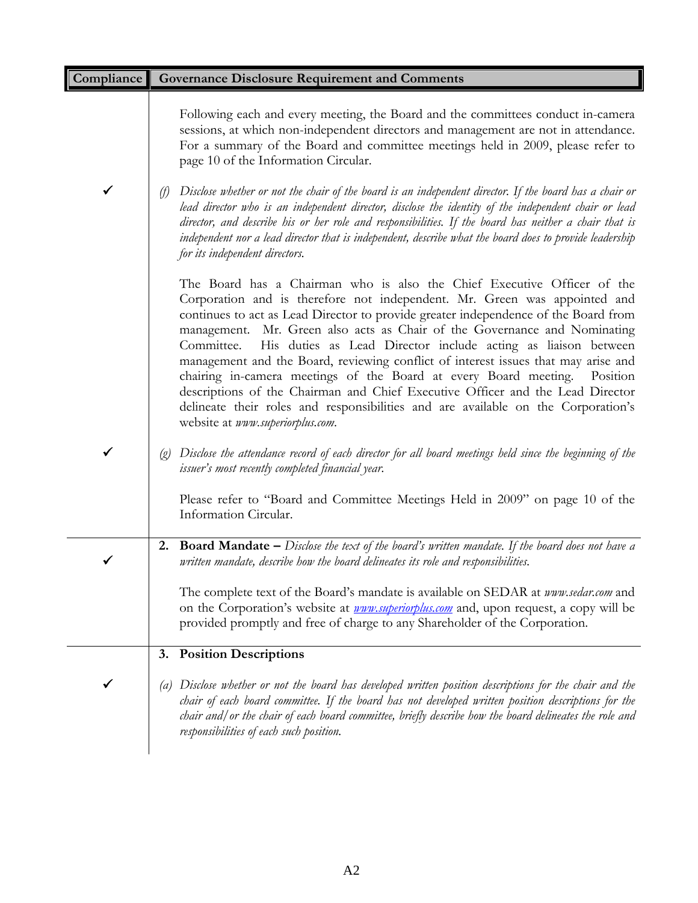| Compliance | Governance Disclosure Requirement and Comments |
|---|---|
| | Following each and every meeting, the Board and the committees conduct in-camera sessions, at which non-independent directors and management are not in attendance. For a summary of the Board and committee meetings held in 2009, please refer to page 10 of the Information Circular. |
| ✓ | *(f) Disclose whether or not the chair of the board is an independent director. If the board has a chair or lead director who is an independent director, disclose the identity of the independent chair or lead director, and describe his or her role and responsibilities. If the board has neither a chair that is independent nor a lead director that is independent, describe what the board does to provide leadership for its independent directors.* |
| | The Board has a Chairman who is also the Chief Executive Officer of the Corporation and is therefore not independent. Mr. Green was appointed and continues to act as Lead Director to provide greater independence of the Board from management. Mr. Green also acts as Chair of the Governance and Nominating Committee. His duties as Lead Director include acting as liaison between management and the Board, reviewing conflict of interest issues that may arise and chairing in-camera meetings of the Board at every Board meeting. Position descriptions of the Chairman and Chief Executive Officer and the Lead Director delineate their roles and responsibilities and are available on the Corporation's website at *www.superiorplus.com*. |
| ✓ | *(g) Disclose the attendance record of each director for all board meetings held since the beginning of the issuer's most recently completed financial year.* |
| | Please refer to "Board and Committee Meetings Held in 2009" on page 10 of the Information Circular. |
| ✓ | **2. Board Mandate –** *Disclose the text of the board's written mandate. If the board does not have a written mandate, describe how the board delineates its role and responsibilities.* |
| | The complete text of the Board's mandate is available on SEDAR at *www.sedar.com* and on the Corporation's website at *www.superiorplus.com* and, upon request, a copy will be provided promptly and free of charge to any Shareholder of the Corporation. |
| | **3. Position Descriptions** |
| ✓ | *(a) Disclose whether or not the board has developed written position descriptions for the chair and the chair of each board committee. If the board has not developed written position descriptions for the chair and/or the chair of each board committee, briefly describe how the board delineates the role and responsibilities of each such position.* |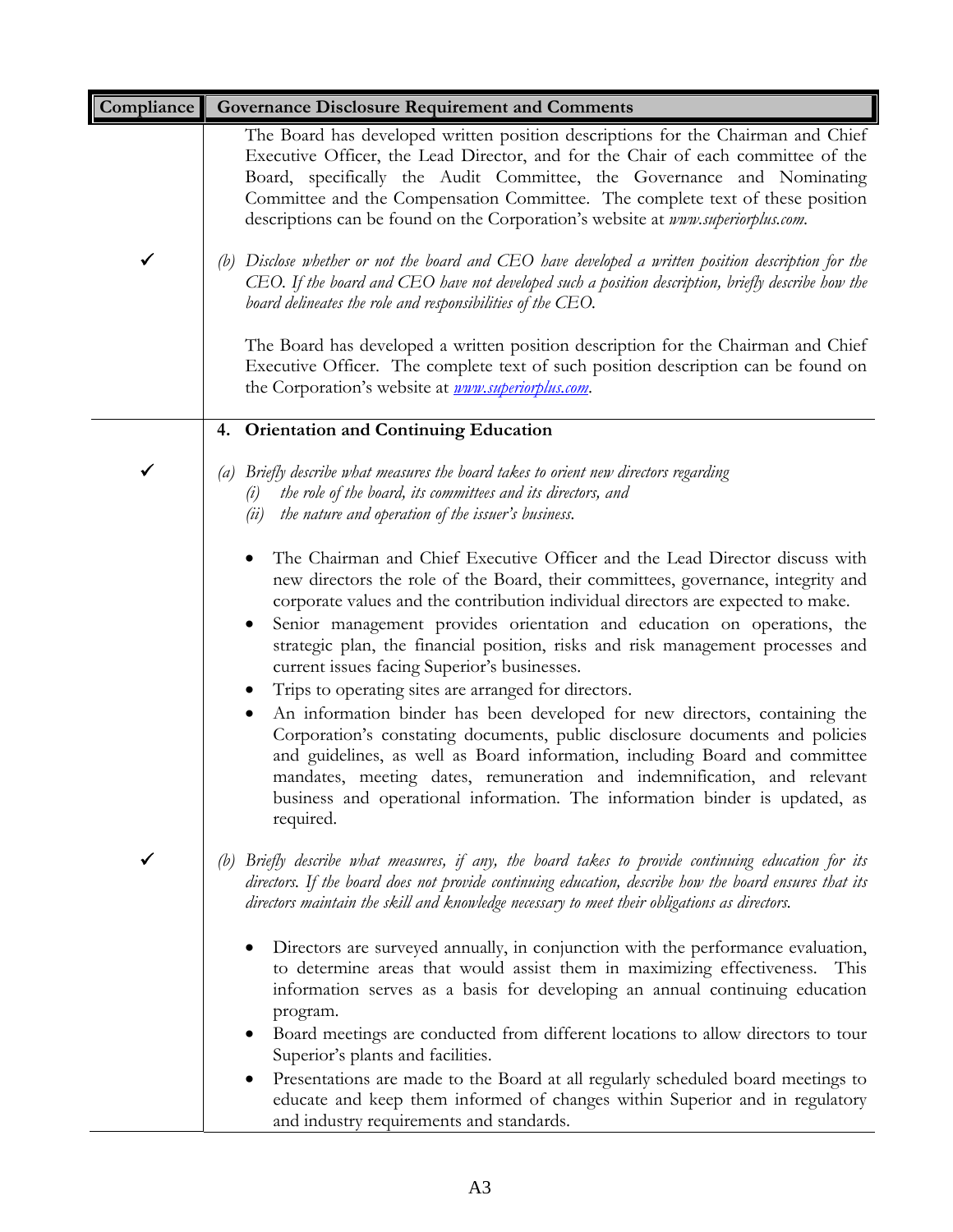| Compliance | Governance Disclosure Requirement and Comments |
|---|---|
| | The Board has developed written position descriptions for the Chairman and Chief Executive Officer, the Lead Director, and for the Chair of each committee of the Board, specifically the Audit Committee, the Governance and Nominating Committee and the Compensation Committee. The complete text of these position descriptions can be found on the Corporation's website at *www.superiorplus.com*. |
| ✓ | *(b) Disclose whether or not the board and CEO have developed a written position description for the CEO. If the board and CEO have not developed such a position description, briefly describe how the board delineates the role and responsibilities of the CEO.*<br><br>The Board has developed a written position description for the Chairman and Chief Executive Officer. The complete text of such position description can be found on the Corporation's website at *www.superiorplus.com*. |
| | **4. Orientation and Continuing Education** |
| ✓ | *(a) Briefly describe what measures the board takes to orient new directors regarding*<br>*(i) the role of the board, its committees and its directors, and*<br>*(ii) the nature and operation of the issuer's business.*<br><br>• The Chairman and Chief Executive Officer and the Lead Director discuss with new directors the role of the Board, their committees, governance, integrity and corporate values and the contribution individual directors are expected to make.<br>• Senior management provides orientation and education on operations, the strategic plan, the financial position, risks and risk management processes and current issues facing Superior's businesses.<br>• Trips to operating sites are arranged for directors.<br>• An information binder has been developed for new directors, containing the Corporation's constating documents, public disclosure documents and policies and guidelines, as well as Board information, including Board and committee mandates, meeting dates, remuneration and indemnification, and relevant business and operational information. The information binder is updated, as required. |
| ✓ | *(b) Briefly describe what measures, if any, the board takes to provide continuing education for its directors. If the board does not provide continuing education, describe how the board ensures that its directors maintain the skill and knowledge necessary to meet their obligations as directors.*<br><br>• Directors are surveyed annually, in conjunction with the performance evaluation, to determine areas that would assist them in maximizing effectiveness. This information serves as a basis for developing an annual continuing education program.<br>• Board meetings are conducted from different locations to allow directors to tour Superior's plants and facilities.<br>• Presentations are made to the Board at all regularly scheduled board meetings to educate and keep them informed of changes within Superior and in regulatory and industry requirements and standards. |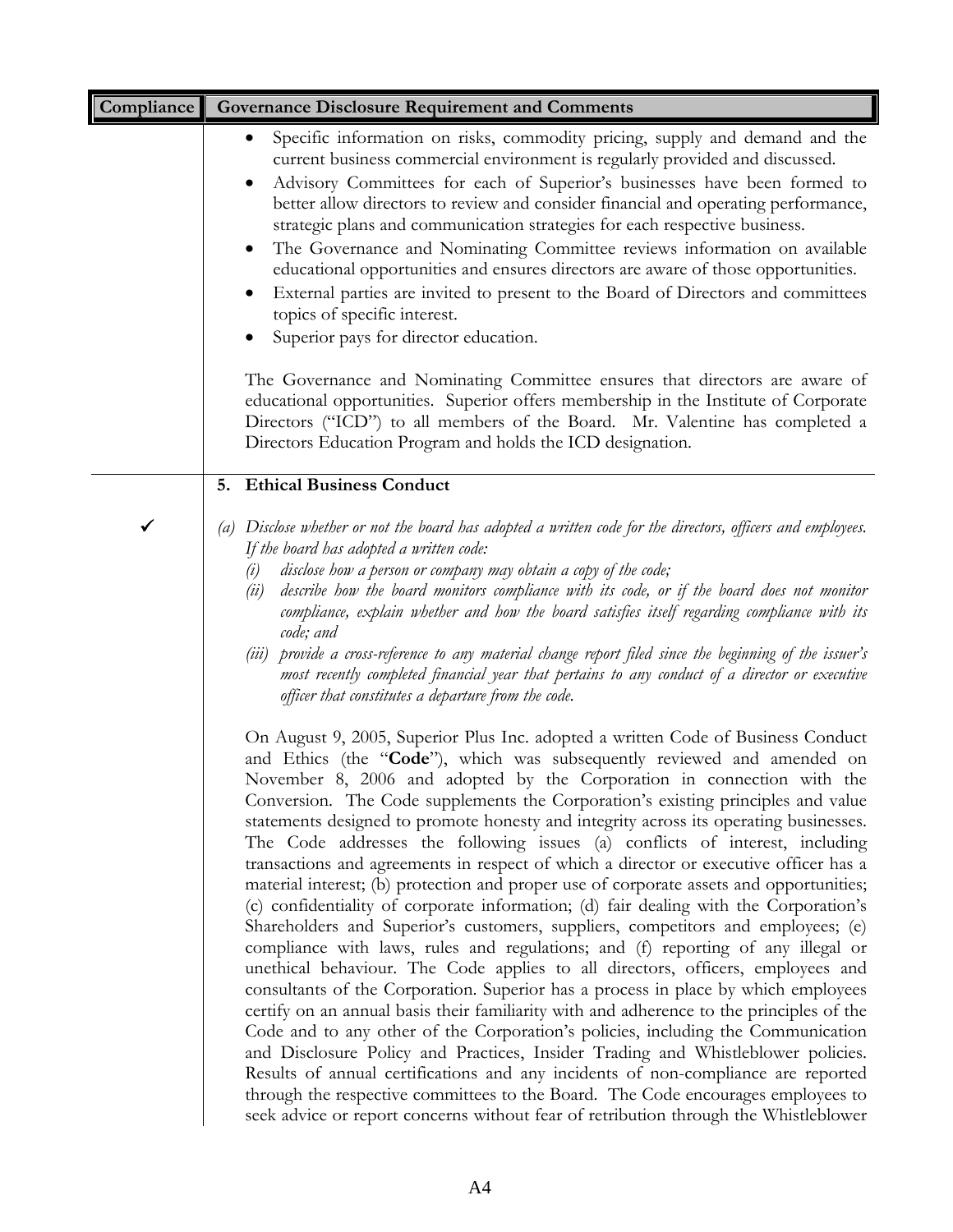| Compliance | Governance Disclosure Requirement and Comments |
|---|---|
| | • Specific information on risks, commodity pricing, supply and demand and the current business commercial environment is regularly provided and discussed.<br>• Advisory Committees for each of Superior's businesses have been formed to better allow directors to review and consider financial and operating performance, strategic plans and communication strategies for each respective business.<br>• The Governance and Nominating Committee reviews information on available educational opportunities and ensures directors are aware of those opportunities.<br>• External parties are invited to present to the Board of Directors and committees topics of specific interest.<br>• Superior pays for director education.<br><br>The Governance and Nominating Committee ensures that directors are aware of educational opportunities. Superior offers membership in the Institute of Corporate Directors ("ICD") to all members of the Board. Mr. Valentine has completed a Directors Education Program and holds the ICD designation. |
| | **5. Ethical Business Conduct** |
| ✓ | *(a) Disclose whether or not the board has adopted a written code for the directors, officers and employees. If the board has adopted a written code:*<br>*(i) disclose how a person or company may obtain a copy of the code;*<br>*(ii) describe how the board monitors compliance with its code, or if the board does not monitor compliance, explain whether and how the board satisfies itself regarding compliance with its code; and*<br>*(iii) provide a cross-reference to any material change report filed since the beginning of the issuer's most recently completed financial year that pertains to any conduct of a director or executive officer that constitutes a departure from the code.*<br><br>On August 9, 2005, Superior Plus Inc. adopted a written Code of Business Conduct and Ethics (the "**Code**"), which was subsequently reviewed and amended on November 8, 2006 and adopted by the Corporation in connection with the Conversion. The Code supplements the Corporation's existing principles and value statements designed to promote honesty and integrity across its operating businesses. The Code addresses the following issues (a) conflicts of interest, including transactions and agreements in respect of which a director or executive officer has a material interest; (b) protection and proper use of corporate assets and opportunities; (c) confidentiality of corporate information; (d) fair dealing with the Corporation's Shareholders and Superior's customers, suppliers, competitors and employees; (e) compliance with laws, rules and regulations; and (f) reporting of any illegal or unethical behaviour. The Code applies to all directors, officers, employees and consultants of the Corporation. Superior has a process in place by which employees certify on an annual basis their familiarity with and adherence to the principles of the Code and to any other of the Corporation's policies, including the Communication and Disclosure Policy and Practices, Insider Trading and Whistleblower policies. Results of annual certifications and any incidents of non-compliance are reported through the respective committees to the Board. The Code encourages employees to seek advice or report concerns without fear of retribution through the Whistleblower |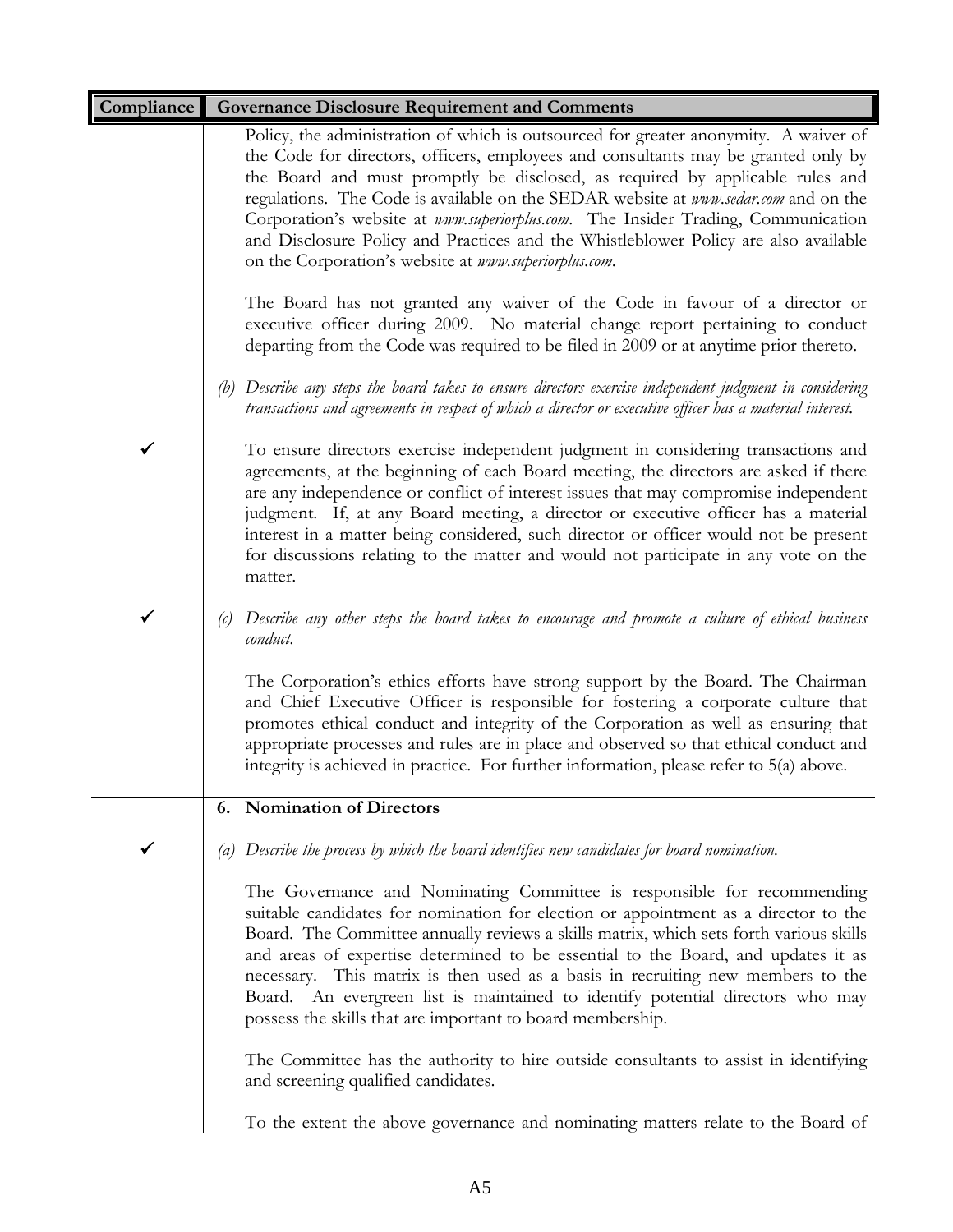| Compliance | Governance Disclosure Requirement and Comments |
|---|---|
| | Policy, the administration of which is outsourced for greater anonymity. A waiver of the Code for directors, officers, employees and consultants may be granted only by the Board and must promptly be disclosed, as required by applicable rules and regulations. The Code is available on the SEDAR website at *www.sedar.com* and on the Corporation's website at *www.superiorplus.com*. The Insider Trading, Communication and Disclosure Policy and Practices and the Whistleblower Policy are also available on the Corporation's website at *www.superiorplus.com*.<br><br>The Board has not granted any waiver of the Code in favour of a director or executive officer during 2009. No material change report pertaining to conduct departing from the Code was required to be filed in 2009 or at anytime prior thereto. |
| | *(b) Describe any steps the board takes to ensure directors exercise independent judgment in considering transactions and agreements in respect of which a director or executive officer has a material interest.* |
| ✓ | To ensure directors exercise independent judgment in considering transactions and agreements, at the beginning of each Board meeting, the directors are asked if there are any independence or conflict of interest issues that may compromise independent judgment. If, at any Board meeting, a director or executive officer has a material interest in a matter being considered, such director or officer would not be present for discussions relating to the matter and would not participate in any vote on the matter. |
| ✓ | *(c) Describe any other steps the board takes to encourage and promote a culture of ethical business conduct.*<br><br>The Corporation's ethics efforts have strong support by the Board. The Chairman and Chief Executive Officer is responsible for fostering a corporate culture that promotes ethical conduct and integrity of the Corporation as well as ensuring that appropriate processes and rules are in place and observed so that ethical conduct and integrity is achieved in practice. For further information, please refer to 5(a) above. |
| | **6. Nomination of Directors** |
| ✓ | *(a) Describe the process by which the board identifies new candidates for board nomination.*<br><br>The Governance and Nominating Committee is responsible for recommending suitable candidates for nomination for election or appointment as a director to the Board. The Committee annually reviews a skills matrix, which sets forth various skills and areas of expertise determined to be essential to the Board, and updates it as necessary. This matrix is then used as a basis in recruiting new members to the Board. An evergreen list is maintained to identify potential directors who may possess the skills that are important to board membership.<br><br>The Committee has the authority to hire outside consultants to assist in identifying and screening qualified candidates.<br><br>To the extent the above governance and nominating matters relate to the Board of |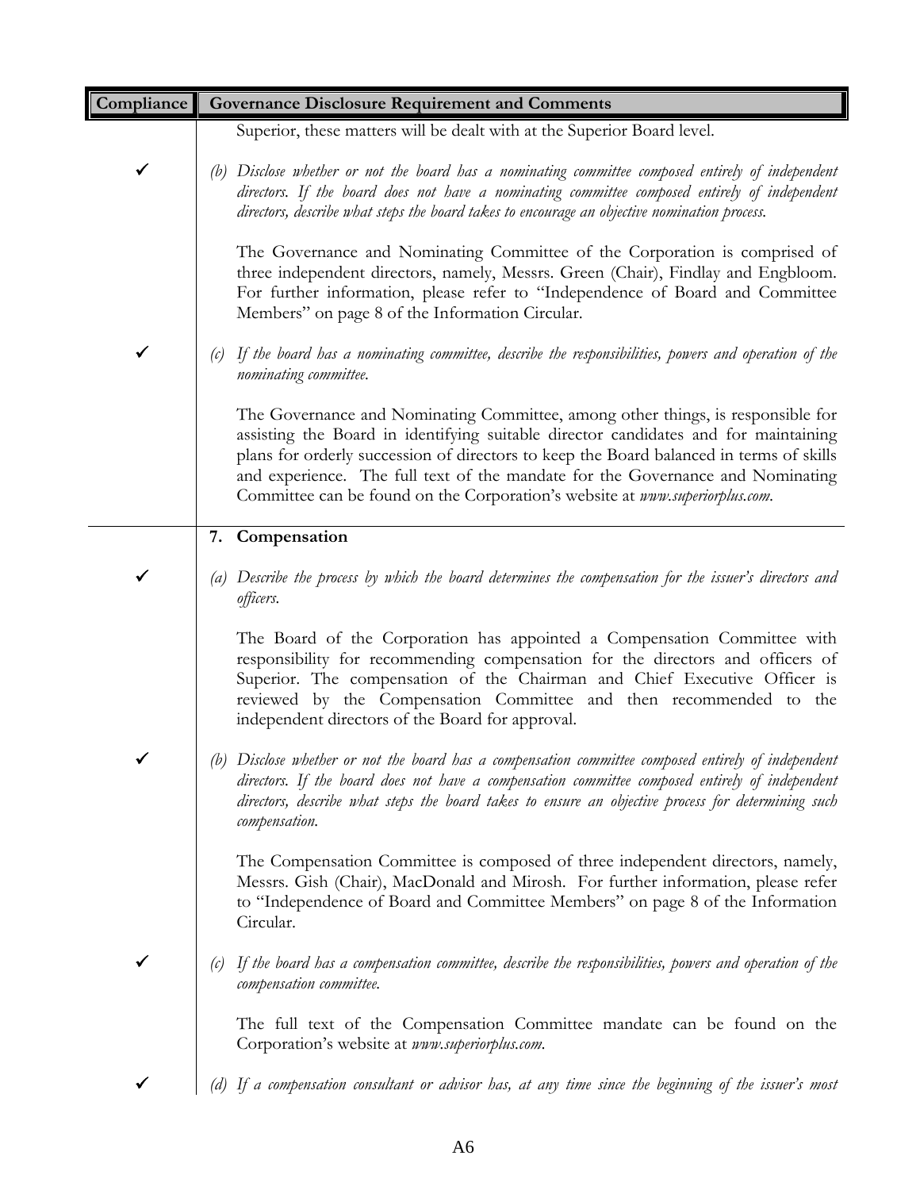| Compliance | Governance Disclosure Requirement and Comments |
|---|---|
| | Superior, these matters will be dealt with at the Superior Board level. |
| ✓ | *(b) Disclose whether or not the board has a nominating committee composed entirely of independent directors. If the board does not have a nominating committee composed entirely of independent directors, describe what steps the board takes to encourage an objective nomination process.*<br><br>The Governance and Nominating Committee of the Corporation is comprised of three independent directors, namely, Messrs. Green (Chair), Findlay and Engbloom. For further information, please refer to "Independence of Board and Committee Members" on page 8 of the Information Circular. |
| ✓ | *(c) If the board has a nominating committee, describe the responsibilities, powers and operation of the nominating committee.*<br><br>The Governance and Nominating Committee, among other things, is responsible for assisting the Board in identifying suitable director candidates and for maintaining plans for orderly succession of directors to keep the Board balanced in terms of skills and experience. The full text of the mandate for the Governance and Nominating Committee can be found on the Corporation's website at *www.superiorplus.com*. |
| | **7. Compensation** |
| ✓ | *(a) Describe the process by which the board determines the compensation for the issuer's directors and officers.*<br><br>The Board of the Corporation has appointed a Compensation Committee with responsibility for recommending compensation for the directors and officers of Superior. The compensation of the Chairman and Chief Executive Officer is reviewed by the Compensation Committee and then recommended to the independent directors of the Board for approval. |
| ✓ | *(b) Disclose whether or not the board has a compensation committee composed entirely of independent directors. If the board does not have a compensation committee composed entirely of independent directors, describe what steps the board takes to ensure an objective process for determining such compensation.*<br><br>The Compensation Committee is composed of three independent directors, namely, Messrs. Gish (Chair), MacDonald and Mirosh. For further information, please refer to "Independence of Board and Committee Members" on page 8 of the Information Circular. |
| ✓ | *(c) If the board has a compensation committee, describe the responsibilities, powers and operation of the compensation committee.*<br><br>The full text of the Compensation Committee mandate can be found on the Corporation's website at *www.superiorplus.com*. |
| ✓ | *(d) If a compensation consultant or advisor has, at any time since the beginning of the issuer's most* |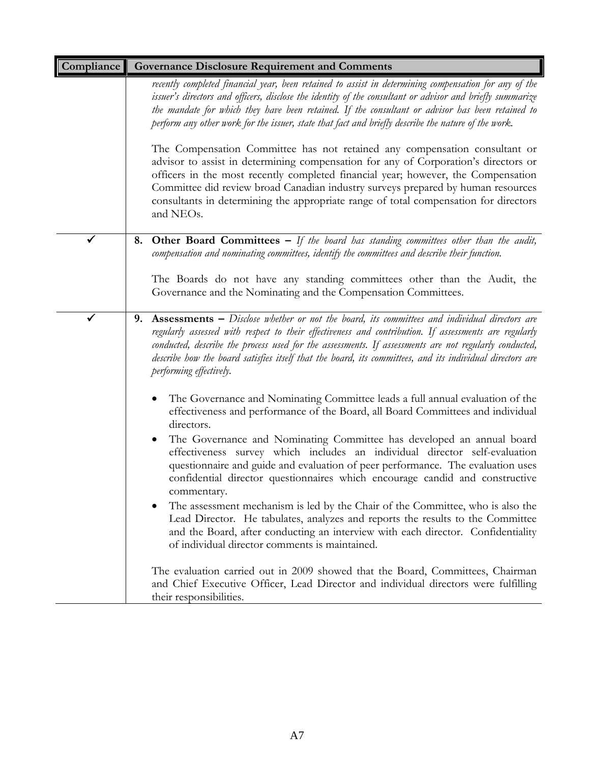| Compliance | Governance Disclosure Requirement and Comments |
|---|---|
| | *recently completed financial year, been retained to assist in determining compensation for any of the issuer's directors and officers, disclose the identity of the consultant or advisor and briefly summarize the mandate for which they have been retained. If the consultant or advisor has been retained to perform any other work for the issuer, state that fact and briefly describe the nature of the work.*<br><br>The Compensation Committee has not retained any compensation consultant or advisor to assist in determining compensation for any of Corporation's directors or officers in the most recently completed financial year; however, the Compensation Committee did review broad Canadian industry surveys prepared by human resources consultants in determining the appropriate range of total compensation for directors and NEOs. |
| ✓ | **8. Other Board Committees –** *If the board has standing committees other than the audit, compensation and nominating committees, identify the committees and describe their function.*<br><br>The Boards do not have any standing committees other than the Audit, the Governance and the Nominating and the Compensation Committees. |
| ✓ | **9. Assessments –** *Disclose whether or not the board, its committees and individual directors are regularly assessed with respect to their effectiveness and contribution. If assessments are regularly conducted, describe the process used for the assessments. If assessments are not regularly conducted, describe how the board satisfies itself that the board, its committees, and its individual directors are performing effectively.*<br><br>• The Governance and Nominating Committee leads a full annual evaluation of the effectiveness and performance of the Board, all Board Committees and individual directors.<br>• The Governance and Nominating Committee has developed an annual board effectiveness survey which includes an individual director self-evaluation questionnaire and guide and evaluation of peer performance. The evaluation uses confidential director questionnaires which encourage candid and constructive commentary.<br>• The assessment mechanism is led by the Chair of the Committee, who is also the Lead Director. He tabulates, analyzes and reports the results to the Committee and the Board, after conducting an interview with each director. Confidentiality of individual director comments is maintained.<br><br>The evaluation carried out in 2009 showed that the Board, Committees, Chairman and Chief Executive Officer, Lead Director and individual directors were fulfilling their responsibilities. |